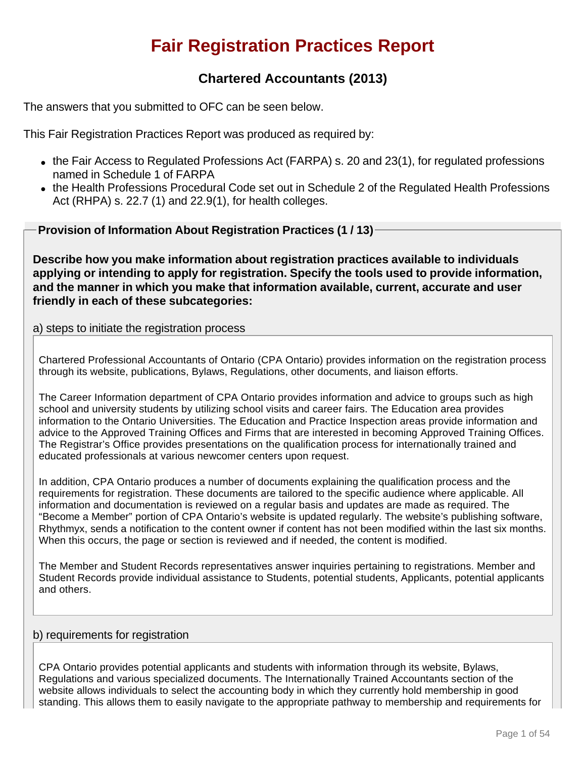# Fair Registration Practices Report

## Chartered Accountants (2013)

The answers that you submitted to OFC can be seen below.

This Fair Registration Practices Report was produced as required by:

- the Fair Access to Regulated Professions Act (FARPA) s. 20 and 23(1), for regulated professions named in Schedule 1 of FARPA
- the Health Professions Procedural Code set out in Schedule 2 of the Regulated Health Professions Act (RHPA) s. 22.7 (1) and 22.9(1), for health colleges.

### Provision of Information About Registration Practices (1 / 13)

**Describe how you make information about registration practices available to individuals applying or intending to apply for registration. Specify the tools used to provide information, and the manner in which you make that information available, current, accurate and user friendly in each of these subcategories:**

a) steps to initiate the registration process

Chartered Professional Accountants of Ontario (CPA Ontario) provides information on the registration process through its website, publications, Bylaws, Regulations, other documents, and liaison efforts.

The Career Information department of CPA Ontario provides information and advice to groups such as high school and university students by utilizing school visits and career fairs. The Education area provides information to the Ontario Universities. The Education and Practice Inspection areas provide information and advice to the Approved Training Offices and Firms that are interested in becoming Approved Training Offices. The Registrar's Office provides presentations on the qualification process for internationally trained and educated professionals at various newcomer centers upon request.

In addition, CPA Ontario produces a number of documents explaining the qualification process and the requirements for registration. These documents are tailored to the specific audience where applicable. All information and documentation is reviewed on a regular basis and updates are made as required. The "Become a Member" portion of CPA Ontario's website is updated regularly. The website's publishing software, Rhythmyx, sends a notification to the content owner if content has not been modified within the last six months. When this occurs, the page or section is reviewed and if needed, the content is modified.

The Member and Student Records representatives answer inquiries pertaining to registrations. Member and Student Records provide individual assistance to Students, potential students, Applicants, potential applicants and others.

b) requirements for registration

CPA Ontario provides potential applicants and students with information through its website, Bylaws, Regulations and various specialized documents. The Internationally Trained Accountants section of the website allows individuals to select the accounting body in which they currently hold membership in good standing. This allows them to easily navigate to the appropriate pathway to membership and requirements for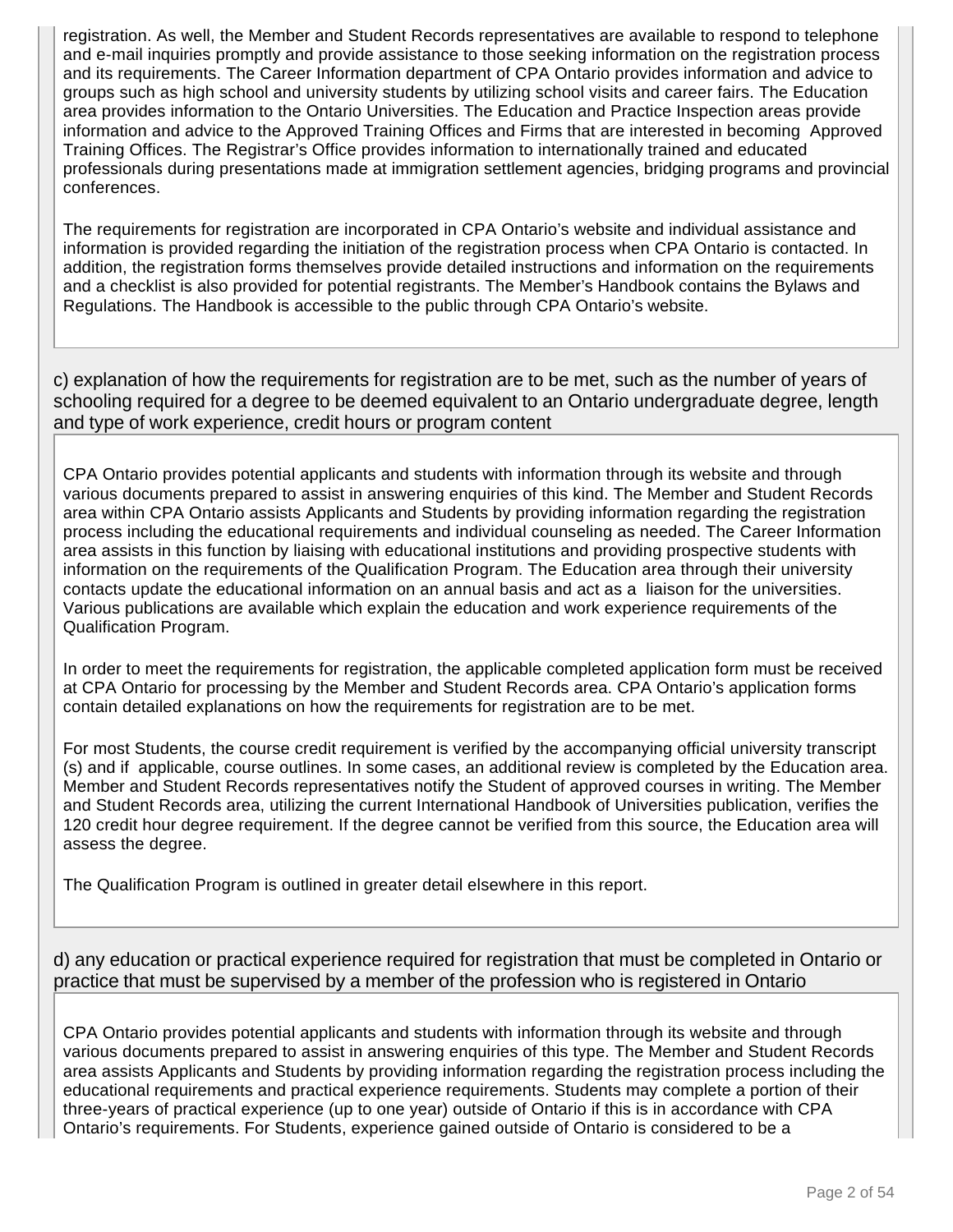registration. As well, the Member and Student Records representatives are available to respond to telephone and e-mail inquiries promptly and provide assistance to those seeking information on the registration process and its requirements. The Career Information department of CPA Ontario provides information and advice to groups such as high school and university students by utilizing school visits and career fairs. The Education area provides information to the Ontario Universities. The Education and Practice Inspection areas provide information and advice to the Approved Training Offices and Firms that are interested in becoming Approved Training Offices. The Registrar's Office provides information to internationally trained and educated professionals during presentations made at immigration settlement agencies, bridging programs and provincial conferences.

The requirements for registration are incorporated in CPA Ontario's website and individual assistance and information is provided regarding the initiation of the registration process when CPA Ontario is contacted. In addition, the registration forms themselves provide detailed instructions and information on the requirements and a checklist is also provided for potential registrants. The Member's Handbook contains the Bylaws and Regulations. The Handbook is accessible to the public through CPA Ontario's website.

## c) explanation of how the requirements for registration are to be met, such as the number of years of schooling required for a degree to be deemed equivalent to an Ontario undergraduate degree, length and type of work experience, credit hours or program content

CPA Ontario provides potential applicants and students with information through its website and through various documents prepared to assist in answering enquiries of this kind. The Member and Student Records area within CPA Ontario assists Applicants and Students by providing information regarding the registration process including the educational requirements and individual counseling as needed. The Career Information area assists in this function by liaising with educational institutions and providing prospective students with information on the requirements of the Qualification Program. The Education area through their university contacts update the educational information on an annual basis and act as a liaison for the universities. Various publications are available which explain the education and work experience requirements of the Qualification Program.

In order to meet the requirements for registration, the applicable completed application form must be received at CPA Ontario for processing by the Member and Student Records area. CPA Ontario's application forms contain detailed explanations on how the requirements for registration are to be met.

For most Students, the course credit requirement is verified by the accompanying official university transcript (s) and if applicable, course outlines. In some cases, an additional review is completed by the Education area. Member and Student Records representatives notify the Student of approved courses in writing. The Member and Student Records area, utilizing the current International Handbook of Universities publication, verifies the 120 credit hour degree requirement. If the degree cannot be verified from this source, the Education area will assess the degree.

The Qualification Program is outlined in greater detail elsewhere in this report.

## d) any education or practical experience required for registration that must be completed in Ontario or practice that must be supervised by a member of the profession who is registered in Ontario

CPA Ontario provides potential applicants and students with information through its website and through various documents prepared to assist in answering enquiries of this type. The Member and Student Records area assists Applicants and Students by providing information regarding the registration process including the educational requirements and practical experience requirements. Students may complete a portion of their three-years of practical experience (up to one year) outside of Ontario if this is in accordance with CPA Ontario's requirements. For Students, experience gained outside of Ontario is considered to be a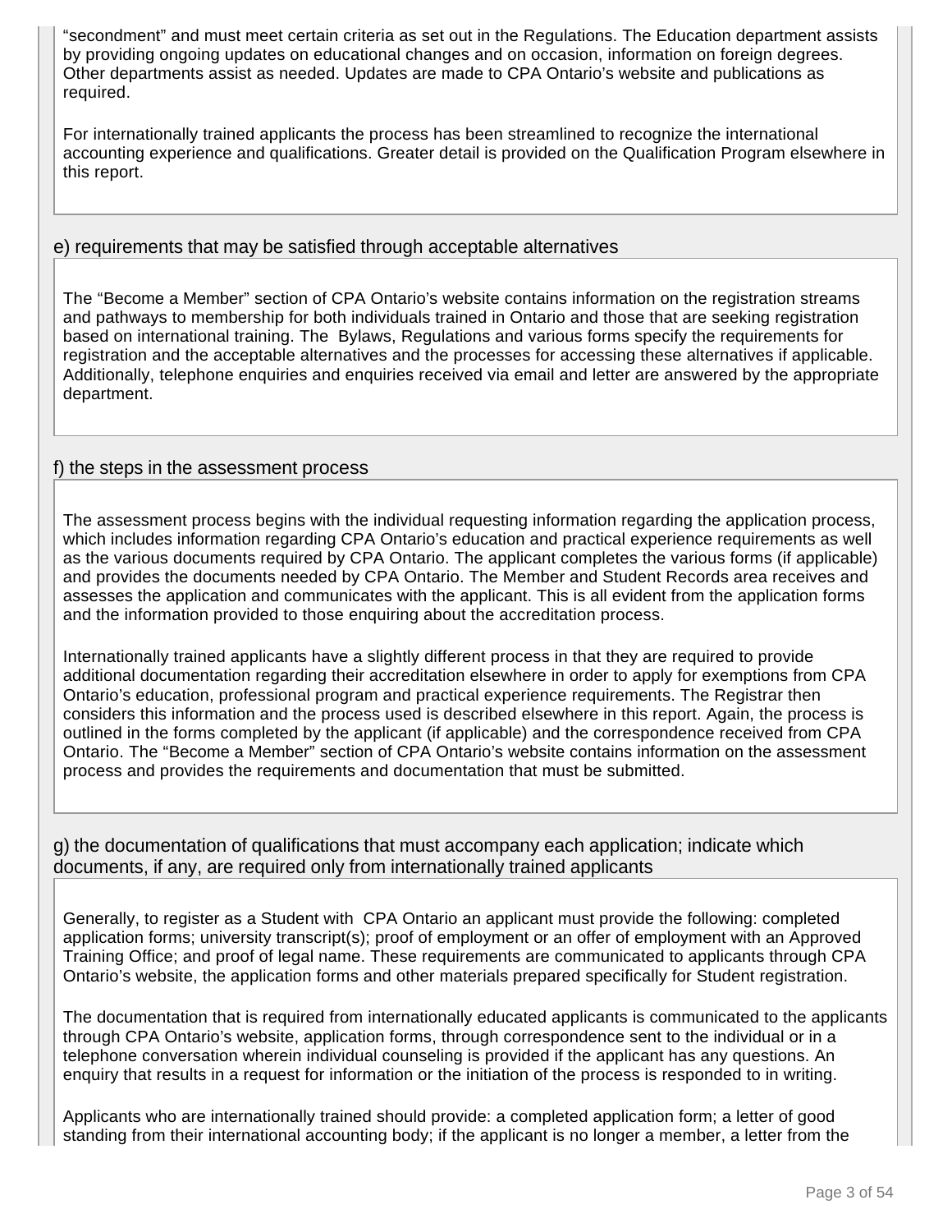"secondment" and must meet certain criteria as set out in the Regulations. The Education department assists by providing ongoing updates on educational changes and on occasion, information on foreign degrees. Other departments assist as needed. Updates are made to CPA Ontario's website and publications as required.

For internationally trained applicants the process has been streamlined to recognize the international accounting experience and qualifications. Greater detail is provided on the Qualification Program elsewhere in this report.

### e) requirements that may be satisfied through acceptable alternatives

The "Become a Member" section of CPA Ontario's website contains information on the registration streams and pathways to membership for both individuals trained in Ontario and those that are seeking registration based on international training. The Bylaws, Regulations and various forms specify the requirements for registration and the acceptable alternatives and the processes for accessing these alternatives if applicable. Additionally, telephone enquiries and enquiries received via email and letter are answered by the appropriate department.

### f) the steps in the assessment process

The assessment process begins with the individual requesting information regarding the application process, which includes information regarding CPA Ontario's education and practical experience requirements as well as the various documents required by CPA Ontario. The applicant completes the various forms (if applicable) and provides the documents needed by CPA Ontario. The Member and Student Records area receives and assesses the application and communicates with the applicant. This is all evident from the application forms and the information provided to those enquiring about the accreditation process.

Internationally trained applicants have a slightly different process in that they are required to provide additional documentation regarding their accreditation elsewhere in order to apply for exemptions from CPA Ontario's education, professional program and practical experience requirements. The Registrar then considers this information and the process used is described elsewhere in this report. Again, the process is outlined in the forms completed by the applicant (if applicable) and the correspondence received from CPA Ontario. The "Become a Member" section of CPA Ontario's website contains information on the assessment process and provides the requirements and documentation that must be submitted.

### g) the documentation of qualifications that must accompany each application; indicate which documents, if any, are required only from internationally trained applicants

Generally, to register as a Student with CPA Ontario an applicant must provide the following: completed application forms; university transcript(s); proof of employment or an offer of employment with an Approved Training Office; and proof of legal name. These requirements are communicated to applicants through CPA Ontario's website, the application forms and other materials prepared specifically for Student registration.

The documentation that is required from internationally educated applicants is communicated to the applicants through CPA Ontario's website, application forms, through correspondence sent to the individual or in a telephone conversation wherein individual counseling is provided if the applicant has any questions. An enquiry that results in a request for information or the initiation of the process is responded to in writing.

Applicants who are internationally trained should provide: a completed application form; a letter of good standing from their international accounting body; if the applicant is no longer a member, a letter from the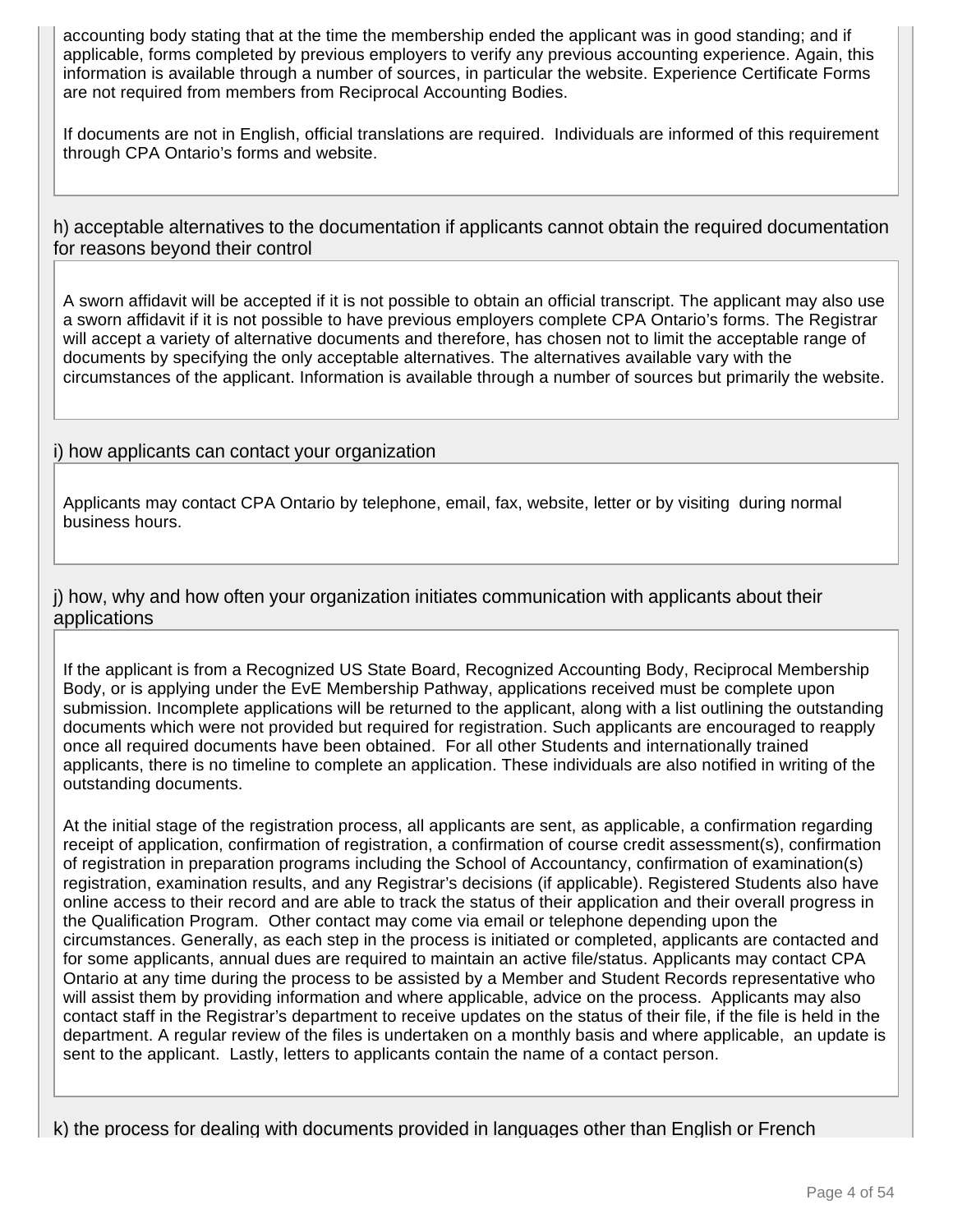accounting body stating that at the time the membership ended the applicant was in good standing; and if applicable, forms completed by previous employers to verify any previous accounting experience. Again, this information is available through a number of sources, in particular the website. Experience Certificate Forms are not required from members from Reciprocal Accounting Bodies.

If documents are not in English, official translations are required. Individuals are informed of this requirement through CPA Ontario's forms and website.

h) acceptable alternatives to the documentation if applicants cannot obtain the required documentation for reasons beyond their control

A sworn affidavit will be accepted if it is not possible to obtain an official transcript. The applicant may also use a sworn affidavit if it is not possible to have previous employers complete CPA Ontario's forms. The Registrar will accept a variety of alternative documents and therefore, has chosen not to limit the acceptable range of documents by specifying the only acceptable alternatives. The alternatives available vary with the circumstances of the applicant. Information is available through a number of sources but primarily the website.

i) how applicants can contact your organization

Applicants may contact CPA Ontario by telephone, email, fax, website, letter or by visiting during normal business hours.

j) how, why and how often your organization initiates communication with applicants about their applications

If the applicant is from a Recognized US State Board, Recognized Accounting Body, Reciprocal Membership Body, or is applying under the EvE Membership Pathway, applications received must be complete upon submission. Incomplete applications will be returned to the applicant, along with a list outlining the outstanding documents which were not provided but required for registration. Such applicants are encouraged to reapply once all required documents have been obtained. For all other Students and internationally trained applicants, there is no timeline to complete an application. These individuals are also notified in writing of the outstanding documents.

At the initial stage of the registration process, all applicants are sent, as applicable, a confirmation regarding receipt of application, confirmation of registration, a confirmation of course credit assessment(s), confirmation of registration in preparation programs including the School of Accountancy, confirmation of examination(s) registration, examination results, and any Registrar's decisions (if applicable). Registered Students also have online access to their record and are able to track the status of their application and their overall progress in the Qualification Program. Other contact may come via email or telephone depending upon the circumstances. Generally, as each step in the process is initiated or completed, applicants are contacted and for some applicants, annual dues are required to maintain an active file/status. Applicants may contact CPA Ontario at any time during the process to be assisted by a Member and Student Records representative who will assist them by providing information and where applicable, advice on the process. Applicants may also contact staff in the Registrar's department to receive updates on the status of their file, if the file is held in the department. A regular review of the files is undertaken on a monthly basis and where applicable, an update is sent to the applicant. Lastly, letters to applicants contain the name of a contact person.

k) the process for dealing with documents provided in languages other than English or French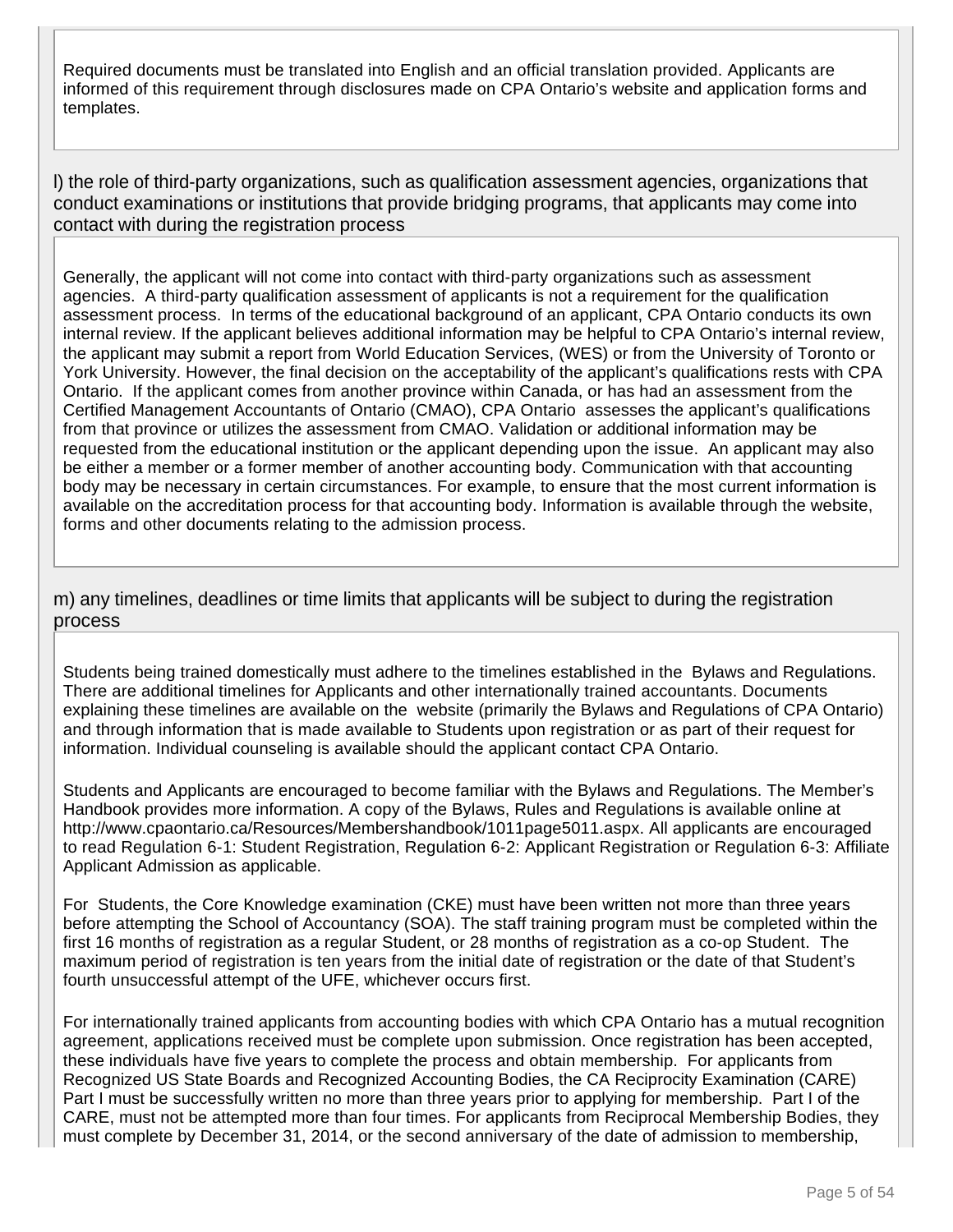Required documents must be translated into English and an official translation provided. Applicants are informed of this requirement through disclosures made on CPA Ontario's website and application forms and templates.

l) the role of third-party organizations, such as qualification assessment agencies, organizations that conduct examinations or institutions that provide bridging programs, that applicants may come into contact with during the registration process

Generally, the applicant will not come into contact with third-party organizations such as assessment agencies. A third-party qualification assessment of applicants is not a requirement for the qualification assessment process. In terms of the educational background of an applicant, CPA Ontario conducts its own internal review. If the applicant believes additional information may be helpful to CPA Ontario's internal review, the applicant may submit a report from World Education Services, (WES) or from the University of Toronto or York University. However, the final decision on the acceptability of the applicant's qualifications rests with CPA Ontario. If the applicant comes from another province within Canada, or has had an assessment from the Certified Management Accountants of Ontario (CMAO), CPA Ontario assesses the applicant's qualifications from that province or utilizes the assessment from CMAO. Validation or additional information may be requested from the educational institution or the applicant depending upon the issue. An applicant may also be either a member or a former member of another accounting body. Communication with that accounting body may be necessary in certain circumstances. For example, to ensure that the most current information is available on the accreditation process for that accounting body. Information is available through the website, forms and other documents relating to the admission process.

m) any timelines, deadlines or time limits that applicants will be subject to during the registration process

Students being trained domestically must adhere to the timelines established in the Bylaws and Regulations. There are additional timelines for Applicants and other internationally trained accountants. Documents explaining these timelines are available on the website (primarily the Bylaws and Regulations of CPA Ontario) and through information that is made available to Students upon registration or as part of their request for information. Individual counseling is available should the applicant contact CPA Ontario.

Students and Applicants are encouraged to become familiar with the Bylaws and Regulations. The Member's Handbook provides more information. A copy of the Bylaws, Rules and Regulations is available online at http://www.cpaontario.ca/Resources/Membershandbook/1011page5011.aspx. All applicants are encouraged to read Regulation 6-1: Student Registration, Regulation 6-2: Applicant Registration or Regulation 6-3: Affiliate Applicant Admission as applicable.

For Students, the Core Knowledge examination (CKE) must have been written not more than three years before attempting the School of Accountancy (SOA). The staff training program must be completed within the first 16 months of registration as a regular Student, or 28 months of registration as a co-op Student. The maximum period of registration is ten years from the initial date of registration or the date of that Student's fourth unsuccessful attempt of the UFE, whichever occurs first.

For internationally trained applicants from accounting bodies with which CPA Ontario has a mutual recognition agreement, applications received must be complete upon submission. Once registration has been accepted, these individuals have five years to complete the process and obtain membership. For applicants from Recognized US State Boards and Recognized Accounting Bodies, the CA Reciprocity Examination (CARE) Part I must be successfully written no more than three years prior to applying for membership. Part I of the CARE, must not be attempted more than four times. For applicants from Reciprocal Membership Bodies, they must complete by December 31, 2014, or the second anniversary of the date of admission to membership,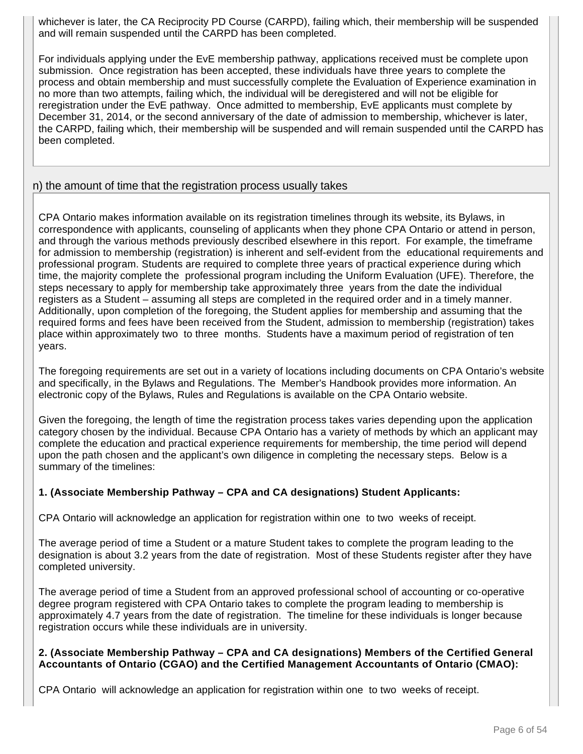whichever is later, the CA Reciprocity PD Course (CARPD), failing which, their membership will be suspended and will remain suspended until the CARPD has been completed.

For individuals applying under the EvE membership pathway, applications received must be complete upon submission. Once registration has been accepted, these individuals have three years to complete the process and obtain membership and must successfully complete the Evaluation of Experience examination in no more than two attempts, failing which, the individual will be deregistered and will not be eligible for reregistration under the EvE pathway. Once admitted to membership, EvE applicants must complete by December 31, 2014, or the second anniversary of the date of admission to membership, whichever is later, the CARPD, failing which, their membership will be suspended and will remain suspended until the CARPD has been completed.

## n) the amount of time that the registration process usually takes

CPA Ontario makes information available on its registration timelines through its website, its Bylaws, in correspondence with applicants, counseling of applicants when they phone CPA Ontario or attend in person, and through the various methods previously described elsewhere in this report. For example, the timeframe for admission to membership (registration) is inherent and self-evident from the educational requirements and professional program. Students are required to complete three years of practical experience during which time, the majority complete the professional program including the Uniform Evaluation (UFE). Therefore, the steps necessary to apply for membership take approximately three years from the date the individual registers as a Student – assuming all steps are completed in the required order and in a timely manner. Additionally, upon completion of the foregoing, the Student applies for membership and assuming that the required forms and fees have been received from the Student, admission to membership (registration) takes place within approximately two to three months. Students have a maximum period of registration of ten years.

The foregoing requirements are set out in a variety of locations including documents on CPA Ontario's website and specifically, in the Bylaws and Regulations. The Member's Handbook provides more information. An electronic copy of the Bylaws, Rules and Regulations is available on the CPA Ontario website.

Given the foregoing, the length of time the registration process takes varies depending upon the application category chosen by the individual. Because CPA Ontario has a variety of methods by which an applicant may complete the education and practical experience requirements for membership, the time period will depend upon the path chosen and the applicant's own diligence in completing the necessary steps. Below is a summary of the timelines:

**1. (Associate Membership Pathway – CPA and CA designations) Student Applicants:**

CPA Ontario will acknowledge an application for registration within one to two weeks of receipt.

The average period of time a Student or a mature Student takes to complete the program leading to the designation is about 3.2 years from the date of registration. Most of these Students register after they have completed university.

The average period of time a Student from an approved professional school of accounting or co-operative degree program registered with CPA Ontario takes to complete the program leading to membership is approximately 4.7 years from the date of registration. The timeline for these individuals is longer because registration occurs while these individuals are in university.

**2. (Associate Membership Pathway – CPA and CA designations) Members of the Certified General Accountants of Ontario (CGAO) and the Certified Management Accountants of Ontario (CMAO):**

CPA Ontario will acknowledge an application for registration within one to two weeks of receipt.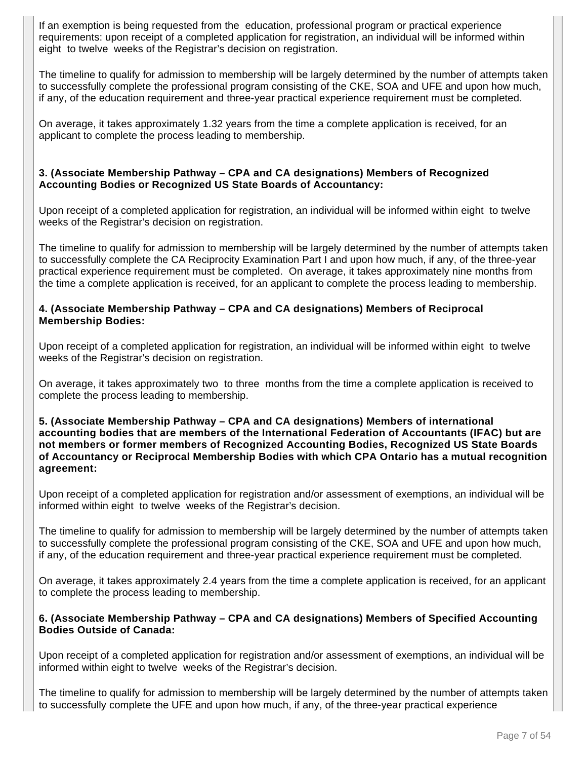If an exemption is being requested from the education, professional program or practical experience requirements: upon receipt of a completed application for registration, an individual will be informed within eight to twelve weeks of the Registrar's decision on registration.

The timeline to qualify for admission to membership will be largely determined by the number of attempts taken to successfully complete the professional program consisting of the CKE, SOA and UFE and upon how much, if any, of the education requirement and three-year practical experience requirement must be completed.

On average, it takes approximately 1.32 years from the time a complete application is received, for an applicant to complete the process leading to membership.

**3. (Associate Membership Pathway – CPA and CA designations) Members of Recognized Accounting Bodies or Recognized US State Boards of Accountancy:**

Upon receipt of a completed application for registration, an individual will be informed within eight to twelve weeks of the Registrar's decision on registration.

The timeline to qualify for admission to membership will be largely determined by the number of attempts taken to successfully complete the CA Reciprocity Examination Part I and upon how much, if any, of the three-year practical experience requirement must be completed. On average, it takes approximately nine months from the time a complete application is received, for an applicant to complete the process leading to membership.

**4. (Associate Membership Pathway – CPA and CA designations) Members of Reciprocal Membership Bodies:**

Upon receipt of a completed application for registration, an individual will be informed within eight to twelve weeks of the Registrar's decision on registration.

On average, it takes approximately two to three months from the time a complete application is received to complete the process leading to membership.

**5. (Associate Membership Pathway – CPA and CA designations) Members of international accounting bodies that are members of the International Federation of Accountants (IFAC) but are not members or former members of Recognized Accounting Bodies, Recognized US State Boards of Accountancy or Reciprocal Membership Bodies with which CPA Ontario has a mutual recognition agreement:**

Upon receipt of a completed application for registration and/or assessment of exemptions, an individual will be informed within eight to twelve weeks of the Registrar's decision.

The timeline to qualify for admission to membership will be largely determined by the number of attempts taken to successfully complete the professional program consisting of the CKE, SOA and UFE and upon how much, if any, of the education requirement and three-year practical experience requirement must be completed.

On average, it takes approximately 2.4 years from the time a complete application is received, for an applicant to complete the process leading to membership.

**6. (Associate Membership Pathway – CPA and CA designations) Members of Specified Accounting Bodies Outside of Canada:**

Upon receipt of a completed application for registration and/or assessment of exemptions, an individual will be informed within eight to twelve weeks of the Registrar's decision.

The timeline to qualify for admission to membership will be largely determined by the number of attempts taken to successfully complete the UFE and upon how much, if any, of the three-year practical experience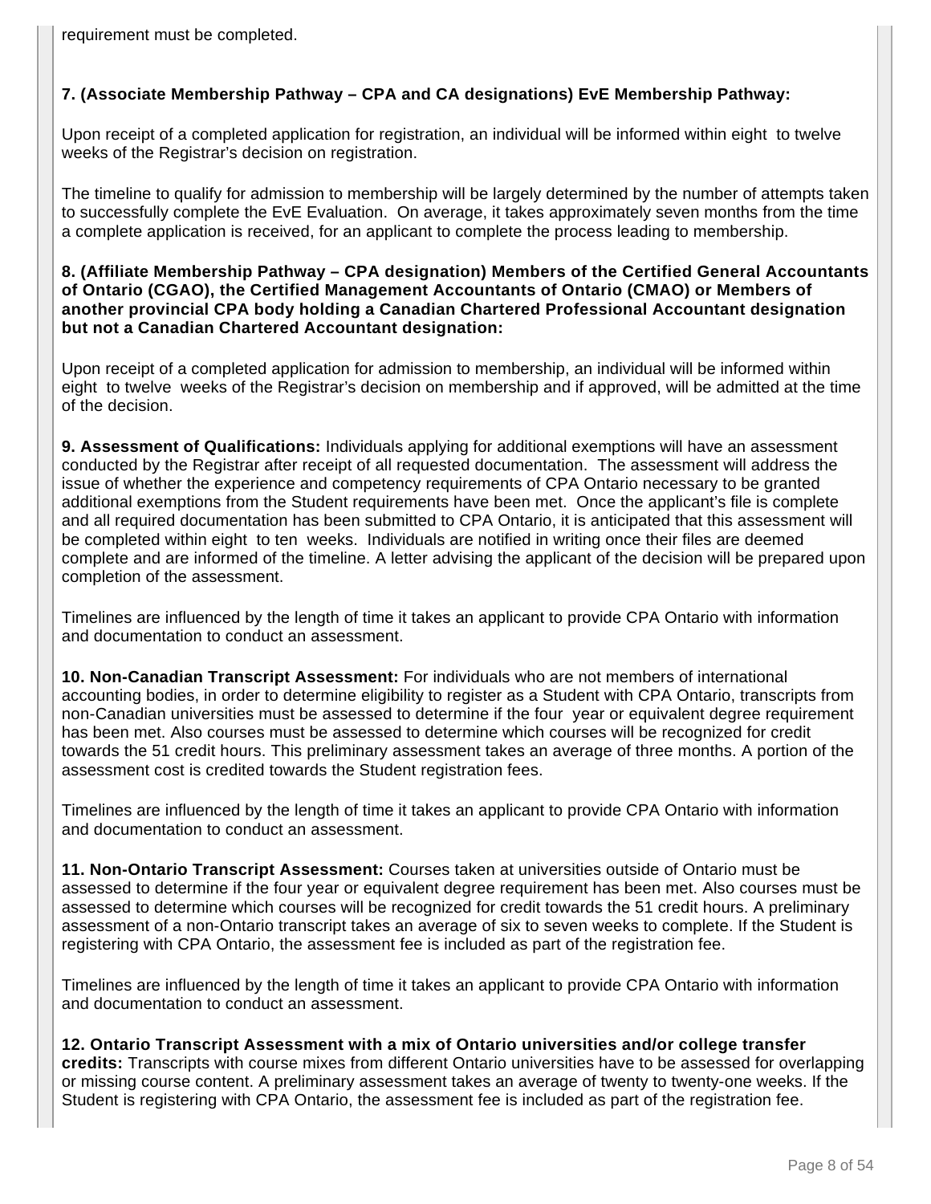requirement must be completed.

**7. (Associate Membership Pathway – CPA and CA designations) EvE Membership Pathway:**

Upon receipt of a completed application for registration, an individual will be informed within eight to twelve weeks of the Registrar's decision on registration.

The timeline to qualify for admission to membership will be largely determined by the number of attempts taken to successfully complete the EvE Evaluation. On average, it takes approximately seven months from the time a complete application is received, for an applicant to complete the process leading to membership.

**8. (Affiliate Membership Pathway – CPA designation) Members of the Certified General Accountants of Ontario (CGAO), the Certified Management Accountants of Ontario (CMAO) or Members of another provincial CPA body holding a Canadian Chartered Professional Accountant designation but not a Canadian Chartered Accountant designation:**

Upon receipt of a completed application for admission to membership, an individual will be informed within eight to twelve weeks of the Registrar's decision on membership and if approved, will be admitted at the time of the decision.

**9. Assessment of Qualifications:** Individuals applying for additional exemptions will have an assessment conducted by the Registrar after receipt of all requested documentation. The assessment will address the issue of whether the experience and competency requirements of CPA Ontario necessary to be granted additional exemptions from the Student requirements have been met. Once the applicant's file is complete and all required documentation has been submitted to CPA Ontario, it is anticipated that this assessment will be completed within eight to ten weeks. Individuals are notified in writing once their files are deemed complete and are informed of the timeline. A letter advising the applicant of the decision will be prepared upon completion of the assessment.

Timelines are influenced by the length of time it takes an applicant to provide CPA Ontario with information and documentation to conduct an assessment.

**10. Non-Canadian Transcript Assessment:** For individuals who are not members of international accounting bodies, in order to determine eligibility to register as a Student with CPA Ontario, transcripts from non-Canadian universities must be assessed to determine if the four year or equivalent degree requirement has been met. Also courses must be assessed to determine which courses will be recognized for credit towards the 51 credit hours. This preliminary assessment takes an average of three months. A portion of the assessment cost is credited towards the Student registration fees.

Timelines are influenced by the length of time it takes an applicant to provide CPA Ontario with information and documentation to conduct an assessment.

**11. Non-Ontario Transcript Assessment:** Courses taken at universities outside of Ontario must be assessed to determine if the four year or equivalent degree requirement has been met. Also courses must be assessed to determine which courses will be recognized for credit towards the 51 credit hours. A preliminary assessment of a non-Ontario transcript takes an average of six to seven weeks to complete. If the Student is registering with CPA Ontario, the assessment fee is included as part of the registration fee.

Timelines are influenced by the length of time it takes an applicant to provide CPA Ontario with information and documentation to conduct an assessment.

**12. Ontario Transcript Assessment with a mix of Ontario universities and/or college transfer credits:** Transcripts with course mixes from different Ontario universities have to be assessed for overlapping or missing course content. A preliminary assessment takes an average of twenty to twenty-one weeks. If the Student is registering with CPA Ontario, the assessment fee is included as part of the registration fee.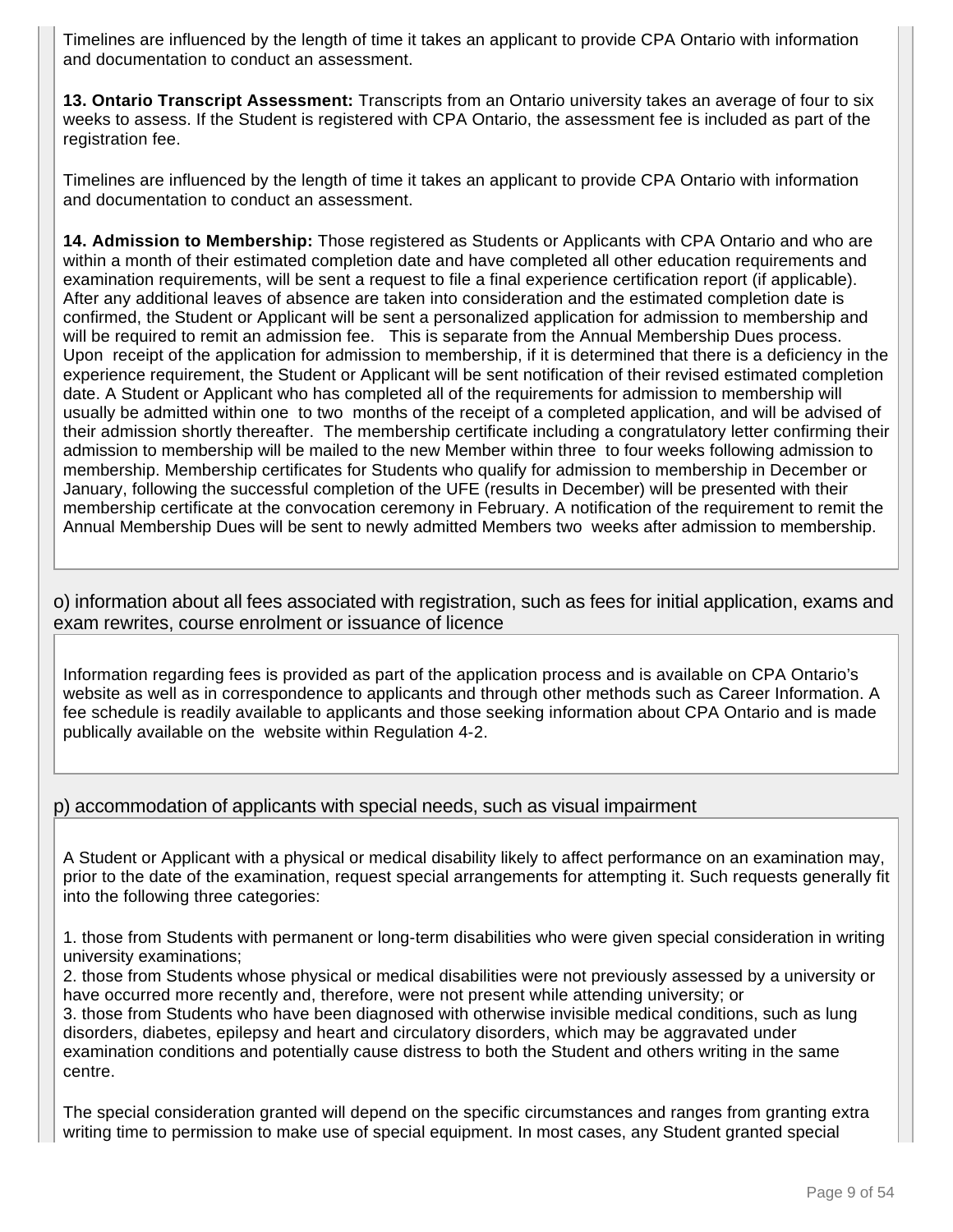Timelines are influenced by the length of time it takes an applicant to provide CPA Ontario with information and documentation to conduct an assessment.

**13. Ontario Transcript Assessment:** Transcripts from an Ontario university takes an average of four to six weeks to assess. If the Student is registered with CPA Ontario, the assessment fee is included as part of the registration fee.

Timelines are influenced by the length of time it takes an applicant to provide CPA Ontario with information and documentation to conduct an assessment.

**14. Admission to Membership:** Those registered as Students or Applicants with CPA Ontario and who are within a month of their estimated completion date and have completed all other education requirements and examination requirements, will be sent a request to file a final experience certification report (if applicable). After any additional leaves of absence are taken into consideration and the estimated completion date is confirmed, the Student or Applicant will be sent a personalized application for admission to membership and will be required to remit an admission fee. This is separate from the Annual Membership Dues process. Upon receipt of the application for admission to membership, if it is determined that there is a deficiency in the experience requirement, the Student or Applicant will be sent notification of their revised estimated completion date. A Student or Applicant who has completed all of the requirements for admission to membership will usually be admitted within one to two months of the receipt of a completed application, and will be advised of their admission shortly thereafter. The membership certificate including a congratulatory letter confirming their admission to membership will be mailed to the new Member within three to four weeks following admission to membership. Membership certificates for Students who qualify for admission to membership in December or January, following the successful completion of the UFE (results in December) will be presented with their membership certificate at the convocation ceremony in February. A notification of the requirement to remit the Annual Membership Dues will be sent to newly admitted Members two weeks after admission to membership.

## o) information about all fees associated with registration, such as fees for initial application, exams and exam rewrites, course enrolment or issuance of licence

Information regarding fees is provided as part of the application process and is available on CPA Ontario's website as well as in correspondence to applicants and through other methods such as Career Information. A fee schedule is readily available to applicants and those seeking information about CPA Ontario and is made publically available on the website within Regulation 4-2.

## p) accommodation of applicants with special needs, such as visual impairment

A Student or Applicant with a physical or medical disability likely to affect performance on an examination may, prior to the date of the examination, request special arrangements for attempting it. Such requests generally fit into the following three categories:

1. those from Students with permanent or long-term disabilities who were given special consideration in writing university examinations;
2. those from Students whose physical or medical disabilities were not previously assessed by a university or have occurred more recently and, therefore, were not present while attending university; or
3. those from Students who have been diagnosed with otherwise invisible medical conditions, such as lung disorders, diabetes, epilepsy and heart and circulatory disorders, which may be aggravated under examination conditions and potentially cause distress to both the Student and others writing in the same centre.

The special consideration granted will depend on the specific circumstances and ranges from granting extra writing time to permission to make use of special equipment. In most cases, any Student granted special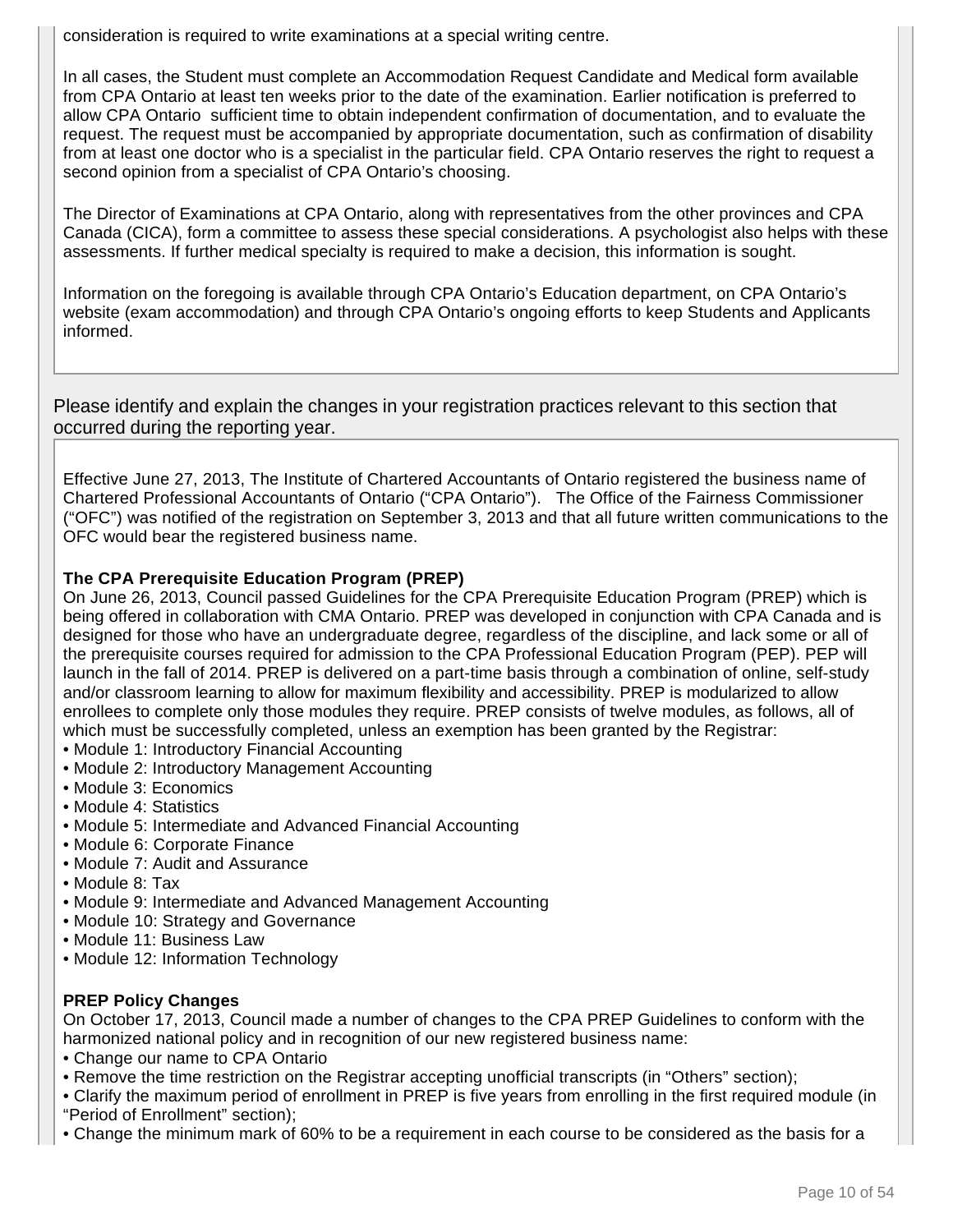consideration is required to write examinations at a special writing centre.

In all cases, the Student must complete an Accommodation Request Candidate and Medical form available from CPA Ontario at least ten weeks prior to the date of the examination. Earlier notification is preferred to allow CPA Ontario sufficient time to obtain independent confirmation of documentation, and to evaluate the request. The request must be accompanied by appropriate documentation, such as confirmation of disability from at least one doctor who is a specialist in the particular field. CPA Ontario reserves the right to request a second opinion from a specialist of CPA Ontario's choosing.

The Director of Examinations at CPA Ontario, along with representatives from the other provinces and CPA Canada (CICA), form a committee to assess these special considerations. A psychologist also helps with these assessments. If further medical specialty is required to make a decision, this information is sought.

Information on the foregoing is available through CPA Ontario's Education department, on CPA Ontario's website (exam accommodation) and through CPA Ontario's ongoing efforts to keep Students and Applicants informed.

Please identify and explain the changes in your registration practices relevant to this section that occurred during the reporting year.

Effective June 27, 2013, The Institute of Chartered Accountants of Ontario registered the business name of Chartered Professional Accountants of Ontario ("CPA Ontario"). The Office of the Fairness Commissioner ("OFC") was notified of the registration on September 3, 2013 and that all future written communications to the OFC would bear the registered business name.

**The CPA Prerequisite Education Program (PREP)**

On June 26, 2013, Council passed Guidelines for the CPA Prerequisite Education Program (PREP) which is being offered in collaboration with CMA Ontario. PREP was developed in conjunction with CPA Canada and is designed for those who have an undergraduate degree, regardless of the discipline, and lack some or all of the prerequisite courses required for admission to the CPA Professional Education Program (PEP). PEP will launch in the fall of 2014. PREP is delivered on a part-time basis through a combination of online, self-study and/or classroom learning to allow for maximum flexibility and accessibility. PREP is modularized to allow enrollees to complete only those modules they require. PREP consists of twelve modules, as follows, all of which must be successfully completed, unless an exemption has been granted by the Registrar:

- Module 1: Introductory Financial Accounting
- Module 2: Introductory Management Accounting
- Module 3: Economics
- Module 4: Statistics
- Module 5: Intermediate and Advanced Financial Accounting
- Module 6: Corporate Finance
- Module 7: Audit and Assurance
- Module 8: Tax
- Module 9: Intermediate and Advanced Management Accounting
- Module 10: Strategy and Governance
- Module 11: Business Law
- Module 12: Information Technology

**PREP Policy Changes**

On October 17, 2013, Council made a number of changes to the CPA PREP Guidelines to conform with the harmonized national policy and in recognition of our new registered business name:

- Change our name to CPA Ontario
- Remove the time restriction on the Registrar accepting unofficial transcripts (in "Others" section);
- Clarify the maximum period of enrollment in PREP is five years from enrolling in the first required module (in "Period of Enrollment" section);
- Change the minimum mark of 60% to be a requirement in each course to be considered as the basis for a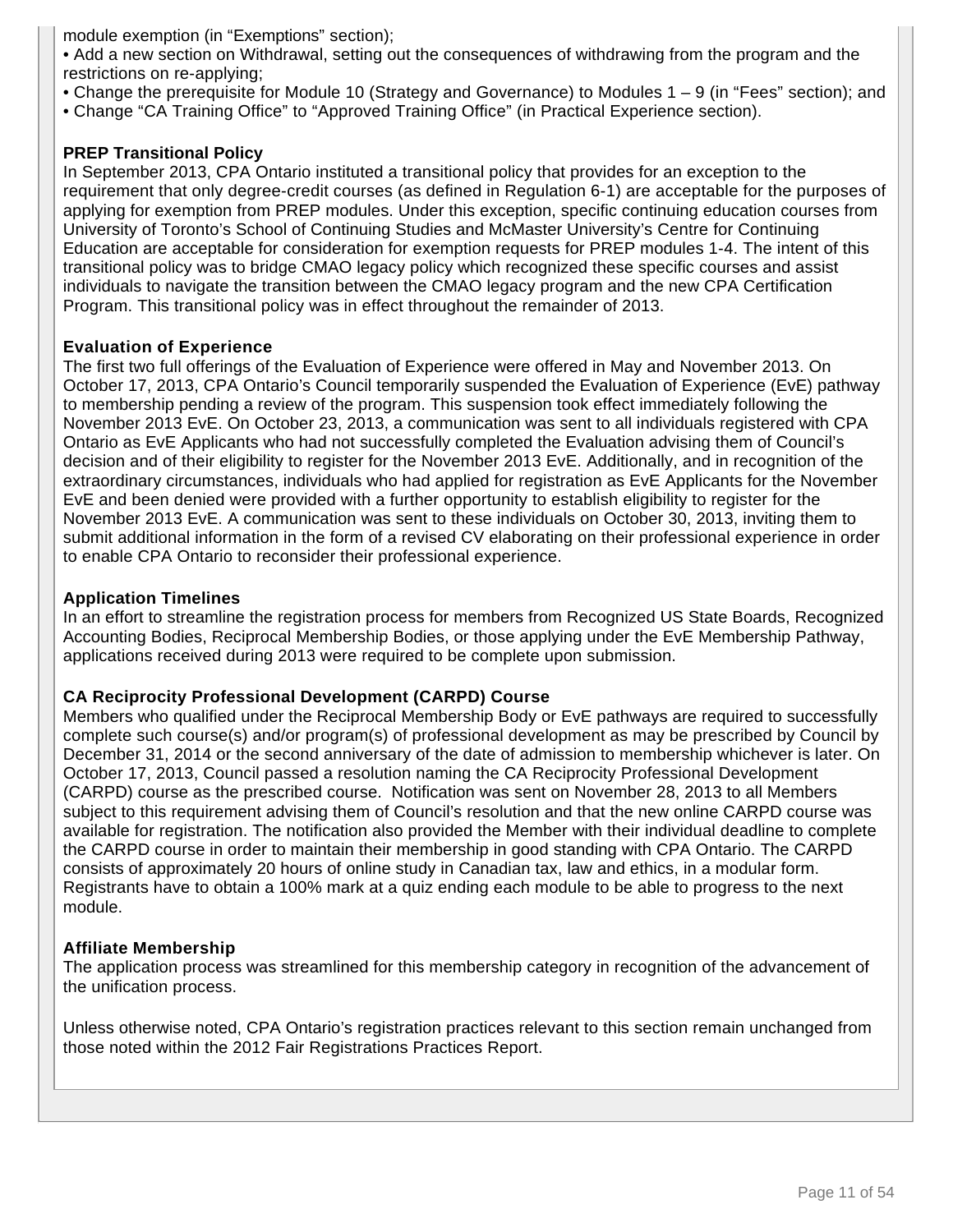module exemption (in "Exemptions" section);

- Add a new section on Withdrawal, setting out the consequences of withdrawing from the program and the restrictions on re-applying;
- Change the prerequisite for Module 10 (Strategy and Governance) to Modules 1 – 9 (in "Fees" section); and
- Change "CA Training Office" to "Approved Training Office" (in Practical Experience section).

**PREP Transitional Policy**

In September 2013, CPA Ontario instituted a transitional policy that provides for an exception to the requirement that only degree-credit courses (as defined in Regulation 6-1) are acceptable for the purposes of applying for exemption from PREP modules. Under this exception, specific continuing education courses from University of Toronto's School of Continuing Studies and McMaster University's Centre for Continuing Education are acceptable for consideration for exemption requests for PREP modules 1-4. The intent of this transitional policy was to bridge CMAO legacy policy which recognized these specific courses and assist individuals to navigate the transition between the CMAO legacy program and the new CPA Certification Program. This transitional policy was in effect throughout the remainder of 2013.

**Evaluation of Experience**

The first two full offerings of the Evaluation of Experience were offered in May and November 2013. On October 17, 2013, CPA Ontario's Council temporarily suspended the Evaluation of Experience (EvE) pathway to membership pending a review of the program. This suspension took effect immediately following the November 2013 EvE. On October 23, 2013, a communication was sent to all individuals registered with CPA Ontario as EvE Applicants who had not successfully completed the Evaluation advising them of Council's decision and of their eligibility to register for the November 2013 EvE. Additionally, and in recognition of the extraordinary circumstances, individuals who had applied for registration as EvE Applicants for the November EvE and been denied were provided with a further opportunity to establish eligibility to register for the November 2013 EvE. A communication was sent to these individuals on October 30, 2013, inviting them to submit additional information in the form of a revised CV elaborating on their professional experience in order to enable CPA Ontario to reconsider their professional experience.

**Application Timelines**

In an effort to streamline the registration process for members from Recognized US State Boards, Recognized Accounting Bodies, Reciprocal Membership Bodies, or those applying under the EvE Membership Pathway, applications received during 2013 were required to be complete upon submission.

**CA Reciprocity Professional Development (CARPD) Course**

Members who qualified under the Reciprocal Membership Body or EvE pathways are required to successfully complete such course(s) and/or program(s) of professional development as may be prescribed by Council by December 31, 2014 or the second anniversary of the date of admission to membership whichever is later. On October 17, 2013, Council passed a resolution naming the CA Reciprocity Professional Development (CARPD) course as the prescribed course. Notification was sent on November 28, 2013 to all Members subject to this requirement advising them of Council's resolution and that the new online CARPD course was available for registration. The notification also provided the Member with their individual deadline to complete the CARPD course in order to maintain their membership in good standing with CPA Ontario. The CARPD consists of approximately 20 hours of online study in Canadian tax, law and ethics, in a modular form. Registrants have to obtain a 100% mark at a quiz ending each module to be able to progress to the next module.

**Affiliate Membership**

The application process was streamlined for this membership category in recognition of the advancement of the unification process.

Unless otherwise noted, CPA Ontario's registration practices relevant to this section remain unchanged from those noted within the 2012 Fair Registrations Practices Report.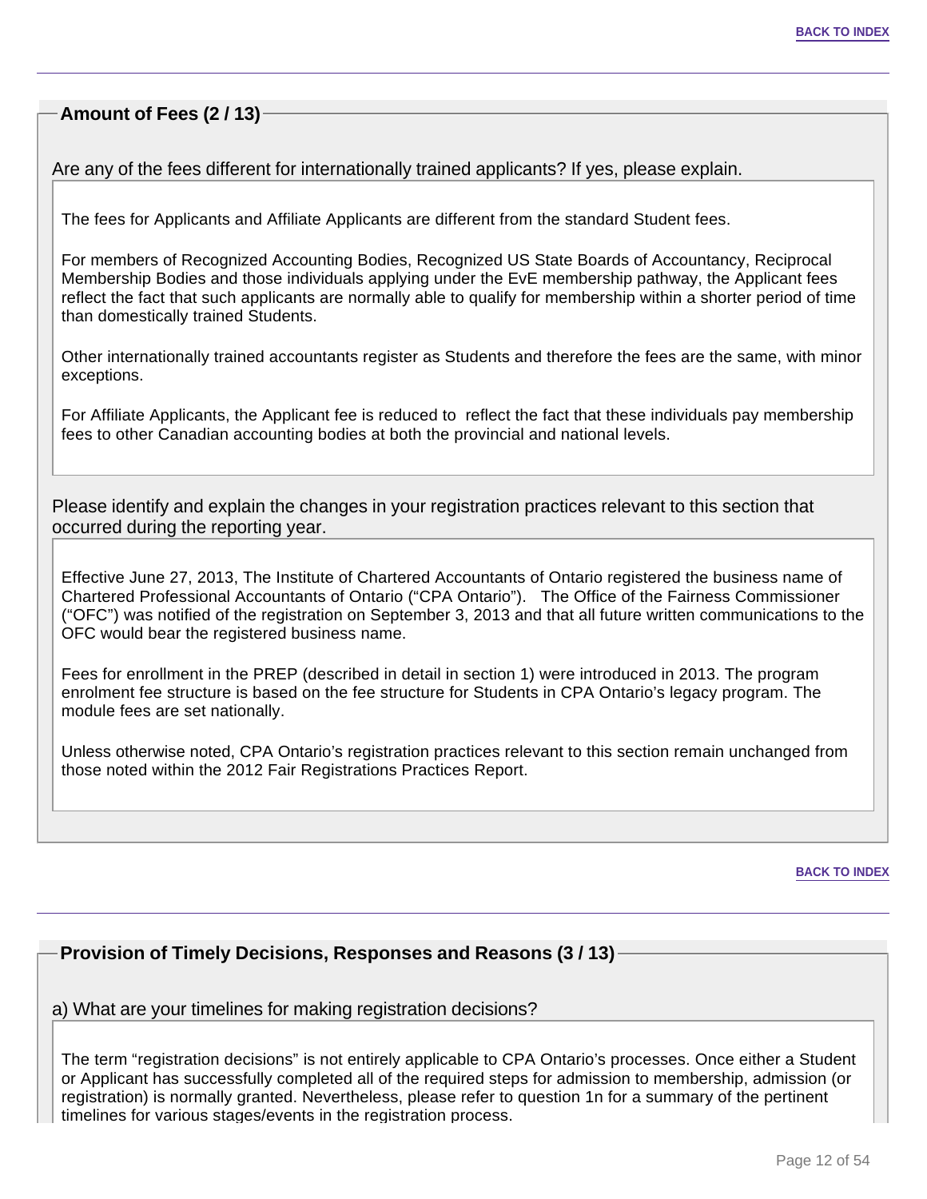## Amount of Fees (2 / 13)

Are any of the fees different for internationally trained applicants? If yes, please explain.

The fees for Applicants and Affiliate Applicants are different from the standard Student fees.

For members of Recognized Accounting Bodies, Recognized US State Boards of Accountancy, Reciprocal Membership Bodies and those individuals applying under the EvE membership pathway, the Applicant fees reflect the fact that such applicants are normally able to qualify for membership within a shorter period of time than domestically trained Students.

Other internationally trained accountants register as Students and therefore the fees are the same, with minor exceptions.

For Affiliate Applicants, the Applicant fee is reduced to reflect the fact that these individuals pay membership fees to other Canadian accounting bodies at both the provincial and national levels.

Please identify and explain the changes in your registration practices relevant to this section that occurred during the reporting year.

Effective June 27, 2013, The Institute of Chartered Accountants of Ontario registered the business name of Chartered Professional Accountants of Ontario ("CPA Ontario"). The Office of the Fairness Commissioner ("OFC") was notified of the registration on September 3, 2013 and that all future written communications to the OFC would bear the registered business name.

Fees for enrollment in the PREP (described in detail in section 1) were introduced in 2013. The program enrolment fee structure is based on the fee structure for Students in CPA Ontario's legacy program. The module fees are set nationally.

Unless otherwise noted, CPA Ontario's registration practices relevant to this section remain unchanged from those noted within the 2012 Fair Registrations Practices Report.

## Provision of Timely Decisions, Responses and Reasons (3 / 13)

a) What are your timelines for making registration decisions?

The term "registration decisions" is not entirely applicable to CPA Ontario's processes. Once either a Student or Applicant has successfully completed all of the required steps for admission to membership, admission (or registration) is normally granted. Nevertheless, please refer to question 1n for a summary of the pertinent timelines for various stages/events in the registration process.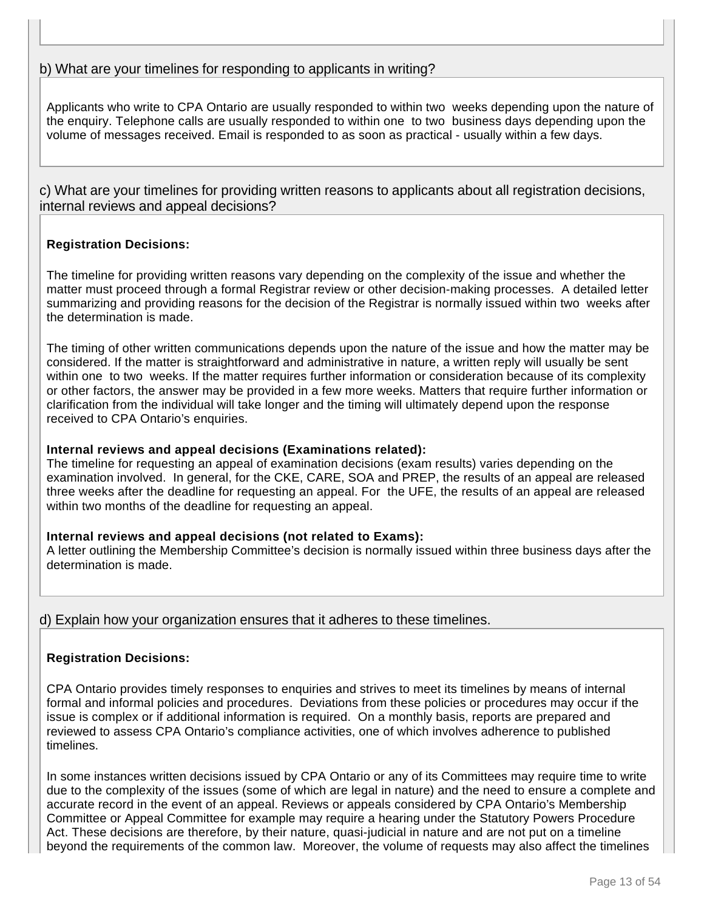b) What are your timelines for responding to applicants in writing?

Applicants who write to CPA Ontario are usually responded to within two weeks depending upon the nature of the enquiry. Telephone calls are usually responded to within one to two business days depending upon the volume of messages received. Email is responded to as soon as practical - usually within a few days.

c) What are your timelines for providing written reasons to applicants about all registration decisions, internal reviews and appeal decisions?

**Registration Decisions:**

The timeline for providing written reasons vary depending on the complexity of the issue and whether the matter must proceed through a formal Registrar review or other decision-making processes. A detailed letter summarizing and providing reasons for the decision of the Registrar is normally issued within two weeks after the determination is made.

The timing of other written communications depends upon the nature of the issue and how the matter may be considered. If the matter is straightforward and administrative in nature, a written reply will usually be sent within one to two weeks. If the matter requires further information or consideration because of its complexity or other factors, the answer may be provided in a few more weeks. Matters that require further information or clarification from the individual will take longer and the timing will ultimately depend upon the response received to CPA Ontario's enquiries.

**Internal reviews and appeal decisions (Examinations related):**
The timeline for requesting an appeal of examination decisions (exam results) varies depending on the examination involved. In general, for the CKE, CARE, SOA and PREP, the results of an appeal are released three weeks after the deadline for requesting an appeal. For the UFE, the results of an appeal are released within two months of the deadline for requesting an appeal.

**Internal reviews and appeal decisions (not related to Exams):**
A letter outlining the Membership Committee's decision is normally issued within three business days after the determination is made.

d) Explain how your organization ensures that it adheres to these timelines.

**Registration Decisions:**

CPA Ontario provides timely responses to enquiries and strives to meet its timelines by means of internal formal and informal policies and procedures. Deviations from these policies or procedures may occur if the issue is complex or if additional information is required. On a monthly basis, reports are prepared and reviewed to assess CPA Ontario's compliance activities, one of which involves adherence to published timelines.

In some instances written decisions issued by CPA Ontario or any of its Committees may require time to write due to the complexity of the issues (some of which are legal in nature) and the need to ensure a complete and accurate record in the event of an appeal. Reviews or appeals considered by CPA Ontario's Membership Committee or Appeal Committee for example may require a hearing under the Statutory Powers Procedure Act. These decisions are therefore, by their nature, quasi-judicial in nature and are not put on a timeline beyond the requirements of the common law. Moreover, the volume of requests may also affect the timelines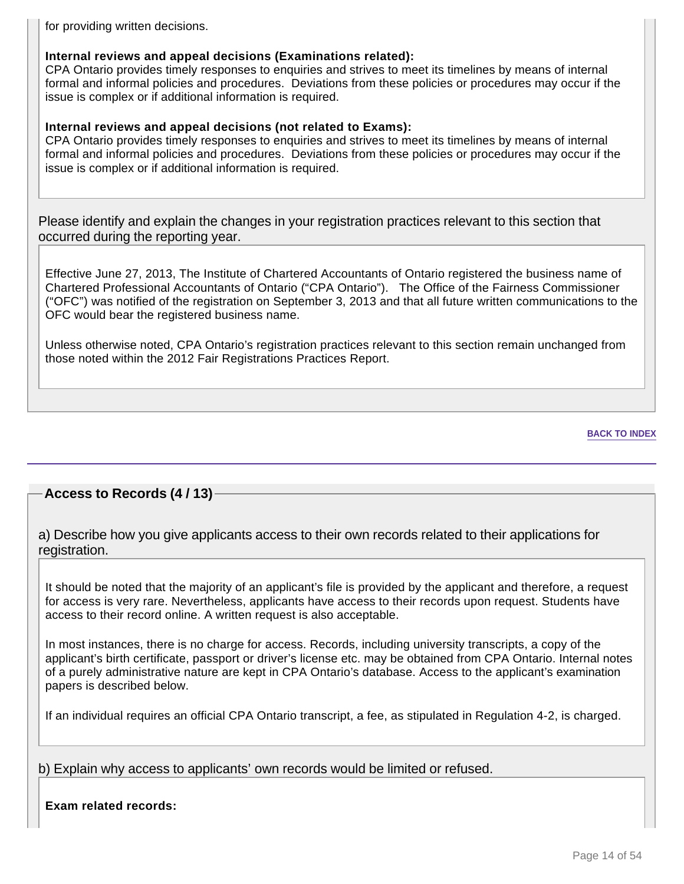for providing written decisions.

**Internal reviews and appeal decisions (Examinations related):**
CPA Ontario provides timely responses to enquiries and strives to meet its timelines by means of internal formal and informal policies and procedures. Deviations from these policies or procedures may occur if the issue is complex or if additional information is required.

**Internal reviews and appeal decisions (not related to Exams):**
CPA Ontario provides timely responses to enquiries and strives to meet its timelines by means of internal formal and informal policies and procedures. Deviations from these policies or procedures may occur if the issue is complex or if additional information is required.

Please identify and explain the changes in your registration practices relevant to this section that occurred during the reporting year.

Effective June 27, 2013, The Institute of Chartered Accountants of Ontario registered the business name of Chartered Professional Accountants of Ontario ("CPA Ontario"). The Office of the Fairness Commissioner ("OFC") was notified of the registration on September 3, 2013 and that all future written communications to the OFC would bear the registered business name.

Unless otherwise noted, CPA Ontario's registration practices relevant to this section remain unchanged from those noted within the 2012 Fair Registrations Practices Report.

BACK TO INDEX

## Access to Records (4 / 13)

a) Describe how you give applicants access to their own records related to their applications for registration.

It should be noted that the majority of an applicant's file is provided by the applicant and therefore, a request for access is very rare. Nevertheless, applicants have access to their records upon request. Students have access to their record online. A written request is also acceptable.

In most instances, there is no charge for access. Records, including university transcripts, a copy of the applicant's birth certificate, passport or driver's license etc. may be obtained from CPA Ontario. Internal notes of a purely administrative nature are kept in CPA Ontario's database. Access to the applicant's examination papers is described below.

If an individual requires an official CPA Ontario transcript, a fee, as stipulated in Regulation 4-2, is charged.

b) Explain why access to applicants' own records would be limited or refused.

**Exam related records:**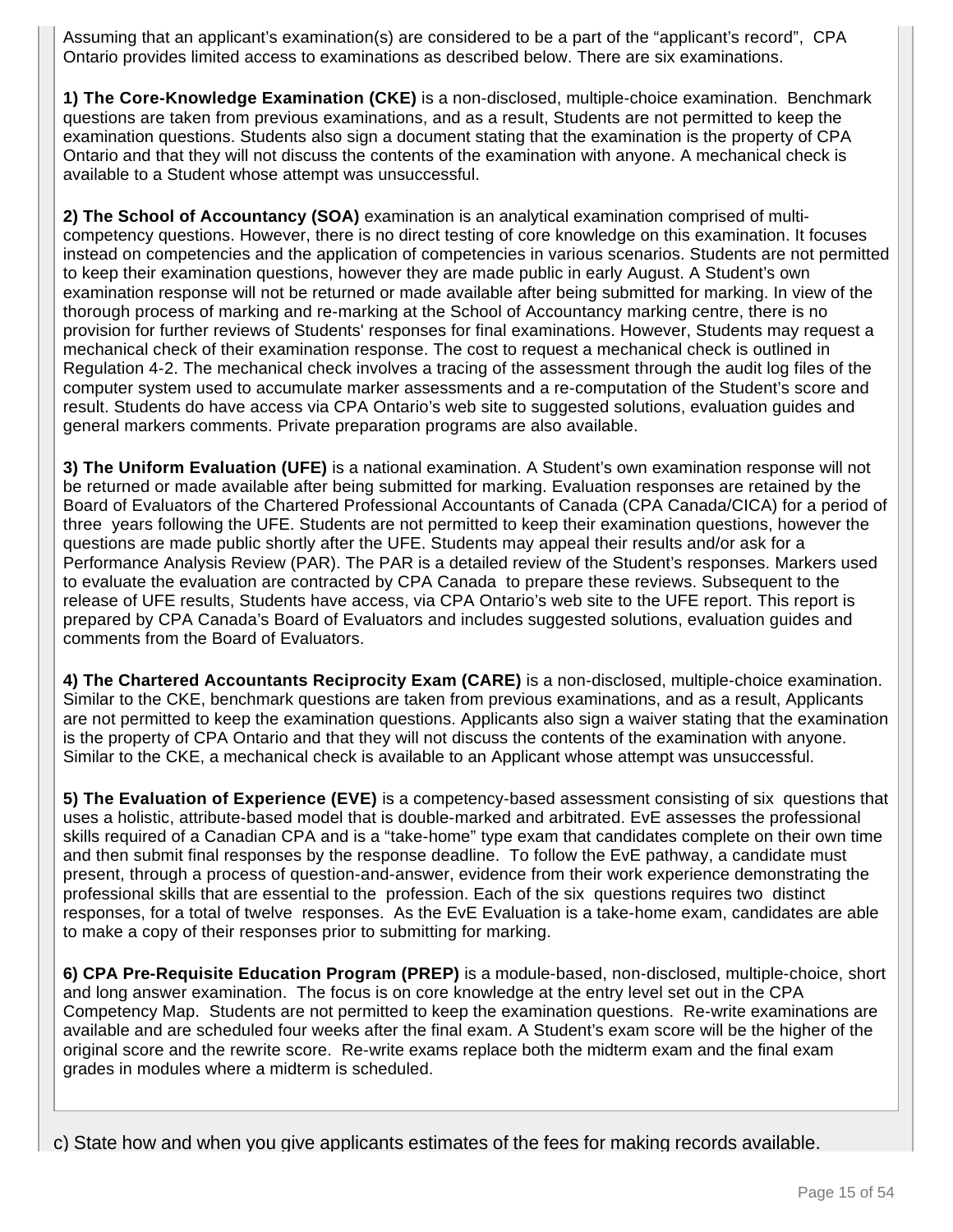Assuming that an applicant's examination(s) are considered to be a part of the "applicant's record", CPA Ontario provides limited access to examinations as described below. There are six examinations.

**1) The Core-Knowledge Examination (CKE)** is a non-disclosed, multiple-choice examination. Benchmark questions are taken from previous examinations, and as a result, Students are not permitted to keep the examination questions. Students also sign a document stating that the examination is the property of CPA Ontario and that they will not discuss the contents of the examination with anyone. A mechanical check is available to a Student whose attempt was unsuccessful.

**2) The School of Accountancy (SOA)** examination is an analytical examination comprised of multi-competency questions. However, there is no direct testing of core knowledge on this examination. It focuses instead on competencies and the application of competencies in various scenarios. Students are not permitted to keep their examination questions, however they are made public in early August. A Student's own examination response will not be returned or made available after being submitted for marking. In view of the thorough process of marking and re-marking at the School of Accountancy marking centre, there is no provision for further reviews of Students' responses for final examinations. However, Students may request a mechanical check of their examination response. The cost to request a mechanical check is outlined in Regulation 4-2. The mechanical check involves a tracing of the assessment through the audit log files of the computer system used to accumulate marker assessments and a re-computation of the Student's score and result. Students do have access via CPA Ontario's web site to suggested solutions, evaluation guides and general markers comments. Private preparation programs are also available.

**3) The Uniform Evaluation (UFE)** is a national examination. A Student's own examination response will not be returned or made available after being submitted for marking. Evaluation responses are retained by the Board of Evaluators of the Chartered Professional Accountants of Canada (CPA Canada/CICA) for a period of three years following the UFE. Students are not permitted to keep their examination questions, however the questions are made public shortly after the UFE. Students may appeal their results and/or ask for a Performance Analysis Review (PAR). The PAR is a detailed review of the Student's responses. Markers used to evaluate the evaluation are contracted by CPA Canada to prepare these reviews. Subsequent to the release of UFE results, Students have access, via CPA Ontario's web site to the UFE report. This report is prepared by CPA Canada's Board of Evaluators and includes suggested solutions, evaluation guides and comments from the Board of Evaluators.

**4) The Chartered Accountants Reciprocity Exam (CARE)** is a non-disclosed, multiple-choice examination. Similar to the CKE, benchmark questions are taken from previous examinations, and as a result, Applicants are not permitted to keep the examination questions. Applicants also sign a waiver stating that the examination is the property of CPA Ontario and that they will not discuss the contents of the examination with anyone. Similar to the CKE, a mechanical check is available to an Applicant whose attempt was unsuccessful.

**5) The Evaluation of Experience (EVE)** is a competency-based assessment consisting of six questions that uses a holistic, attribute-based model that is double-marked and arbitrated. EvE assesses the professional skills required of a Canadian CPA and is a "take-home" type exam that candidates complete on their own time and then submit final responses by the response deadline. To follow the EvE pathway, a candidate must present, through a process of question-and-answer, evidence from their work experience demonstrating the professional skills that are essential to the profession. Each of the six questions requires two distinct responses, for a total of twelve responses. As the EvE Evaluation is a take-home exam, candidates are able to make a copy of their responses prior to submitting for marking.

**6) CPA Pre-Requisite Education Program (PREP)** is a module-based, non-disclosed, multiple-choice, short and long answer examination. The focus is on core knowledge at the entry level set out in the CPA Competency Map. Students are not permitted to keep the examination questions. Re-write examinations are available and are scheduled four weeks after the final exam. A Student's exam score will be the higher of the original score and the rewrite score. Re-write exams replace both the midterm exam and the final exam grades in modules where a midterm is scheduled.

c) State how and when you give applicants estimates of the fees for making records available.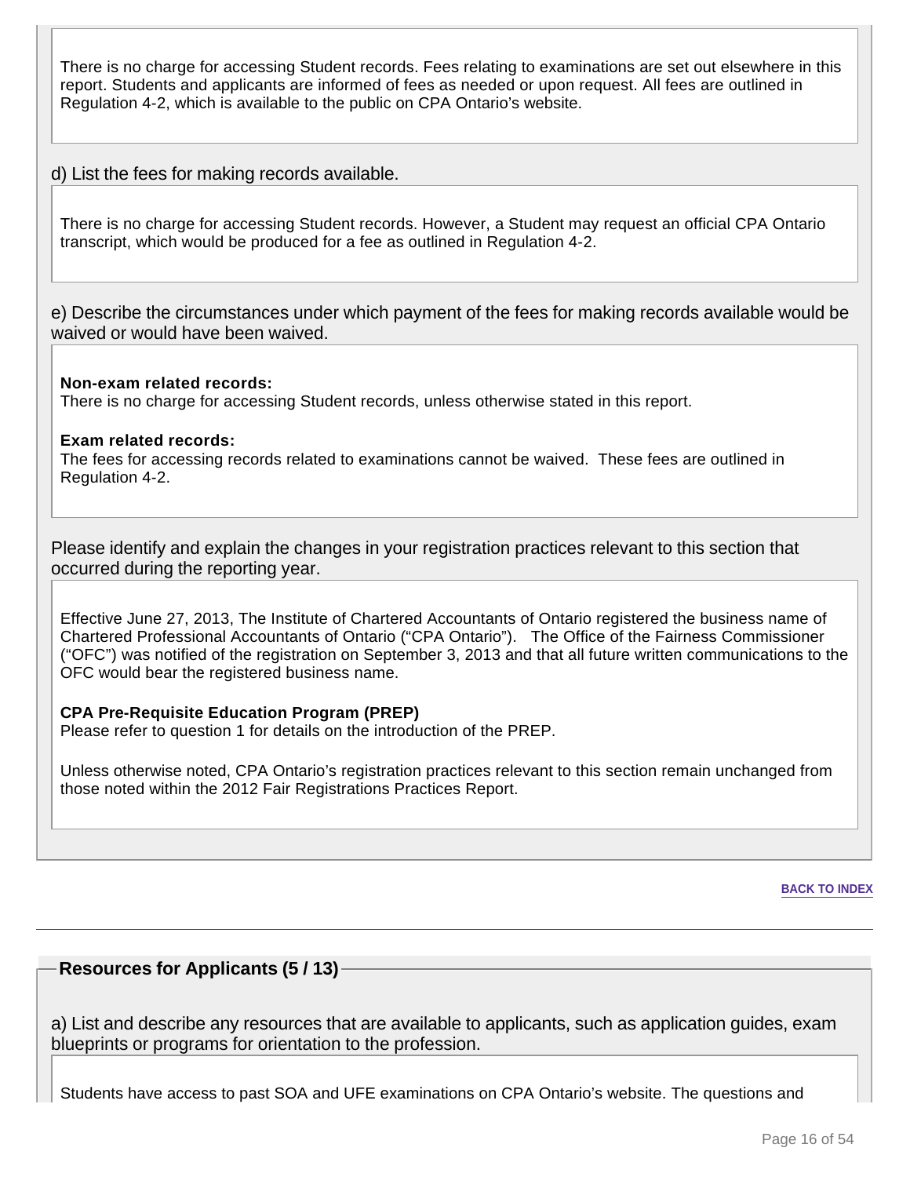There is no charge for accessing Student records. Fees relating to examinations are set out elsewhere in this report. Students and applicants are informed of fees as needed or upon request. All fees are outlined in Regulation 4-2, which is available to the public on CPA Ontario's website.

d) List the fees for making records available.

There is no charge for accessing Student records. However, a Student may request an official CPA Ontario transcript, which would be produced for a fee as outlined in Regulation 4-2.

e) Describe the circumstances under which payment of the fees for making records available would be waived or would have been waived.

**Non-exam related records:**
There is no charge for accessing Student records, unless otherwise stated in this report.

**Exam related records:**
The fees for accessing records related to examinations cannot be waived. These fees are outlined in Regulation 4-2.

Please identify and explain the changes in your registration practices relevant to this section that occurred during the reporting year.

Effective June 27, 2013, The Institute of Chartered Accountants of Ontario registered the business name of Chartered Professional Accountants of Ontario ("CPA Ontario"). The Office of the Fairness Commissioner ("OFC") was notified of the registration on September 3, 2013 and that all future written communications to the OFC would bear the registered business name.

**CPA Pre-Requisite Education Program (PREP)**
Please refer to question 1 for details on the introduction of the PREP.

Unless otherwise noted, CPA Ontario's registration practices relevant to this section remain unchanged from those noted within the 2012 Fair Registrations Practices Report.

BACK TO INDEX

---

## Resources for Applicants (5 / 13)

a) List and describe any resources that are available to applicants, such as application guides, exam blueprints or programs for orientation to the profession.

Students have access to past SOA and UFE examinations on CPA Ontario's website. The questions and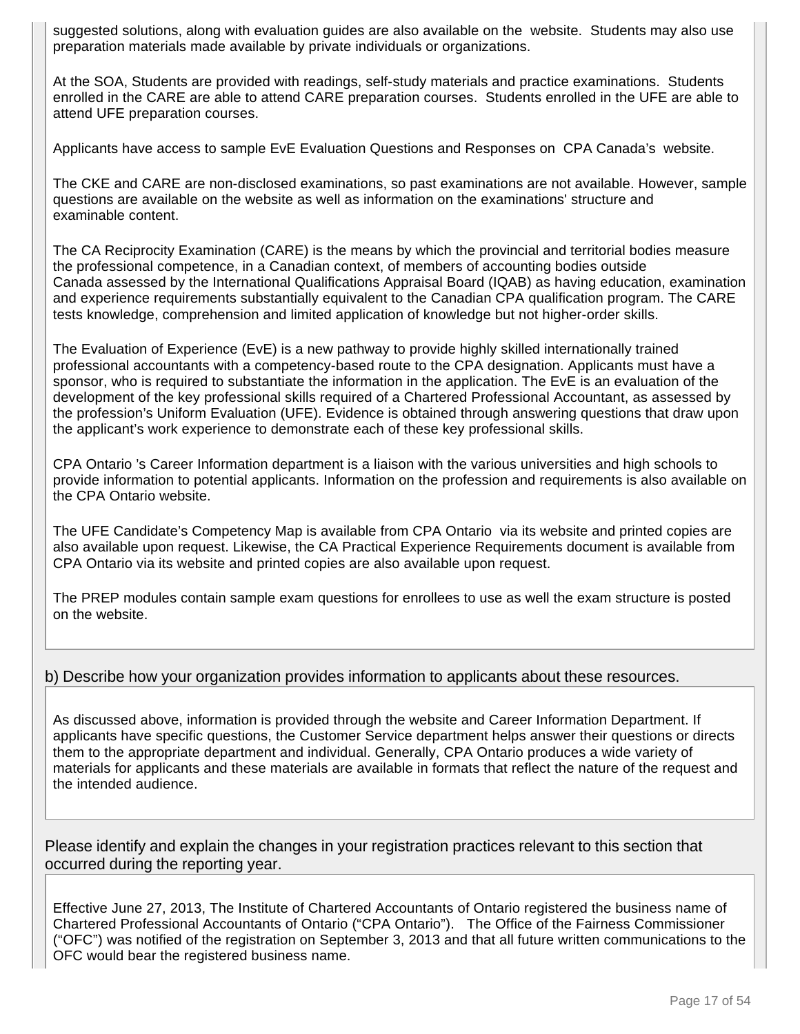suggested solutions, along with evaluation guides are also available on the website. Students may also use preparation materials made available by private individuals or organizations.

At the SOA, Students are provided with readings, self-study materials and practice examinations. Students enrolled in the CARE are able to attend CARE preparation courses. Students enrolled in the UFE are able to attend UFE preparation courses.

Applicants have access to sample EvE Evaluation Questions and Responses on CPA Canada's website.

The CKE and CARE are non-disclosed examinations, so past examinations are not available. However, sample questions are available on the website as well as information on the examinations' structure and examinable content.

The CA Reciprocity Examination (CARE) is the means by which the provincial and territorial bodies measure the professional competence, in a Canadian context, of members of accounting bodies outside Canada assessed by the International Qualifications Appraisal Board (IQAB) as having education, examination and experience requirements substantially equivalent to the Canadian CPA qualification program. The CARE tests knowledge, comprehension and limited application of knowledge but not higher-order skills.

The Evaluation of Experience (EvE) is a new pathway to provide highly skilled internationally trained professional accountants with a competency-based route to the CPA designation. Applicants must have a sponsor, who is required to substantiate the information in the application. The EvE is an evaluation of the development of the key professional skills required of a Chartered Professional Accountant, as assessed by the profession's Uniform Evaluation (UFE). Evidence is obtained through answering questions that draw upon the applicant's work experience to demonstrate each of these key professional skills.

CPA Ontario 's Career Information department is a liaison with the various universities and high schools to provide information to potential applicants. Information on the profession and requirements is also available on the CPA Ontario website.

The UFE Candidate's Competency Map is available from CPA Ontario via its website and printed copies are also available upon request. Likewise, the CA Practical Experience Requirements document is available from CPA Ontario via its website and printed copies are also available upon request.

The PREP modules contain sample exam questions for enrollees to use as well the exam structure is posted on the website.

b) Describe how your organization provides information to applicants about these resources.

As discussed above, information is provided through the website and Career Information Department. If applicants have specific questions, the Customer Service department helps answer their questions or directs them to the appropriate department and individual. Generally, CPA Ontario produces a wide variety of materials for applicants and these materials are available in formats that reflect the nature of the request and the intended audience.

Please identify and explain the changes in your registration practices relevant to this section that occurred during the reporting year.

Effective June 27, 2013, The Institute of Chartered Accountants of Ontario registered the business name of Chartered Professional Accountants of Ontario ("CPA Ontario"). The Office of the Fairness Commissioner ("OFC") was notified of the registration on September 3, 2013 and that all future written communications to the OFC would bear the registered business name.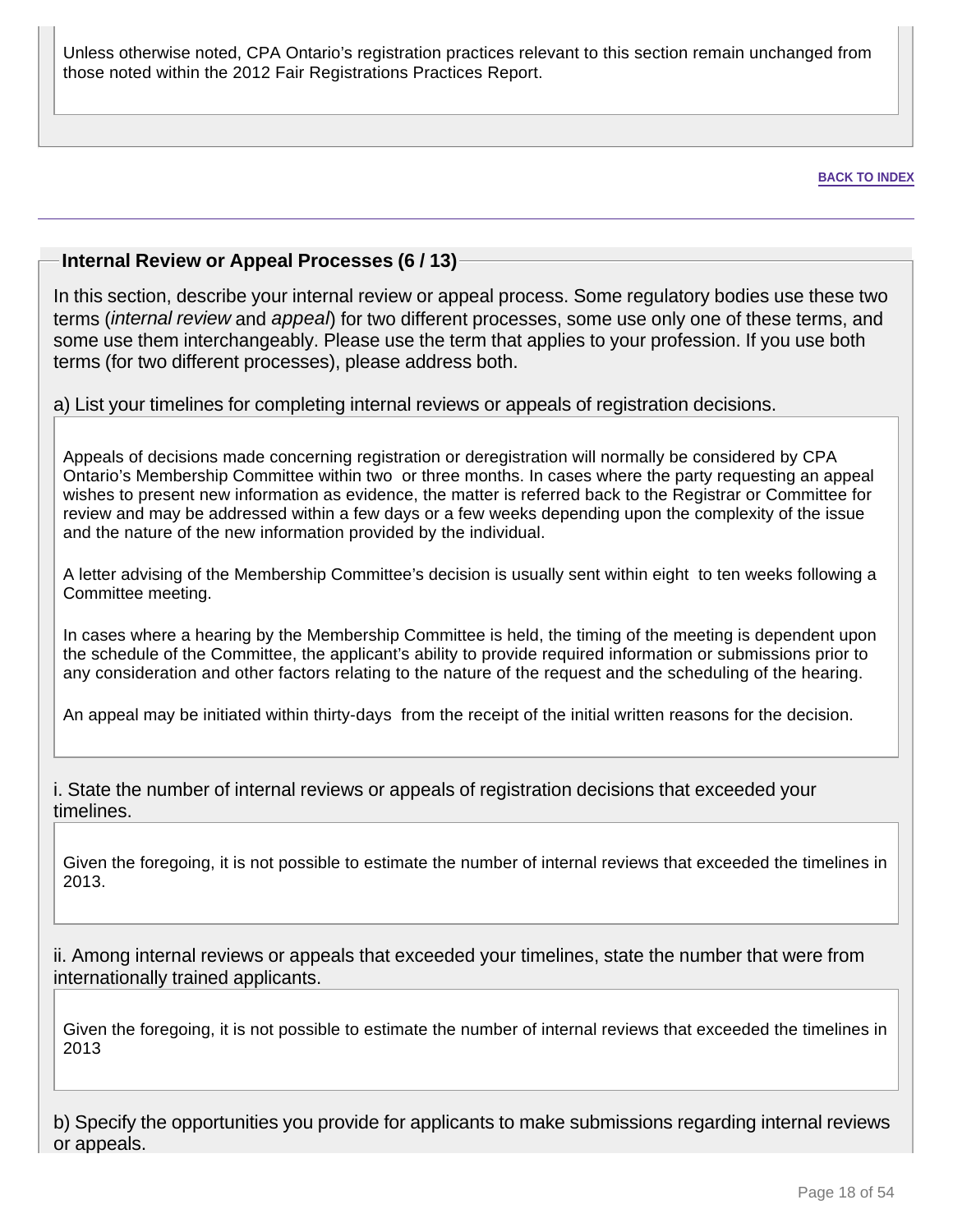Unless otherwise noted, CPA Ontario's registration practices relevant to this section remain unchanged from those noted within the 2012 Fair Registrations Practices Report.

BACK TO INDEX

## Internal Review or Appeal Processes (6 / 13)

In this section, describe your internal review or appeal process. Some regulatory bodies use these two terms (*internal review* and *appeal*) for two different processes, some use only one of these terms, and some use them interchangeably. Please use the term that applies to your profession. If you use both terms (for two different processes), please address both.

a) List your timelines for completing internal reviews or appeals of registration decisions.

Appeals of decisions made concerning registration or deregistration will normally be considered by CPA Ontario's Membership Committee within two or three months. In cases where the party requesting an appeal wishes to present new information as evidence, the matter is referred back to the Registrar or Committee for review and may be addressed within a few days or a few weeks depending upon the complexity of the issue and the nature of the new information provided by the individual.

A letter advising of the Membership Committee's decision is usually sent within eight to ten weeks following a Committee meeting.

In cases where a hearing by the Membership Committee is held, the timing of the meeting is dependent upon the schedule of the Committee, the applicant's ability to provide required information or submissions prior to any consideration and other factors relating to the nature of the request and the scheduling of the hearing.

An appeal may be initiated within thirty-days from the receipt of the initial written reasons for the decision.

i. State the number of internal reviews or appeals of registration decisions that exceeded your timelines.

Given the foregoing, it is not possible to estimate the number of internal reviews that exceeded the timelines in 2013.

ii. Among internal reviews or appeals that exceeded your timelines, state the number that were from internationally trained applicants.

Given the foregoing, it is not possible to estimate the number of internal reviews that exceeded the timelines in 2013

b) Specify the opportunities you provide for applicants to make submissions regarding internal reviews or appeals.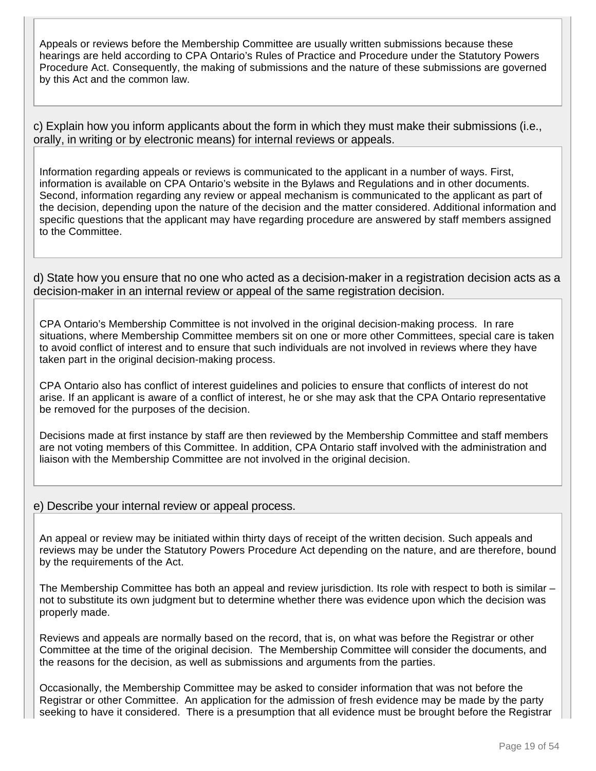Appeals or reviews before the Membership Committee are usually written submissions because these hearings are held according to CPA Ontario's Rules of Practice and Procedure under the Statutory Powers Procedure Act. Consequently, the making of submissions and the nature of these submissions are governed by this Act and the common law.

c) Explain how you inform applicants about the form in which they must make their submissions (i.e., orally, in writing or by electronic means) for internal reviews or appeals.

Information regarding appeals or reviews is communicated to the applicant in a number of ways. First, information is available on CPA Ontario's website in the Bylaws and Regulations and in other documents. Second, information regarding any review or appeal mechanism is communicated to the applicant as part of the decision, depending upon the nature of the decision and the matter considered. Additional information and specific questions that the applicant may have regarding procedure are answered by staff members assigned to the Committee.

d) State how you ensure that no one who acted as a decision-maker in a registration decision acts as a decision-maker in an internal review or appeal of the same registration decision.

CPA Ontario's Membership Committee is not involved in the original decision-making process. In rare situations, where Membership Committee members sit on one or more other Committees, special care is taken to avoid conflict of interest and to ensure that such individuals are not involved in reviews where they have taken part in the original decision-making process.

CPA Ontario also has conflict of interest guidelines and policies to ensure that conflicts of interest do not arise. If an applicant is aware of a conflict of interest, he or she may ask that the CPA Ontario representative be removed for the purposes of the decision.

Decisions made at first instance by staff are then reviewed by the Membership Committee and staff members are not voting members of this Committee. In addition, CPA Ontario staff involved with the administration and liaison with the Membership Committee are not involved in the original decision.

e) Describe your internal review or appeal process.

An appeal or review may be initiated within thirty days of receipt of the written decision. Such appeals and reviews may be under the Statutory Powers Procedure Act depending on the nature, and are therefore, bound by the requirements of the Act.

The Membership Committee has both an appeal and review jurisdiction. Its role with respect to both is similar – not to substitute its own judgment but to determine whether there was evidence upon which the decision was properly made.

Reviews and appeals are normally based on the record, that is, on what was before the Registrar or other Committee at the time of the original decision. The Membership Committee will consider the documents, and the reasons for the decision, as well as submissions and arguments from the parties.

Occasionally, the Membership Committee may be asked to consider information that was not before the Registrar or other Committee. An application for the admission of fresh evidence may be made by the party seeking to have it considered. There is a presumption that all evidence must be brought before the Registrar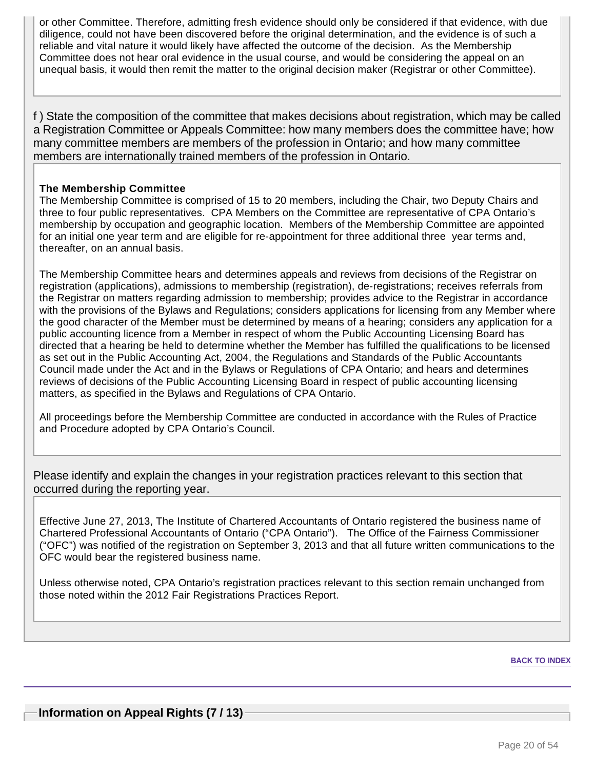or other Committee. Therefore, admitting fresh evidence should only be considered if that evidence, with due diligence, could not have been discovered before the original determination, and the evidence is of such a reliable and vital nature it would likely have affected the outcome of the decision. As the Membership Committee does not hear oral evidence in the usual course, and would be considering the appeal on an unequal basis, it would then remit the matter to the original decision maker (Registrar or other Committee).

f ) State the composition of the committee that makes decisions about registration, which may be called a Registration Committee or Appeals Committee: how many members does the committee have; how many committee members are members of the profession in Ontario; and how many committee members are internationally trained members of the profession in Ontario.

**The Membership Committee**

The Membership Committee is comprised of 15 to 20 members, including the Chair, two Deputy Chairs and three to four public representatives. CPA Members on the Committee are representative of CPA Ontario's membership by occupation and geographic location. Members of the Membership Committee are appointed for an initial one year term and are eligible for re-appointment for three additional three year terms and, thereafter, on an annual basis.

The Membership Committee hears and determines appeals and reviews from decisions of the Registrar on registration (applications), admissions to membership (registration), de-registrations; receives referrals from the Registrar on matters regarding admission to membership; provides advice to the Registrar in accordance with the provisions of the Bylaws and Regulations; considers applications for licensing from any Member where the good character of the Member must be determined by means of a hearing; considers any application for a public accounting licence from a Member in respect of whom the Public Accounting Licensing Board has directed that a hearing be held to determine whether the Member has fulfilled the qualifications to be licensed as set out in the Public Accounting Act, 2004, the Regulations and Standards of the Public Accountants Council made under the Act and in the Bylaws or Regulations of CPA Ontario; and hears and determines reviews of decisions of the Public Accounting Licensing Board in respect of public accounting licensing matters, as specified in the Bylaws and Regulations of CPA Ontario.

All proceedings before the Membership Committee are conducted in accordance with the Rules of Practice and Procedure adopted by CPA Ontario's Council.

Please identify and explain the changes in your registration practices relevant to this section that occurred during the reporting year.

Effective June 27, 2013, The Institute of Chartered Accountants of Ontario registered the business name of Chartered Professional Accountants of Ontario ("CPA Ontario"). The Office of the Fairness Commissioner ("OFC") was notified of the registration on September 3, 2013 and that all future written communications to the OFC would bear the registered business name.

Unless otherwise noted, CPA Ontario's registration practices relevant to this section remain unchanged from those noted within the 2012 Fair Registrations Practices Report.

BACK TO INDEX

## Information on Appeal Rights (7 / 13)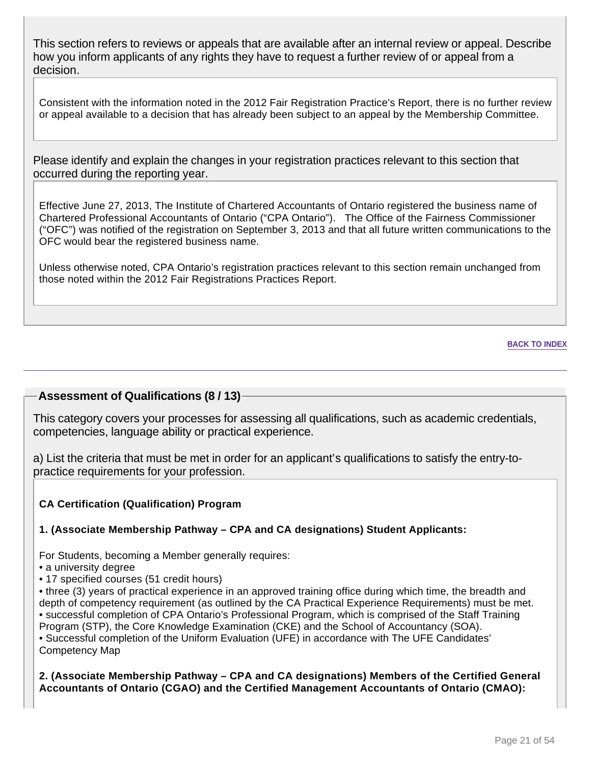This section refers to reviews or appeals that are available after an internal review or appeal. Describe how you inform applicants of any rights they have to request a further review of or appeal from a decision.

Consistent with the information noted in the 2012 Fair Registration Practice's Report, there is no further review or appeal available to a decision that has already been subject to an appeal by the Membership Committee.

Please identify and explain the changes in your registration practices relevant to this section that occurred during the reporting year.

Effective June 27, 2013, The Institute of Chartered Accountants of Ontario registered the business name of Chartered Professional Accountants of Ontario ("CPA Ontario"). The Office of the Fairness Commissioner ("OFC") was notified of the registration on September 3, 2013 and that all future written communications to the OFC would bear the registered business name.

Unless otherwise noted, CPA Ontario's registration practices relevant to this section remain unchanged from those noted within the 2012 Fair Registrations Practices Report.

BACK TO INDEX

## Assessment of Qualifications (8 / 13)

This category covers your processes for assessing all qualifications, such as academic credentials, competencies, language ability or practical experience.

a) List the criteria that must be met in order for an applicant's qualifications to satisfy the entry-to-practice requirements for your profession.

**CA Certification (Qualification) Program**

**1. (Associate Membership Pathway – CPA and CA designations) Student Applicants:**

For Students, becoming a Member generally requires:

- a university degree
- 17 specified courses (51 credit hours)
- three (3) years of practical experience in an approved training office during which time, the breadth and depth of competency requirement (as outlined by the CA Practical Experience Requirements) must be met.
- successful completion of CPA Ontario's Professional Program, which is comprised of the Staff Training Program (STP), the Core Knowledge Examination (CKE) and the School of Accountancy (SOA).
- Successful completion of the Uniform Evaluation (UFE) in accordance with The UFE Candidates' Competency Map

**2. (Associate Membership Pathway – CPA and CA designations) Members of the Certified General Accountants of Ontario (CGAO) and the Certified Management Accountants of Ontario (CMAO):**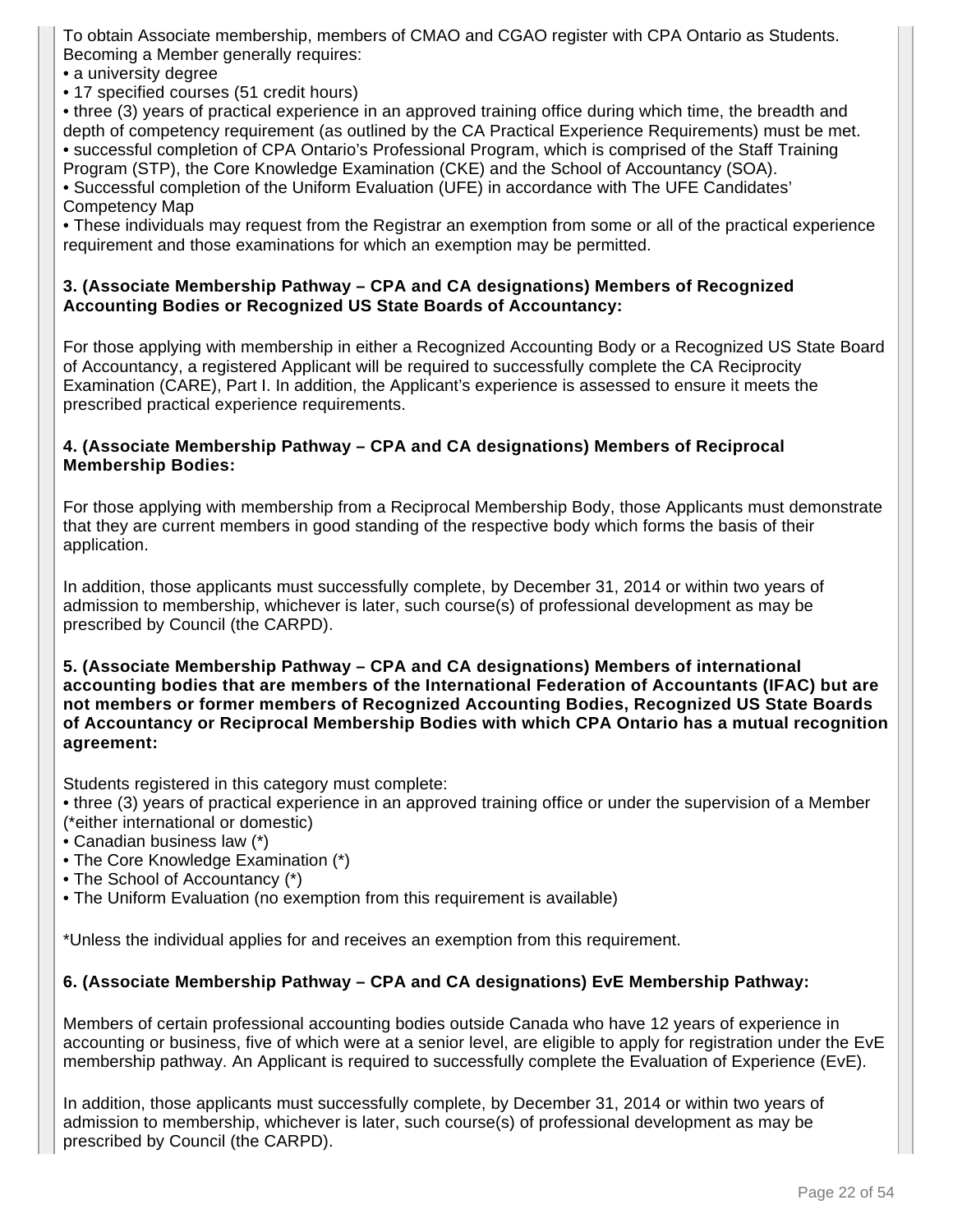To obtain Associate membership, members of CMAO and CGAO register with CPA Ontario as Students. Becoming a Member generally requires:

- a university degree
- 17 specified courses (51 credit hours)
- three (3) years of practical experience in an approved training office during which time, the breadth and depth of competency requirement (as outlined by the CA Practical Experience Requirements) must be met.
- successful completion of CPA Ontario's Professional Program, which is comprised of the Staff Training Program (STP), the Core Knowledge Examination (CKE) and the School of Accountancy (SOA).
- Successful completion of the Uniform Evaluation (UFE) in accordance with The UFE Candidates' Competency Map
- These individuals may request from the Registrar an exemption from some or all of the practical experience requirement and those examinations for which an exemption may be permitted.

**3. (Associate Membership Pathway – CPA and CA designations) Members of Recognized Accounting Bodies or Recognized US State Boards of Accountancy:**

For those applying with membership in either a Recognized Accounting Body or a Recognized US State Board of Accountancy, a registered Applicant will be required to successfully complete the CA Reciprocity Examination (CARE), Part I. In addition, the Applicant's experience is assessed to ensure it meets the prescribed practical experience requirements.

**4. (Associate Membership Pathway – CPA and CA designations) Members of Reciprocal Membership Bodies:**

For those applying with membership from a Reciprocal Membership Body, those Applicants must demonstrate that they are current members in good standing of the respective body which forms the basis of their application.

In addition, those applicants must successfully complete, by December 31, 2014 or within two years of admission to membership, whichever is later, such course(s) of professional development as may be prescribed by Council (the CARPD).

**5. (Associate Membership Pathway – CPA and CA designations) Members of international accounting bodies that are members of the International Federation of Accountants (IFAC) but are not members or former members of Recognized Accounting Bodies, Recognized US State Boards of Accountancy or Reciprocal Membership Bodies with which CPA Ontario has a mutual recognition agreement:**

Students registered in this category must complete:

- three (3) years of practical experience in an approved training office or under the supervision of a Member (*either international or domestic)
- Canadian business law (*)
- The Core Knowledge Examination (*)
- The School of Accountancy (*)
- The Uniform Evaluation (no exemption from this requirement is available)

*Unless the individual applies for and receives an exemption from this requirement.

**6. (Associate Membership Pathway – CPA and CA designations) EvE Membership Pathway:**

Members of certain professional accounting bodies outside Canada who have 12 years of experience in accounting or business, five of which were at a senior level, are eligible to apply for registration under the EvE membership pathway. An Applicant is required to successfully complete the Evaluation of Experience (EvE).

In addition, those applicants must successfully complete, by December 31, 2014 or within two years of admission to membership, whichever is later, such course(s) of professional development as may be prescribed by Council (the CARPD).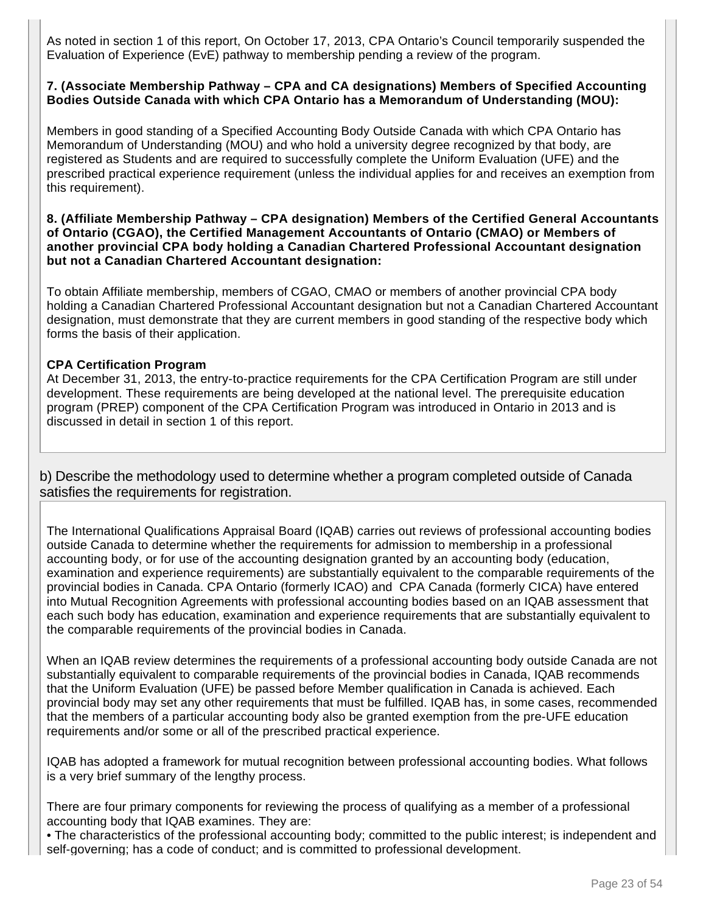As noted in section 1 of this report, On October 17, 2013, CPA Ontario's Council temporarily suspended the Evaluation of Experience (EvE) pathway to membership pending a review of the program.

**7. (Associate Membership Pathway – CPA and CA designations) Members of Specified Accounting Bodies Outside Canada with which CPA Ontario has a Memorandum of Understanding (MOU):**

Members in good standing of a Specified Accounting Body Outside Canada with which CPA Ontario has Memorandum of Understanding (MOU) and who hold a university degree recognized by that body, are registered as Students and are required to successfully complete the Uniform Evaluation (UFE) and the prescribed practical experience requirement (unless the individual applies for and receives an exemption from this requirement).

**8. (Affiliate Membership Pathway – CPA designation) Members of the Certified General Accountants of Ontario (CGAO), the Certified Management Accountants of Ontario (CMAO) or Members of another provincial CPA body holding a Canadian Chartered Professional Accountant designation but not a Canadian Chartered Accountant designation:**

To obtain Affiliate membership, members of CGAO, CMAO or members of another provincial CPA body holding a Canadian Chartered Professional Accountant designation but not a Canadian Chartered Accountant designation, must demonstrate that they are current members in good standing of the respective body which forms the basis of their application.

**CPA Certification Program**
At December 31, 2013, the entry-to-practice requirements for the CPA Certification Program are still under development. These requirements are being developed at the national level. The prerequisite education program (PREP) component of the CPA Certification Program was introduced in Ontario in 2013 and is discussed in detail in section 1 of this report.

## b) Describe the methodology used to determine whether a program completed outside of Canada satisfies the requirements for registration.

The International Qualifications Appraisal Board (IQAB) carries out reviews of professional accounting bodies outside Canada to determine whether the requirements for admission to membership in a professional accounting body, or for use of the accounting designation granted by an accounting body (education, examination and experience requirements) are substantially equivalent to the comparable requirements of the provincial bodies in Canada. CPA Ontario (formerly ICAO) and CPA Canada (formerly CICA) have entered into Mutual Recognition Agreements with professional accounting bodies based on an IQAB assessment that each such body has education, examination and experience requirements that are substantially equivalent to the comparable requirements of the provincial bodies in Canada.

When an IQAB review determines the requirements of a professional accounting body outside Canada are not substantially equivalent to comparable requirements of the provincial bodies in Canada, IQAB recommends that the Uniform Evaluation (UFE) be passed before Member qualification in Canada is achieved. Each provincial body may set any other requirements that must be fulfilled. IQAB has, in some cases, recommended that the members of a particular accounting body also be granted exemption from the pre-UFE education requirements and/or some or all of the prescribed practical experience.

IQAB has adopted a framework for mutual recognition between professional accounting bodies. What follows is a very brief summary of the lengthy process.

There are four primary components for reviewing the process of qualifying as a member of a professional accounting body that IQAB examines. They are:

- The characteristics of the professional accounting body; committed to the public interest; is independent and self-governing; has a code of conduct; and is committed to professional development.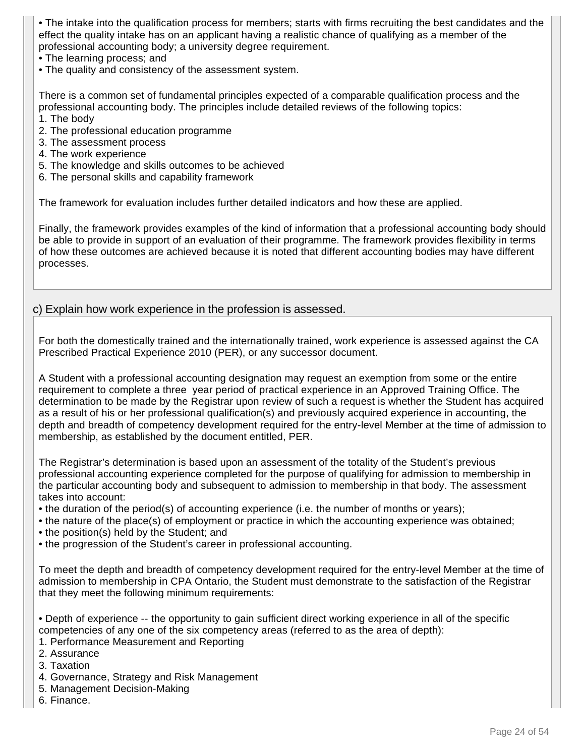• The intake into the qualification process for members; starts with firms recruiting the best candidates and the effect the quality intake has on an applicant having a realistic chance of qualifying as a member of the professional accounting body; a university degree requirement.
• The learning process; and
• The quality and consistency of the assessment system.

There is a common set of fundamental principles expected of a comparable qualification process and the professional accounting body. The principles include detailed reviews of the following topics:
1. The body
2. The professional education programme
3. The assessment process
4. The work experience
5. The knowledge and skills outcomes to be achieved
6. The personal skills and capability framework

The framework for evaluation includes further detailed indicators and how these are applied.

Finally, the framework provides examples of the kind of information that a professional accounting body should be able to provide in support of an evaluation of their programme. The framework provides flexibility in terms of how these outcomes are achieved because it is noted that different accounting bodies may have different processes.

## c) Explain how work experience in the profession is assessed.

For both the domestically trained and the internationally trained, work experience is assessed against the CA Prescribed Practical Experience 2010 (PER), or any successor document.

A Student with a professional accounting designation may request an exemption from some or the entire requirement to complete a three year period of practical experience in an Approved Training Office. The determination to be made by the Registrar upon review of such a request is whether the Student has acquired as a result of his or her professional qualification(s) and previously acquired experience in accounting, the depth and breadth of competency development required for the entry-level Member at the time of admission to membership, as established by the document entitled, PER.

The Registrar's determination is based upon an assessment of the totality of the Student's previous professional accounting experience completed for the purpose of qualifying for admission to membership in the particular accounting body and subsequent to admission to membership in that body. The assessment takes into account:
• the duration of the period(s) of accounting experience (i.e. the number of months or years);
• the nature of the place(s) of employment or practice in which the accounting experience was obtained;
• the position(s) held by the Student; and
• the progression of the Student's career in professional accounting.

To meet the depth and breadth of competency development required for the entry-level Member at the time of admission to membership in CPA Ontario, the Student must demonstrate to the satisfaction of the Registrar that they meet the following minimum requirements:

• Depth of experience -- the opportunity to gain sufficient direct working experience in all of the specific competencies of any one of the six competency areas (referred to as the area of depth):
1. Performance Measurement and Reporting
2. Assurance
3. Taxation
4. Governance, Strategy and Risk Management
5. Management Decision-Making
6. Finance.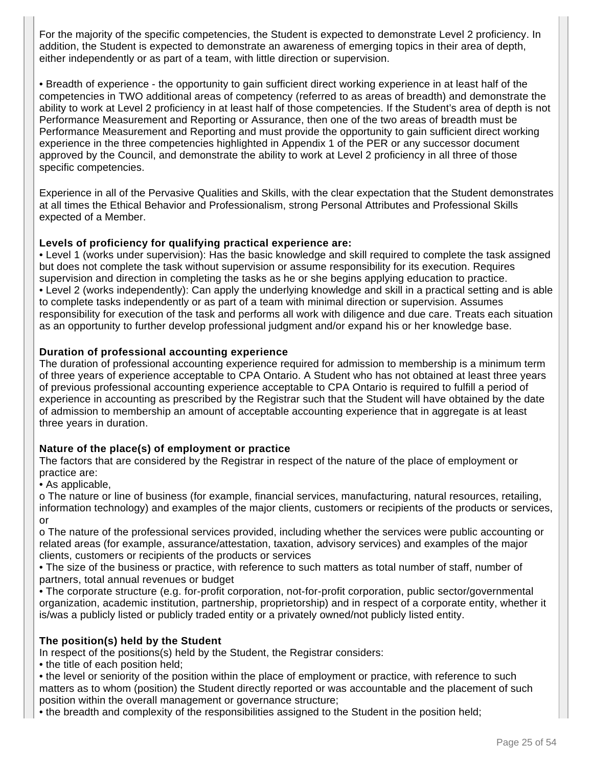For the majority of the specific competencies, the Student is expected to demonstrate Level 2 proficiency. In addition, the Student is expected to demonstrate an awareness of emerging topics in their area of depth, either independently or as part of a team, with little direction or supervision.

• Breadth of experience - the opportunity to gain sufficient direct working experience in at least half of the competencies in TWO additional areas of competency (referred to as areas of breadth) and demonstrate the ability to work at Level 2 proficiency in at least half of those competencies. If the Student's area of depth is not Performance Measurement and Reporting or Assurance, then one of the two areas of breadth must be Performance Measurement and Reporting and must provide the opportunity to gain sufficient direct working experience in the three competencies highlighted in Appendix 1 of the PER or any successor document approved by the Council, and demonstrate the ability to work at Level 2 proficiency in all three of those specific competencies.

Experience in all of the Pervasive Qualities and Skills, with the clear expectation that the Student demonstrates at all times the Ethical Behavior and Professionalism, strong Personal Attributes and Professional Skills expected of a Member.

**Levels of proficiency for qualifying practical experience are:**

• Level 1 (works under supervision): Has the basic knowledge and skill required to complete the task assigned but does not complete the task without supervision or assume responsibility for its execution. Requires supervision and direction in completing the tasks as he or she begins applying education to practice.

• Level 2 (works independently): Can apply the underlying knowledge and skill in a practical setting and is able to complete tasks independently or as part of a team with minimal direction or supervision. Assumes responsibility for execution of the task and performs all work with diligence and due care. Treats each situation as an opportunity to further develop professional judgment and/or expand his or her knowledge base.

**Duration of professional accounting experience**

The duration of professional accounting experience required for admission to membership is a minimum term of three years of experience acceptable to CPA Ontario. A Student who has not obtained at least three years of previous professional accounting experience acceptable to CPA Ontario is required to fulfill a period of experience in accounting as prescribed by the Registrar such that the Student will have obtained by the date of admission to membership an amount of acceptable accounting experience that in aggregate is at least three years in duration.

**Nature of the place(s) of employment or practice**

The factors that are considered by the Registrar in respect of the nature of the place of employment or practice are:

• As applicable,

o The nature or line of business (for example, financial services, manufacturing, natural resources, retailing, information technology) and examples of the major clients, customers or recipients of the products or services, or

o The nature of the professional services provided, including whether the services were public accounting or related areas (for example, assurance/attestation, taxation, advisory services) and examples of the major clients, customers or recipients of the products or services

• The size of the business or practice, with reference to such matters as total number of staff, number of partners, total annual revenues or budget

• The corporate structure (e.g. for-profit corporation, not-for-profit corporation, public sector/governmental organization, academic institution, partnership, proprietorship) and in respect of a corporate entity, whether it is/was a publicly listed or publicly traded entity or a privately owned/not publicly listed entity.

**The position(s) held by the Student**

In respect of the positions(s) held by the Student, the Registrar considers:

• the title of each position held;

• the level or seniority of the position within the place of employment or practice, with reference to such matters as to whom (position) the Student directly reported or was accountable and the placement of such position within the overall management or governance structure;

• the breadth and complexity of the responsibilities assigned to the Student in the position held;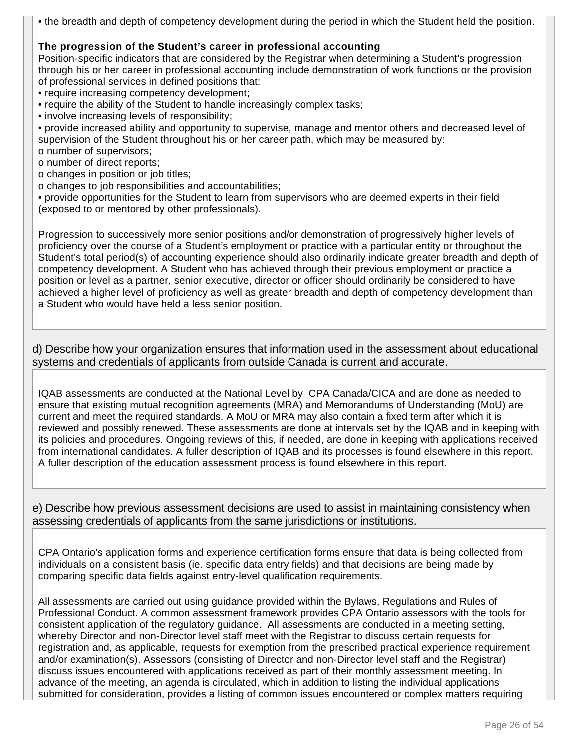• the breadth and depth of competency development during the period in which the Student held the position.

**The progression of the Student's career in professional accounting**

Position-specific indicators that are considered by the Registrar when determining a Student's progression through his or her career in professional accounting include demonstration of work functions or the provision of professional services in defined positions that:

• require increasing competency development;
• require the ability of the Student to handle increasingly complex tasks;
• involve increasing levels of responsibility;
• provide increased ability and opportunity to supervise, manage and mentor others and decreased level of supervision of the Student throughout his or her career path, which may be measured by:
o number of supervisors;
o number of direct reports;
o changes in position or job titles;
o changes to job responsibilities and accountabilities;
• provide opportunities for the Student to learn from supervisors who are deemed experts in their field (exposed to or mentored by other professionals).

Progression to successively more senior positions and/or demonstration of progressively higher levels of proficiency over the course of a Student's employment or practice with a particular entity or throughout the Student's total period(s) of accounting experience should also ordinarily indicate greater breadth and depth of competency development. A Student who has achieved through their previous employment or practice a position or level as a partner, senior executive, director or officer should ordinarily be considered to have achieved a higher level of proficiency as well as greater breadth and depth of competency development than a Student who would have held a less senior position.

d) Describe how your organization ensures that information used in the assessment about educational systems and credentials of applicants from outside Canada is current and accurate.

IQAB assessments are conducted at the National Level by CPA Canada/CICA and are done as needed to ensure that existing mutual recognition agreements (MRA) and Memorandums of Understanding (MoU) are current and meet the required standards. A MoU or MRA may also contain a fixed term after which it is reviewed and possibly renewed. These assessments are done at intervals set by the IQAB and in keeping with its policies and procedures. Ongoing reviews of this, if needed, are done in keeping with applications received from international candidates. A fuller description of IQAB and its processes is found elsewhere in this report. A fuller description of the education assessment process is found elsewhere in this report.

e) Describe how previous assessment decisions are used to assist in maintaining consistency when assessing credentials of applicants from the same jurisdictions or institutions.

CPA Ontario's application forms and experience certification forms ensure that data is being collected from individuals on a consistent basis (ie. specific data entry fields) and that decisions are being made by comparing specific data fields against entry-level qualification requirements.

All assessments are carried out using guidance provided within the Bylaws, Regulations and Rules of Professional Conduct. A common assessment framework provides CPA Ontario assessors with the tools for consistent application of the regulatory guidance. All assessments are conducted in a meeting setting, whereby Director and non-Director level staff meet with the Registrar to discuss certain requests for registration and, as applicable, requests for exemption from the prescribed practical experience requirement and/or examination(s). Assessors (consisting of Director and non-Director level staff and the Registrar) discuss issues encountered with applications received as part of their monthly assessment meeting. In advance of the meeting, an agenda is circulated, which in addition to listing the individual applications submitted for consideration, provides a listing of common issues encountered or complex matters requiring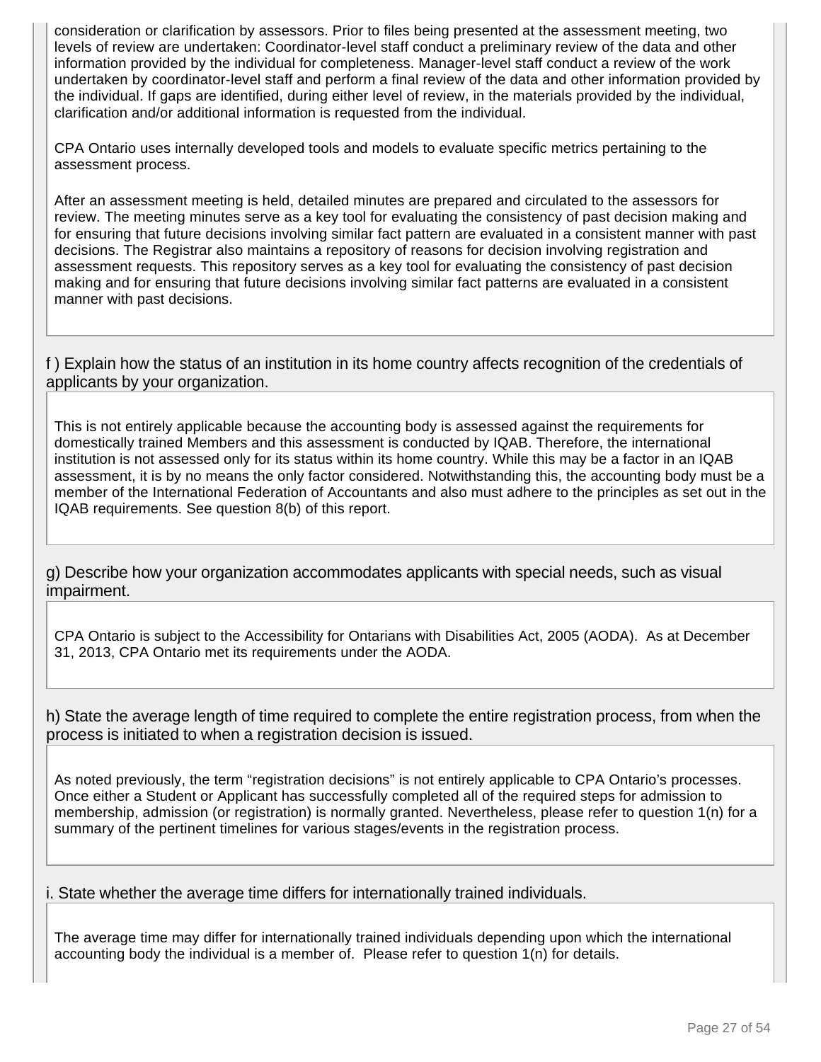consideration or clarification by assessors. Prior to files being presented at the assessment meeting, two levels of review are undertaken: Coordinator-level staff conduct a preliminary review of the data and other information provided by the individual for completeness. Manager-level staff conduct a review of the work undertaken by coordinator-level staff and perform a final review of the data and other information provided by the individual. If gaps are identified, during either level of review, in the materials provided by the individual, clarification and/or additional information is requested from the individual.

CPA Ontario uses internally developed tools and models to evaluate specific metrics pertaining to the assessment process.

After an assessment meeting is held, detailed minutes are prepared and circulated to the assessors for review. The meeting minutes serve as a key tool for evaluating the consistency of past decision making and for ensuring that future decisions involving similar fact pattern are evaluated in a consistent manner with past decisions. The Registrar also maintains a repository of reasons for decision involving registration and assessment requests. This repository serves as a key tool for evaluating the consistency of past decision making and for ensuring that future decisions involving similar fact patterns are evaluated in a consistent manner with past decisions.

f ) Explain how the status of an institution in its home country affects recognition of the credentials of applicants by your organization.

This is not entirely applicable because the accounting body is assessed against the requirements for domestically trained Members and this assessment is conducted by IQAB. Therefore, the international institution is not assessed only for its status within its home country. While this may be a factor in an IQAB assessment, it is by no means the only factor considered. Notwithstanding this, the accounting body must be a member of the International Federation of Accountants and also must adhere to the principles as set out in the IQAB requirements. See question 8(b) of this report.

g) Describe how your organization accommodates applicants with special needs, such as visual impairment.

CPA Ontario is subject to the Accessibility for Ontarians with Disabilities Act, 2005 (AODA). As at December 31, 2013, CPA Ontario met its requirements under the AODA.

h) State the average length of time required to complete the entire registration process, from when the process is initiated to when a registration decision is issued.

As noted previously, the term “registration decisions” is not entirely applicable to CPA Ontario’s processes. Once either a Student or Applicant has successfully completed all of the required steps for admission to membership, admission (or registration) is normally granted. Nevertheless, please refer to question 1(n) for a summary of the pertinent timelines for various stages/events in the registration process.

i. State whether the average time differs for internationally trained individuals.

The average time may differ for internationally trained individuals depending upon which the international accounting body the individual is a member of. Please refer to question 1(n) for details.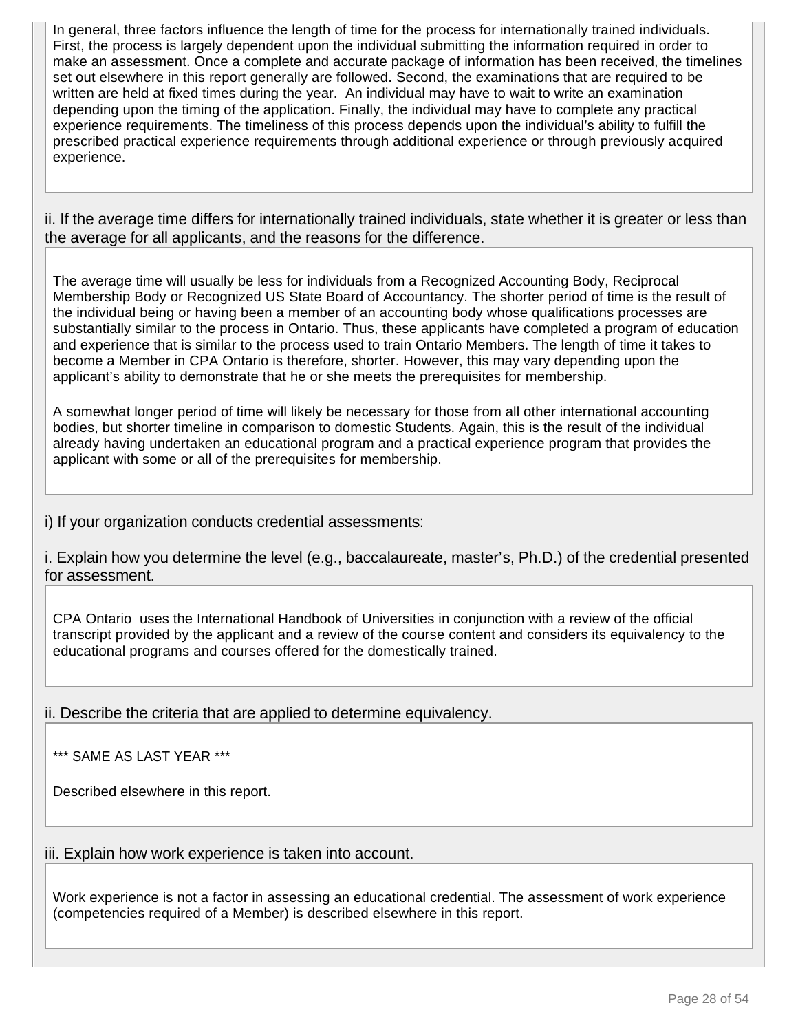In general, three factors influence the length of time for the process for internationally trained individuals. First, the process is largely dependent upon the individual submitting the information required in order to make an assessment. Once a complete and accurate package of information has been received, the timelines set out elsewhere in this report generally are followed. Second, the examinations that are required to be written are held at fixed times during the year. An individual may have to wait to write an examination depending upon the timing of the application. Finally, the individual may have to complete any practical experience requirements. The timeliness of this process depends upon the individual's ability to fulfill the prescribed practical experience requirements through additional experience or through previously acquired experience.

ii. If the average time differs for internationally trained individuals, state whether it is greater or less than the average for all applicants, and the reasons for the difference.

The average time will usually be less for individuals from a Recognized Accounting Body, Reciprocal Membership Body or Recognized US State Board of Accountancy. The shorter period of time is the result of the individual being or having been a member of an accounting body whose qualifications processes are substantially similar to the process in Ontario. Thus, these applicants have completed a program of education and experience that is similar to the process used to train Ontario Members. The length of time it takes to become a Member in CPA Ontario is therefore, shorter. However, this may vary depending upon the applicant's ability to demonstrate that he or she meets the prerequisites for membership.

A somewhat longer period of time will likely be necessary for those from all other international accounting bodies, but shorter timeline in comparison to domestic Students. Again, this is the result of the individual already having undertaken an educational program and a practical experience program that provides the applicant with some or all of the prerequisites for membership.

i) If your organization conducts credential assessments:

i. Explain how you determine the level (e.g., baccalaureate, master's, Ph.D.) of the credential presented for assessment.

CPA Ontario uses the International Handbook of Universities in conjunction with a review of the official transcript provided by the applicant and a review of the course content and considers its equivalency to the educational programs and courses offered for the domestically trained.

ii. Describe the criteria that are applied to determine equivalency.

*** SAME AS LAST YEAR ***

Described elsewhere in this report.

iii. Explain how work experience is taken into account.

Work experience is not a factor in assessing an educational credential. The assessment of work experience (competencies required of a Member) is described elsewhere in this report.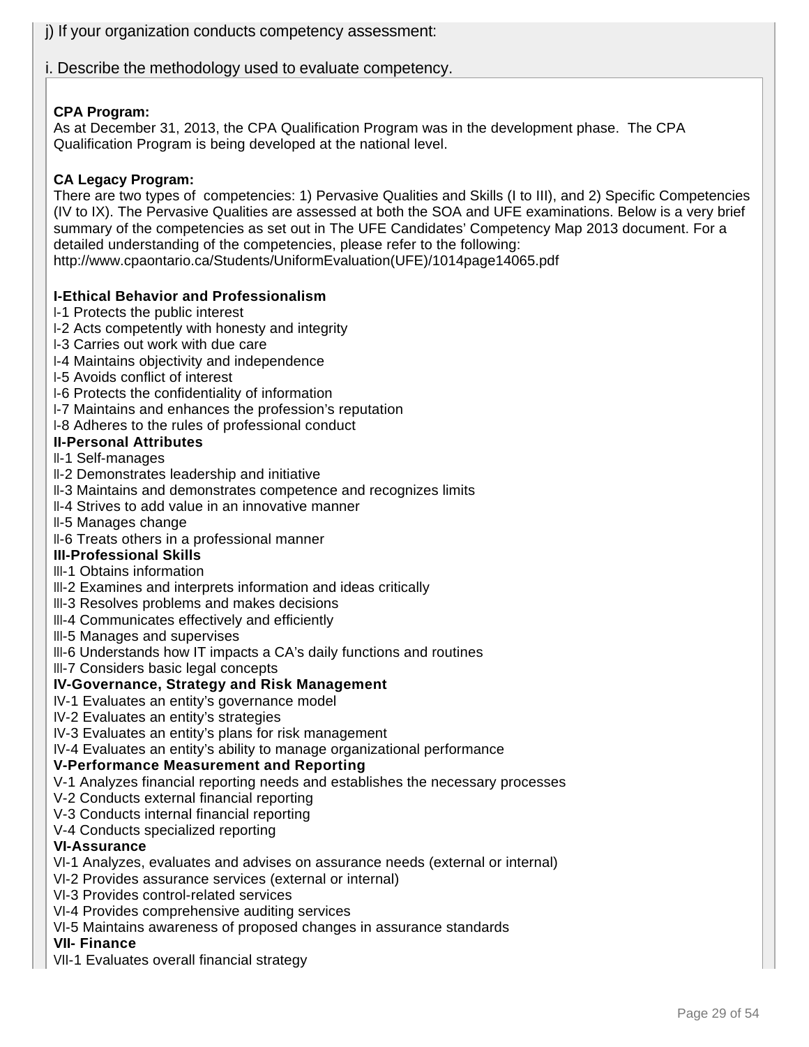j) If your organization conducts competency assessment:

i. Describe the methodology used to evaluate competency.

**CPA Program:**
As at December 31, 2013, the CPA Qualification Program was in the development phase. The CPA Qualification Program is being developed at the national level.

**CA Legacy Program:**
There are two types of competencies: 1) Pervasive Qualities and Skills (I to III), and 2) Specific Competencies (IV to IX). The Pervasive Qualities are assessed at both the SOA and UFE examinations. Below is a very brief summary of the competencies as set out in The UFE Candidates' Competency Map 2013 document. For a detailed understanding of the competencies, please refer to the following:
http://www.cpaontario.ca/Students/UniformEvaluation(UFE)/1014page14065.pdf

**I-Ethical Behavior and Professionalism**
I-1 Protects the public interest
I-2 Acts competently with honesty and integrity
I-3 Carries out work with due care
I-4 Maintains objectivity and independence
I-5 Avoids conflict of interest
I-6 Protects the confidentiality of information
I-7 Maintains and enhances the profession's reputation
I-8 Adheres to the rules of professional conduct
**II-Personal Attributes**
II-1 Self-manages
II-2 Demonstrates leadership and initiative
II-3 Maintains and demonstrates competence and recognizes limits
II-4 Strives to add value in an innovative manner
II-5 Manages change
II-6 Treats others in a professional manner
**III-Professional Skills**
III-1 Obtains information
III-2 Examines and interprets information and ideas critically
III-3 Resolves problems and makes decisions
III-4 Communicates effectively and efficiently
III-5 Manages and supervises
III-6 Understands how IT impacts a CA's daily functions and routines
III-7 Considers basic legal concepts
**IV-Governance, Strategy and Risk Management**
IV-1 Evaluates an entity's governance model
IV-2 Evaluates an entity's strategies
IV-3 Evaluates an entity's plans for risk management
IV-4 Evaluates an entity's ability to manage organizational performance
**V-Performance Measurement and Reporting**
V-1 Analyzes financial reporting needs and establishes the necessary processes
V-2 Conducts external financial reporting
V-3 Conducts internal financial reporting
V-4 Conducts specialized reporting
**VI-Assurance**
VI-1 Analyzes, evaluates and advises on assurance needs (external or internal)
VI-2 Provides assurance services (external or internal)
VI-3 Provides control-related services
VI-4 Provides comprehensive auditing services
VI-5 Maintains awareness of proposed changes in assurance standards
**VII- Finance**
VII-1 Evaluates overall financial strategy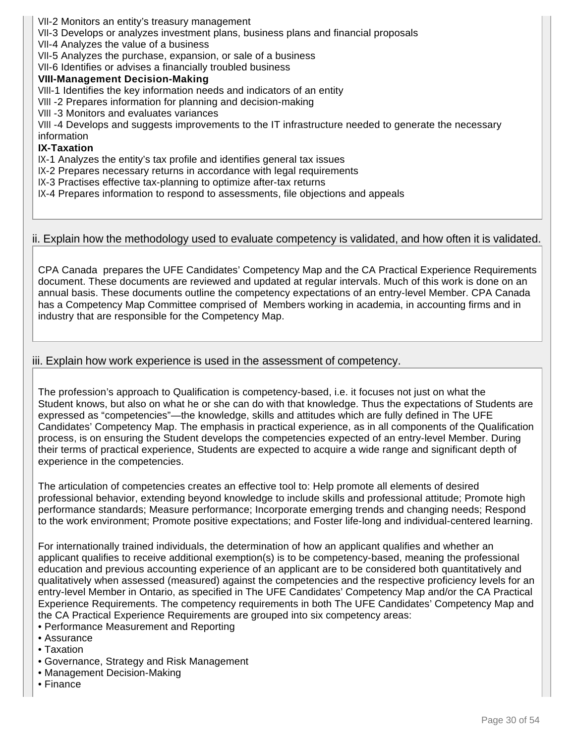VII-2 Monitors an entity's treasury management
VII-3 Develops or analyzes investment plans, business plans and financial proposals
VII-4 Analyzes the value of a business
VII-5 Analyzes the purchase, expansion, or sale of a business
VII-6 Identifies or advises a financially troubled business

**VIII-Management Decision-Making**

VIII-1 Identifies the key information needs and indicators of an entity
VIII -2 Prepares information for planning and decision-making
VIII -3 Monitors and evaluates variances
VIII -4 Develops and suggests improvements to the IT infrastructure needed to generate the necessary information

**IX-Taxation**

IX-1 Analyzes the entity's tax profile and identifies general tax issues
IX-2 Prepares necessary returns in accordance with legal requirements
IX-3 Practises effective tax-planning to optimize after-tax returns
IX-4 Prepares information to respond to assessments, file objections and appeals

ii. Explain how the methodology used to evaluate competency is validated, and how often it is validated.

CPA Canada prepares the UFE Candidates' Competency Map and the CA Practical Experience Requirements document. These documents are reviewed and updated at regular intervals. Much of this work is done on an annual basis. These documents outline the competency expectations of an entry-level Member. CPA Canada has a Competency Map Committee comprised of Members working in academia, in accounting firms and in industry that are responsible for the Competency Map.

iii. Explain how work experience is used in the assessment of competency.

The profession's approach to Qualification is competency-based, i.e. it focuses not just on what the Student knows, but also on what he or she can do with that knowledge. Thus the expectations of Students are expressed as "competencies"—the knowledge, skills and attitudes which are fully defined in The UFE Candidates' Competency Map. The emphasis in practical experience, as in all components of the Qualification process, is on ensuring the Student develops the competencies expected of an entry-level Member. During their terms of practical experience, Students are expected to acquire a wide range and significant depth of experience in the competencies.

The articulation of competencies creates an effective tool to: Help promote all elements of desired professional behavior, extending beyond knowledge to include skills and professional attitude; Promote high performance standards; Measure performance; Incorporate emerging trends and changing needs; Respond to the work environment; Promote positive expectations; and Foster life-long and individual-centered learning.

For internationally trained individuals, the determination of how an applicant qualifies and whether an applicant qualifies to receive additional exemption(s) is to be competency-based, meaning the professional education and previous accounting experience of an applicant are to be considered both quantitatively and qualitatively when assessed (measured) against the competencies and the respective proficiency levels for an entry-level Member in Ontario, as specified in The UFE Candidates' Competency Map and/or the CA Practical Experience Requirements. The competency requirements in both The UFE Candidates' Competency Map and the CA Practical Experience Requirements are grouped into six competency areas:

- Performance Measurement and Reporting
- Assurance
- Taxation
- Governance, Strategy and Risk Management
- Management Decision-Making
- Finance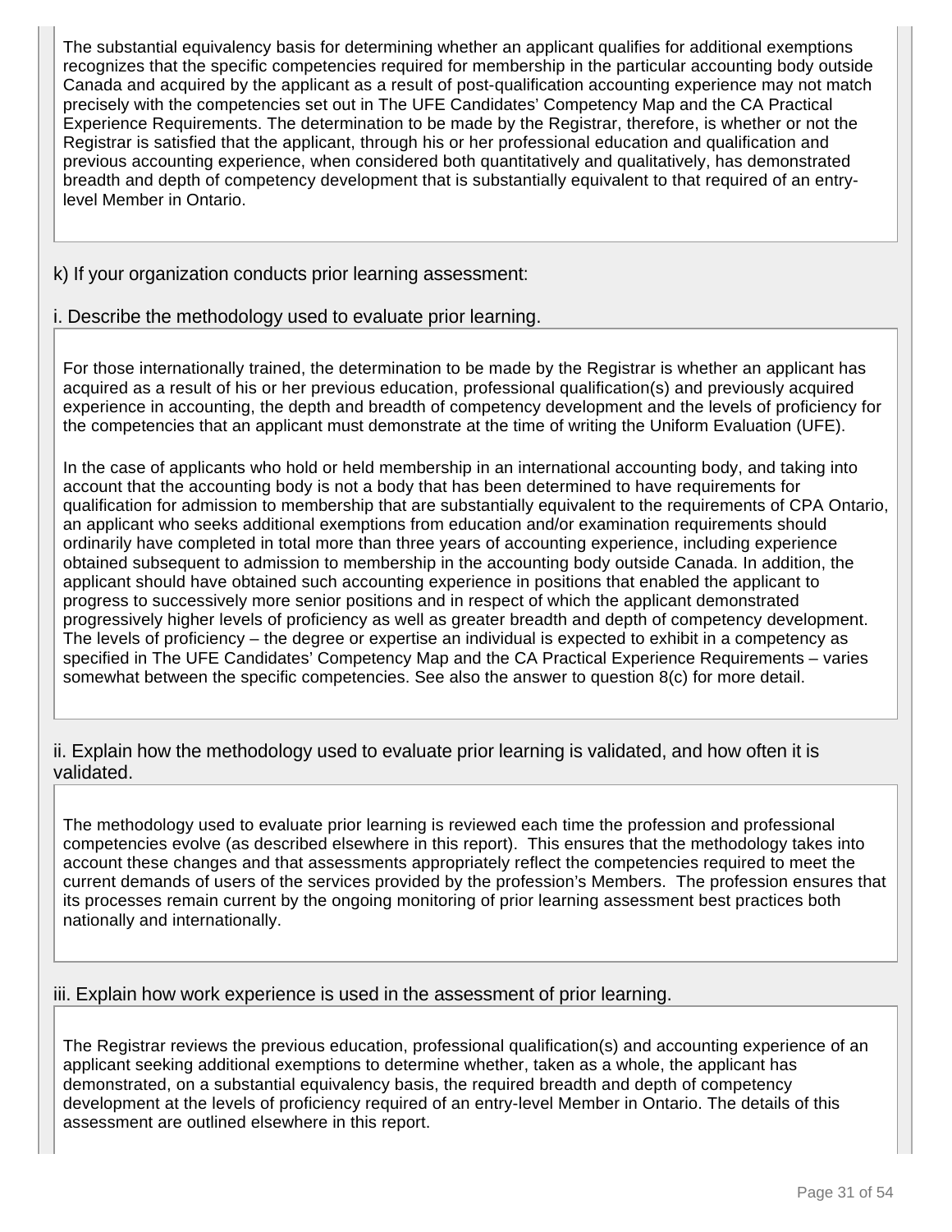The substantial equivalency basis for determining whether an applicant qualifies for additional exemptions recognizes that the specific competencies required for membership in the particular accounting body outside Canada and acquired by the applicant as a result of post-qualification accounting experience may not match precisely with the competencies set out in The UFE Candidates' Competency Map and the CA Practical Experience Requirements. The determination to be made by the Registrar, therefore, is whether or not the Registrar is satisfied that the applicant, through his or her professional education and qualification and previous accounting experience, when considered both quantitatively and qualitatively, has demonstrated breadth and depth of competency development that is substantially equivalent to that required of an entry-level Member in Ontario.

k) If your organization conducts prior learning assessment:

i. Describe the methodology used to evaluate prior learning.

For those internationally trained, the determination to be made by the Registrar is whether an applicant has acquired as a result of his or her previous education, professional qualification(s) and previously acquired experience in accounting, the depth and breadth of competency development and the levels of proficiency for the competencies that an applicant must demonstrate at the time of writing the Uniform Evaluation (UFE).

In the case of applicants who hold or held membership in an international accounting body, and taking into account that the accounting body is not a body that has been determined to have requirements for qualification for admission to membership that are substantially equivalent to the requirements of CPA Ontario, an applicant who seeks additional exemptions from education and/or examination requirements should ordinarily have completed in total more than three years of accounting experience, including experience obtained subsequent to admission to membership in the accounting body outside Canada. In addition, the applicant should have obtained such accounting experience in positions that enabled the applicant to progress to successively more senior positions and in respect of which the applicant demonstrated progressively higher levels of proficiency as well as greater breadth and depth of competency development. The levels of proficiency – the degree or expertise an individual is expected to exhibit in a competency as specified in The UFE Candidates' Competency Map and the CA Practical Experience Requirements – varies somewhat between the specific competencies. See also the answer to question 8(c) for more detail.

ii. Explain how the methodology used to evaluate prior learning is validated, and how often it is validated.

The methodology used to evaluate prior learning is reviewed each time the profession and professional competencies evolve (as described elsewhere in this report). This ensures that the methodology takes into account these changes and that assessments appropriately reflect the competencies required to meet the current demands of users of the services provided by the profession's Members. The profession ensures that its processes remain current by the ongoing monitoring of prior learning assessment best practices both nationally and internationally.

iii. Explain how work experience is used in the assessment of prior learning.

The Registrar reviews the previous education, professional qualification(s) and accounting experience of an applicant seeking additional exemptions to determine whether, taken as a whole, the applicant has demonstrated, on a substantial equivalency basis, the required breadth and depth of competency development at the levels of proficiency required of an entry-level Member in Ontario. The details of this assessment are outlined elsewhere in this report.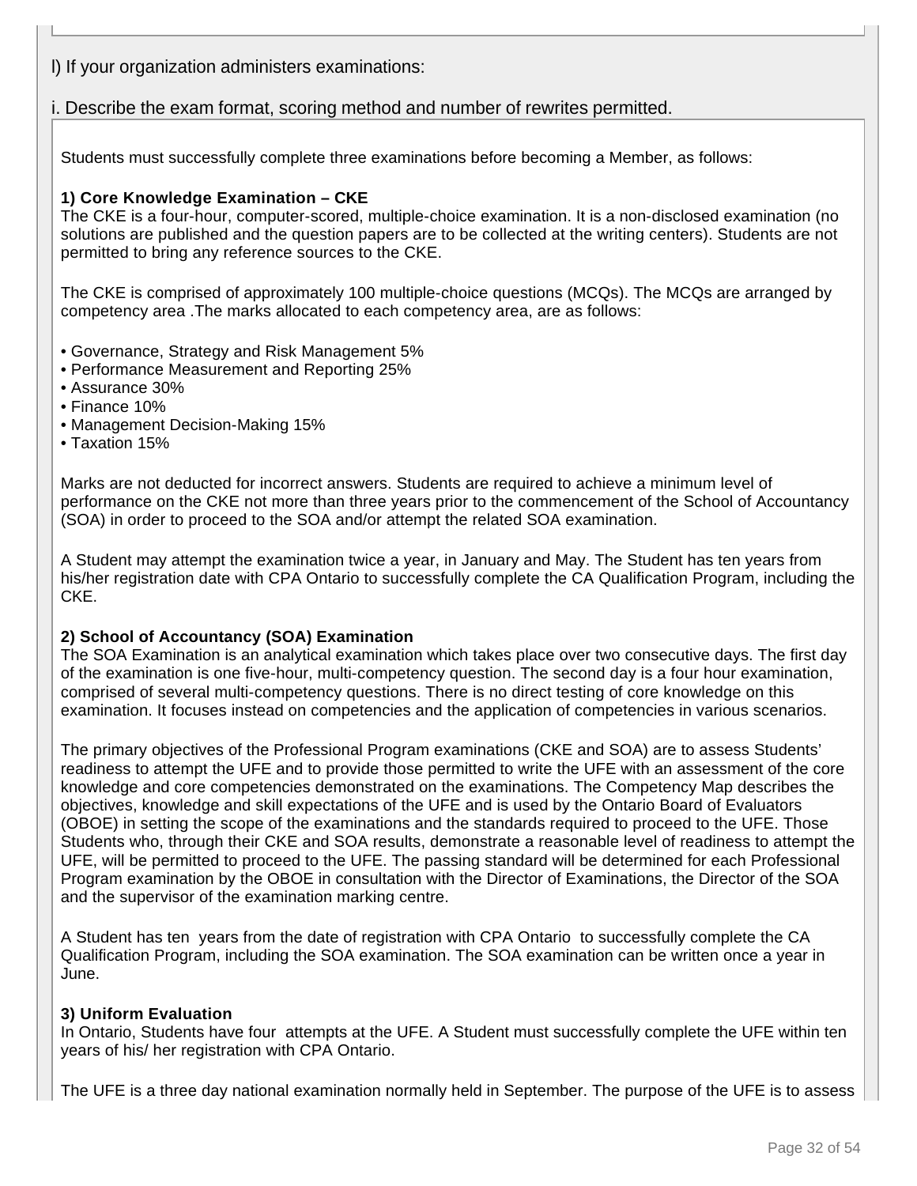l) If your organization administers examinations:

i. Describe the exam format, scoring method and number of rewrites permitted.

Students must successfully complete three examinations before becoming a Member, as follows:

**1) Core Knowledge Examination – CKE**
The CKE is a four-hour, computer-scored, multiple-choice examination. It is a non-disclosed examination (no solutions are published and the question papers are to be collected at the writing centers). Students are not permitted to bring any reference sources to the CKE.

The CKE is comprised of approximately 100 multiple-choice questions (MCQs). The MCQs are arranged by competency area .The marks allocated to each competency area, are as follows:

• Governance, Strategy and Risk Management 5%
• Performance Measurement and Reporting 25%
• Assurance 30%
• Finance 10%
• Management Decision-Making 15%
• Taxation 15%

Marks are not deducted for incorrect answers. Students are required to achieve a minimum level of performance on the CKE not more than three years prior to the commencement of the School of Accountancy (SOA) in order to proceed to the SOA and/or attempt the related SOA examination.

A Student may attempt the examination twice a year, in January and May. The Student has ten years from his/her registration date with CPA Ontario to successfully complete the CA Qualification Program, including the CKE.

**2) School of Accountancy (SOA) Examination**
The SOA Examination is an analytical examination which takes place over two consecutive days. The first day of the examination is one five-hour, multi-competency question. The second day is a four hour examination, comprised of several multi-competency questions. There is no direct testing of core knowledge on this examination. It focuses instead on competencies and the application of competencies in various scenarios.

The primary objectives of the Professional Program examinations (CKE and SOA) are to assess Students' readiness to attempt the UFE and to provide those permitted to write the UFE with an assessment of the core knowledge and core competencies demonstrated on the examinations. The Competency Map describes the objectives, knowledge and skill expectations of the UFE and is used by the Ontario Board of Evaluators (OBOE) in setting the scope of the examinations and the standards required to proceed to the UFE. Those Students who, through their CKE and SOA results, demonstrate a reasonable level of readiness to attempt the UFE, will be permitted to proceed to the UFE. The passing standard will be determined for each Professional Program examination by the OBOE in consultation with the Director of Examinations, the Director of the SOA and the supervisor of the examination marking centre.

A Student has ten years from the date of registration with CPA Ontario to successfully complete the CA Qualification Program, including the SOA examination. The SOA examination can be written once a year in June.

**3) Uniform Evaluation**
In Ontario, Students have four attempts at the UFE. A Student must successfully complete the UFE within ten years of his/ her registration with CPA Ontario.

The UFE is a three day national examination normally held in September. The purpose of the UFE is to assess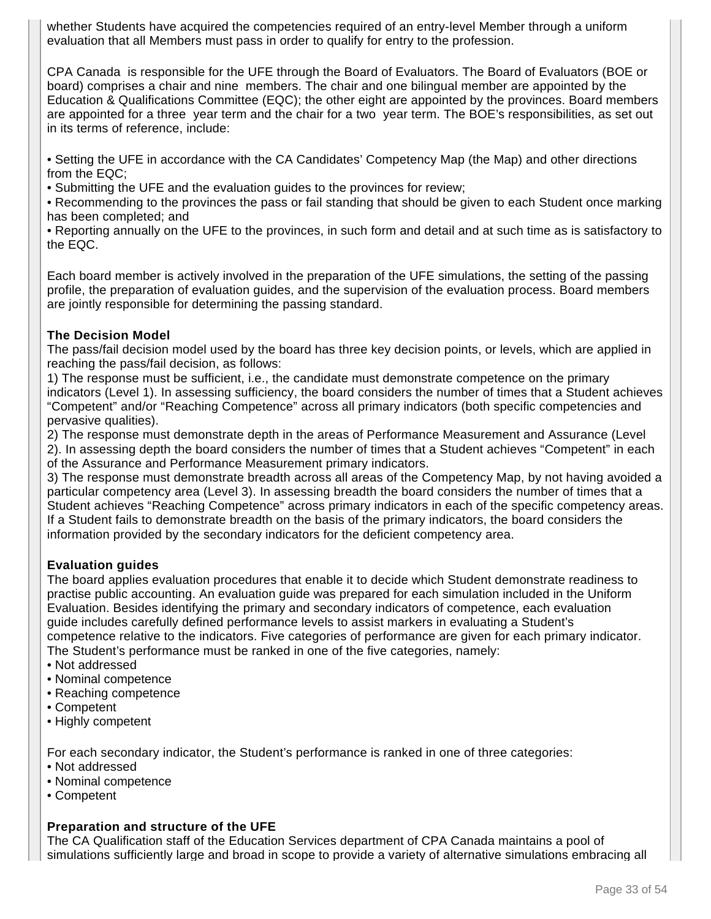whether Students have acquired the competencies required of an entry-level Member through a uniform evaluation that all Members must pass in order to qualify for entry to the profession.

CPA Canada is responsible for the UFE through the Board of Evaluators. The Board of Evaluators (BOE or board) comprises a chair and nine members. The chair and one bilingual member are appointed by the Education & Qualifications Committee (EQC); the other eight are appointed by the provinces. Board members are appointed for a three year term and the chair for a two year term. The BOE's responsibilities, as set out in its terms of reference, include:

- Setting the UFE in accordance with the CA Candidates' Competency Map (the Map) and other directions from the EQC;
- Submitting the UFE and the evaluation guides to the provinces for review;
- Recommending to the provinces the pass or fail standing that should be given to each Student once marking has been completed; and
- Reporting annually on the UFE to the provinces, in such form and detail and at such time as is satisfactory to the EQC.

Each board member is actively involved in the preparation of the UFE simulations, the setting of the passing profile, the preparation of evaluation guides, and the supervision of the evaluation process. Board members are jointly responsible for determining the passing standard.

**The Decision Model**

The pass/fail decision model used by the board has three key decision points, or levels, which are applied in reaching the pass/fail decision, as follows:

1) The response must be sufficient, i.e., the candidate must demonstrate competence on the primary indicators (Level 1). In assessing sufficiency, the board considers the number of times that a Student achieves "Competent" and/or "Reaching Competence" across all primary indicators (both specific competencies and pervasive qualities).

2) The response must demonstrate depth in the areas of Performance Measurement and Assurance (Level 2). In assessing depth the board considers the number of times that a Student achieves "Competent" in each of the Assurance and Performance Measurement primary indicators.

3) The response must demonstrate breadth across all areas of the Competency Map, by not having avoided a particular competency area (Level 3). In assessing breadth the board considers the number of times that a Student achieves "Reaching Competence" across primary indicators in each of the specific competency areas. If a Student fails to demonstrate breadth on the basis of the primary indicators, the board considers the information provided by the secondary indicators for the deficient competency area.

**Evaluation guides**

The board applies evaluation procedures that enable it to decide which Student demonstrate readiness to practise public accounting. An evaluation guide was prepared for each simulation included in the Uniform Evaluation. Besides identifying the primary and secondary indicators of competence, each evaluation guide includes carefully defined performance levels to assist markers in evaluating a Student's competence relative to the indicators. Five categories of performance are given for each primary indicator. The Student's performance must be ranked in one of the five categories, namely:

- Not addressed
- Nominal competence
- Reaching competence
- Competent
- Highly competent

For each secondary indicator, the Student's performance is ranked in one of three categories:

- Not addressed
- Nominal competence
- Competent

**Preparation and structure of the UFE**

The CA Qualification staff of the Education Services department of CPA Canada maintains a pool of simulations sufficiently large and broad in scope to provide a variety of alternative simulations embracing all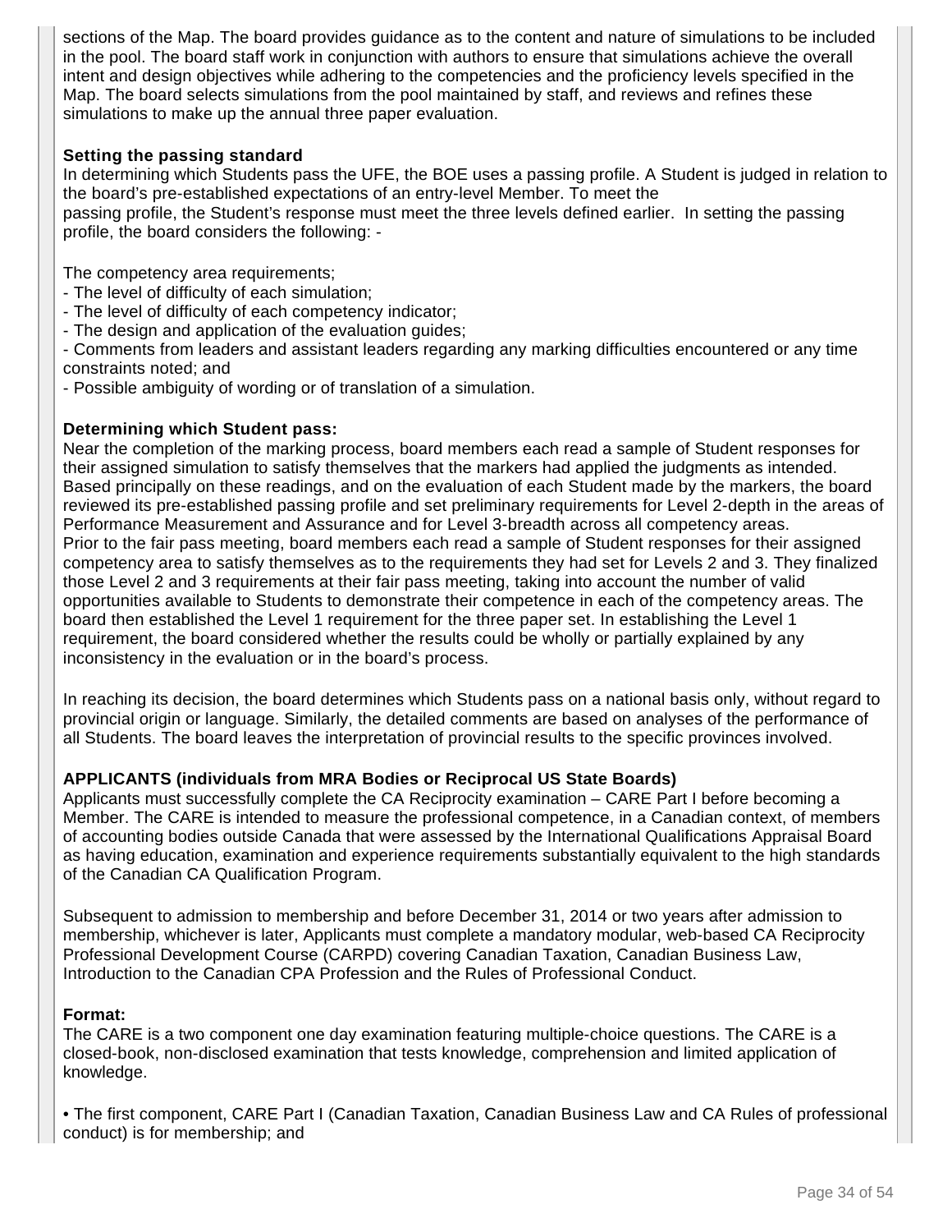sections of the Map. The board provides guidance as to the content and nature of simulations to be included in the pool. The board staff work in conjunction with authors to ensure that simulations achieve the overall intent and design objectives while adhering to the competencies and the proficiency levels specified in the Map. The board selects simulations from the pool maintained by staff, and reviews and refines these simulations to make up the annual three paper evaluation.

**Setting the passing standard**

In determining which Students pass the UFE, the BOE uses a passing profile. A Student is judged in relation to the board's pre-established expectations of an entry-level Member. To meet the passing profile, the Student's response must meet the three levels defined earlier. In setting the passing profile, the board considers the following: -

The competency area requirements;

- The level of difficulty of each simulation;
- The level of difficulty of each competency indicator;
- The design and application of the evaluation guides;
- Comments from leaders and assistant leaders regarding any marking difficulties encountered or any time constraints noted; and
- Possible ambiguity of wording or of translation of a simulation.

**Determining which Student pass:**

Near the completion of the marking process, board members each read a sample of Student responses for their assigned simulation to satisfy themselves that the markers had applied the judgments as intended. Based principally on these readings, and on the evaluation of each Student made by the markers, the board reviewed its pre-established passing profile and set preliminary requirements for Level 2-depth in the areas of Performance Measurement and Assurance and for Level 3-breadth across all competency areas.
Prior to the fair pass meeting, board members each read a sample of Student responses for their assigned competency area to satisfy themselves as to the requirements they had set for Levels 2 and 3. They finalized those Level 2 and 3 requirements at their fair pass meeting, taking into account the number of valid opportunities available to Students to demonstrate their competence in each of the competency areas. The board then established the Level 1 requirement for the three paper set. In establishing the Level 1 requirement, the board considered whether the results could be wholly or partially explained by any inconsistency in the evaluation or in the board's process.

In reaching its decision, the board determines which Students pass on a national basis only, without regard to provincial origin or language. Similarly, the detailed comments are based on analyses of the performance of all Students. The board leaves the interpretation of provincial results to the specific provinces involved.

**APPLICANTS (individuals from MRA Bodies or Reciprocal US State Boards)**

Applicants must successfully complete the CA Reciprocity examination – CARE Part I before becoming a Member. The CARE is intended to measure the professional competence, in a Canadian context, of members of accounting bodies outside Canada that were assessed by the International Qualifications Appraisal Board as having education, examination and experience requirements substantially equivalent to the high standards of the Canadian CA Qualification Program.

Subsequent to admission to membership and before December 31, 2014 or two years after admission to membership, whichever is later, Applicants must complete a mandatory modular, web-based CA Reciprocity Professional Development Course (CARPD) covering Canadian Taxation, Canadian Business Law, Introduction to the Canadian CPA Profession and the Rules of Professional Conduct.

**Format:**

The CARE is a two component one day examination featuring multiple-choice questions. The CARE is a closed-book, non-disclosed examination that tests knowledge, comprehension and limited application of knowledge.

• The first component, CARE Part I (Canadian Taxation, Canadian Business Law and CA Rules of professional conduct) is for membership; and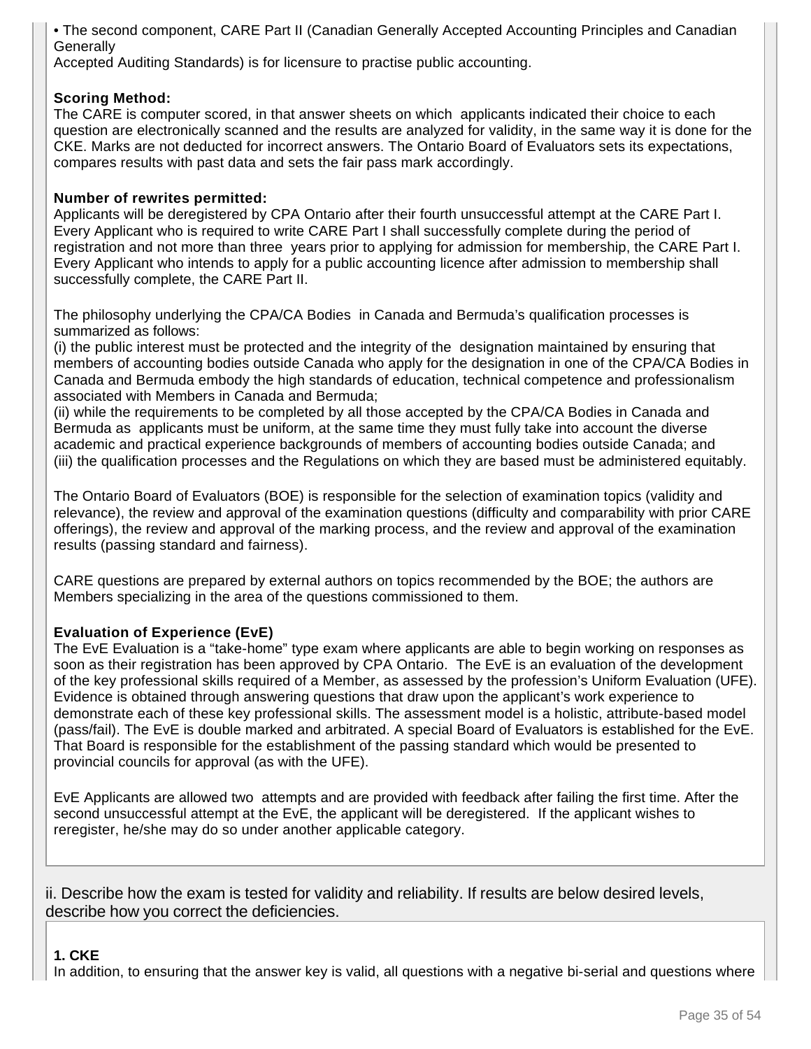• The second component, CARE Part II (Canadian Generally Accepted Accounting Principles and Canadian Generally
Accepted Auditing Standards) is for licensure to practise public accounting.

**Scoring Method:**
The CARE is computer scored, in that answer sheets on which applicants indicated their choice to each question are electronically scanned and the results are analyzed for validity, in the same way it is done for the CKE. Marks are not deducted for incorrect answers. The Ontario Board of Evaluators sets its expectations, compares results with past data and sets the fair pass mark accordingly.

**Number of rewrites permitted:**
Applicants will be deregistered by CPA Ontario after their fourth unsuccessful attempt at the CARE Part I. Every Applicant who is required to write CARE Part I shall successfully complete during the period of registration and not more than three years prior to applying for admission for membership, the CARE Part I. Every Applicant who intends to apply for a public accounting licence after admission to membership shall successfully complete, the CARE Part II.

The philosophy underlying the CPA/CA Bodies in Canada and Bermuda's qualification processes is summarized as follows:
(i) the public interest must be protected and the integrity of the designation maintained by ensuring that members of accounting bodies outside Canada who apply for the designation in one of the CPA/CA Bodies in Canada and Bermuda embody the high standards of education, technical competence and professionalism associated with Members in Canada and Bermuda;
(ii) while the requirements to be completed by all those accepted by the CPA/CA Bodies in Canada and Bermuda as applicants must be uniform, at the same time they must fully take into account the diverse academic and practical experience backgrounds of members of accounting bodies outside Canada; and
(iii) the qualification processes and the Regulations on which they are based must be administered equitably.

The Ontario Board of Evaluators (BOE) is responsible for the selection of examination topics (validity and relevance), the review and approval of the examination questions (difficulty and comparability with prior CARE offerings), the review and approval of the marking process, and the review and approval of the examination results (passing standard and fairness).

CARE questions are prepared by external authors on topics recommended by the BOE; the authors are Members specializing in the area of the questions commissioned to them.

**Evaluation of Experience (EvE)**
The EvE Evaluation is a "take-home" type exam where applicants are able to begin working on responses as soon as their registration has been approved by CPA Ontario. The EvE is an evaluation of the development of the key professional skills required of a Member, as assessed by the profession's Uniform Evaluation (UFE). Evidence is obtained through answering questions that draw upon the applicant's work experience to demonstrate each of these key professional skills. The assessment model is a holistic, attribute-based model (pass/fail). The EvE is double marked and arbitrated. A special Board of Evaluators is established for the EvE. That Board is responsible for the establishment of the passing standard which would be presented to provincial councils for approval (as with the UFE).

EvE Applicants are allowed two attempts and are provided with feedback after failing the first time. After the second unsuccessful attempt at the EvE, the applicant will be deregistered. If the applicant wishes to reregister, he/she may do so under another applicable category.

ii. Describe how the exam is tested for validity and reliability. If results are below desired levels, describe how you correct the deficiencies.

**1. CKE**
In addition, to ensuring that the answer key is valid, all questions with a negative bi-serial and questions where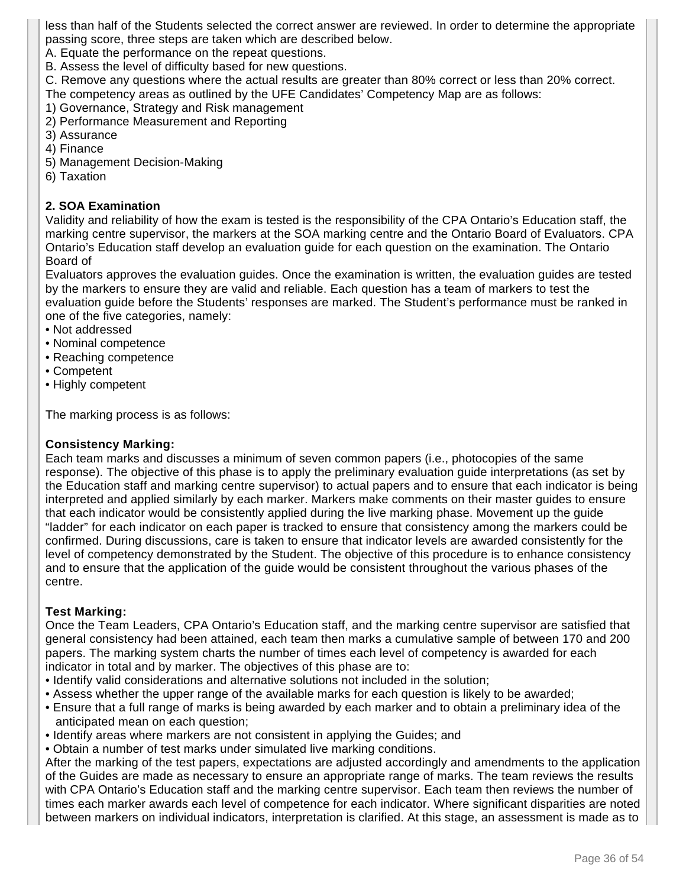less than half of the Students selected the correct answer are reviewed. In order to determine the appropriate passing score, three steps are taken which are described below.

A. Equate the performance on the repeat questions.

B. Assess the level of difficulty based for new questions.

C. Remove any questions where the actual results are greater than 80% correct or less than 20% correct.

The competency areas as outlined by the UFE Candidates' Competency Map are as follows:

1) Governance, Strategy and Risk management
2) Performance Measurement and Reporting
3) Assurance
4) Finance
5) Management Decision-Making
6) Taxation

**2. SOA Examination**

Validity and reliability of how the exam is tested is the responsibility of the CPA Ontario's Education staff, the marking centre supervisor, the markers at the SOA marking centre and the Ontario Board of Evaluators. CPA Ontario's Education staff develop an evaluation guide for each question on the examination. The Ontario Board of

Evaluators approves the evaluation guides. Once the examination is written, the evaluation guides are tested by the markers to ensure they are valid and reliable. Each question has a team of markers to test the evaluation guide before the Students' responses are marked. The Student's performance must be ranked in one of the five categories, namely:

- Not addressed
- Nominal competence
- Reaching competence
- Competent
- Highly competent

The marking process is as follows:

**Consistency Marking:**

Each team marks and discusses a minimum of seven common papers (i.e., photocopies of the same response). The objective of this phase is to apply the preliminary evaluation guide interpretations (as set by the Education staff and marking centre supervisor) to actual papers and to ensure that each indicator is being interpreted and applied similarly by each marker. Markers make comments on their master guides to ensure that each indicator would be consistently applied during the live marking phase. Movement up the guide "ladder" for each indicator on each paper is tracked to ensure that consistency among the markers could be confirmed. During discussions, care is taken to ensure that indicator levels are awarded consistently for the level of competency demonstrated by the Student. The objective of this procedure is to enhance consistency and to ensure that the application of the guide would be consistent throughout the various phases of the centre.

**Test Marking:**

Once the Team Leaders, CPA Ontario's Education staff, and the marking centre supervisor are satisfied that general consistency had been attained, each team then marks a cumulative sample of between 170 and 200 papers. The marking system charts the number of times each level of competency is awarded for each indicator in total and by marker. The objectives of this phase are to:

- Identify valid considerations and alternative solutions not included in the solution;
- Assess whether the upper range of the available marks for each question is likely to be awarded;
- Ensure that a full range of marks is being awarded by each marker and to obtain a preliminary idea of the anticipated mean on each question;
- Identify areas where markers are not consistent in applying the Guides; and
- Obtain a number of test marks under simulated live marking conditions.

After the marking of the test papers, expectations are adjusted accordingly and amendments to the application of the Guides are made as necessary to ensure an appropriate range of marks. The team reviews the results with CPA Ontario's Education staff and the marking centre supervisor. Each team then reviews the number of times each marker awards each level of competence for each indicator. Where significant disparities are noted between markers on individual indicators, interpretation is clarified. At this stage, an assessment is made as to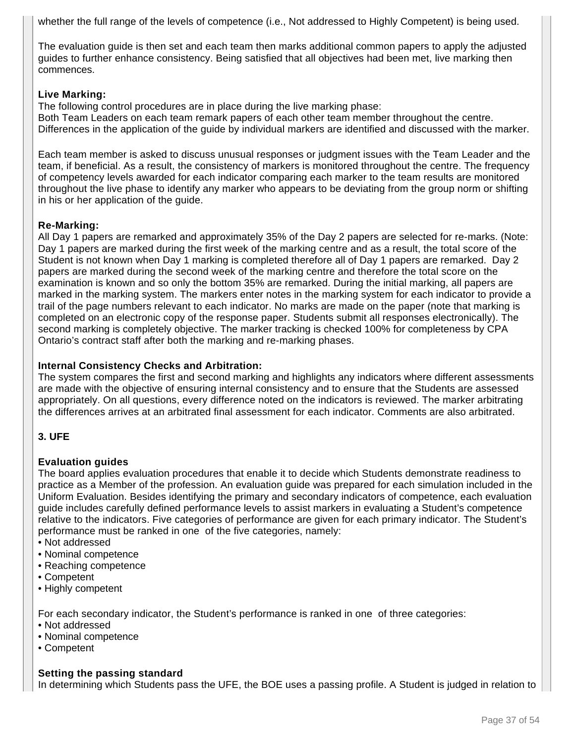whether the full range of the levels of competence (i.e., Not addressed to Highly Competent) is being used.

The evaluation guide is then set and each team then marks additional common papers to apply the adjusted guides to further enhance consistency. Being satisfied that all objectives had been met, live marking then commences.

**Live Marking:**
The following control procedures are in place during the live marking phase:
Both Team Leaders on each team remark papers of each other team member throughout the centre. Differences in the application of the guide by individual markers are identified and discussed with the marker.

Each team member is asked to discuss unusual responses or judgment issues with the Team Leader and the team, if beneficial. As a result, the consistency of markers is monitored throughout the centre. The frequency of competency levels awarded for each indicator comparing each marker to the team results are monitored throughout the live phase to identify any marker who appears to be deviating from the group norm or shifting in his or her application of the guide.

**Re-Marking:**
All Day 1 papers are remarked and approximately 35% of the Day 2 papers are selected for re-marks. (Note: Day 1 papers are marked during the first week of the marking centre and as a result, the total score of the Student is not known when Day 1 marking is completed therefore all of Day 1 papers are remarked. Day 2 papers are marked during the second week of the marking centre and therefore the total score on the examination is known and so only the bottom 35% are remarked. During the initial marking, all papers are marked in the marking system. The markers enter notes in the marking system for each indicator to provide a trail of the page numbers relevant to each indicator. No marks are made on the paper (note that marking is completed on an electronic copy of the response paper. Students submit all responses electronically). The second marking is completely objective. The marker tracking is checked 100% for completeness by CPA Ontario's contract staff after both the marking and re-marking phases.

**Internal Consistency Checks and Arbitration:**
The system compares the first and second marking and highlights any indicators where different assessments are made with the objective of ensuring internal consistency and to ensure that the Students are assessed appropriately. On all questions, every difference noted on the indicators is reviewed. The marker arbitrating the differences arrives at an arbitrated final assessment for each indicator. Comments are also arbitrated.

**3. UFE**

**Evaluation guides**
The board applies evaluation procedures that enable it to decide which Students demonstrate readiness to practice as a Member of the profession. An evaluation guide was prepared for each simulation included in the Uniform Evaluation. Besides identifying the primary and secondary indicators of competence, each evaluation guide includes carefully defined performance levels to assist markers in evaluating a Student's competence relative to the indicators. Five categories of performance are given for each primary indicator. The Student's performance must be ranked in one of the five categories, namely:

- Not addressed
- Nominal competence
- Reaching competence
- Competent
- Highly competent

For each secondary indicator, the Student's performance is ranked in one of three categories:

- Not addressed
- Nominal competence
- Competent

**Setting the passing standard**
In determining which Students pass the UFE, the BOE uses a passing profile. A Student is judged in relation to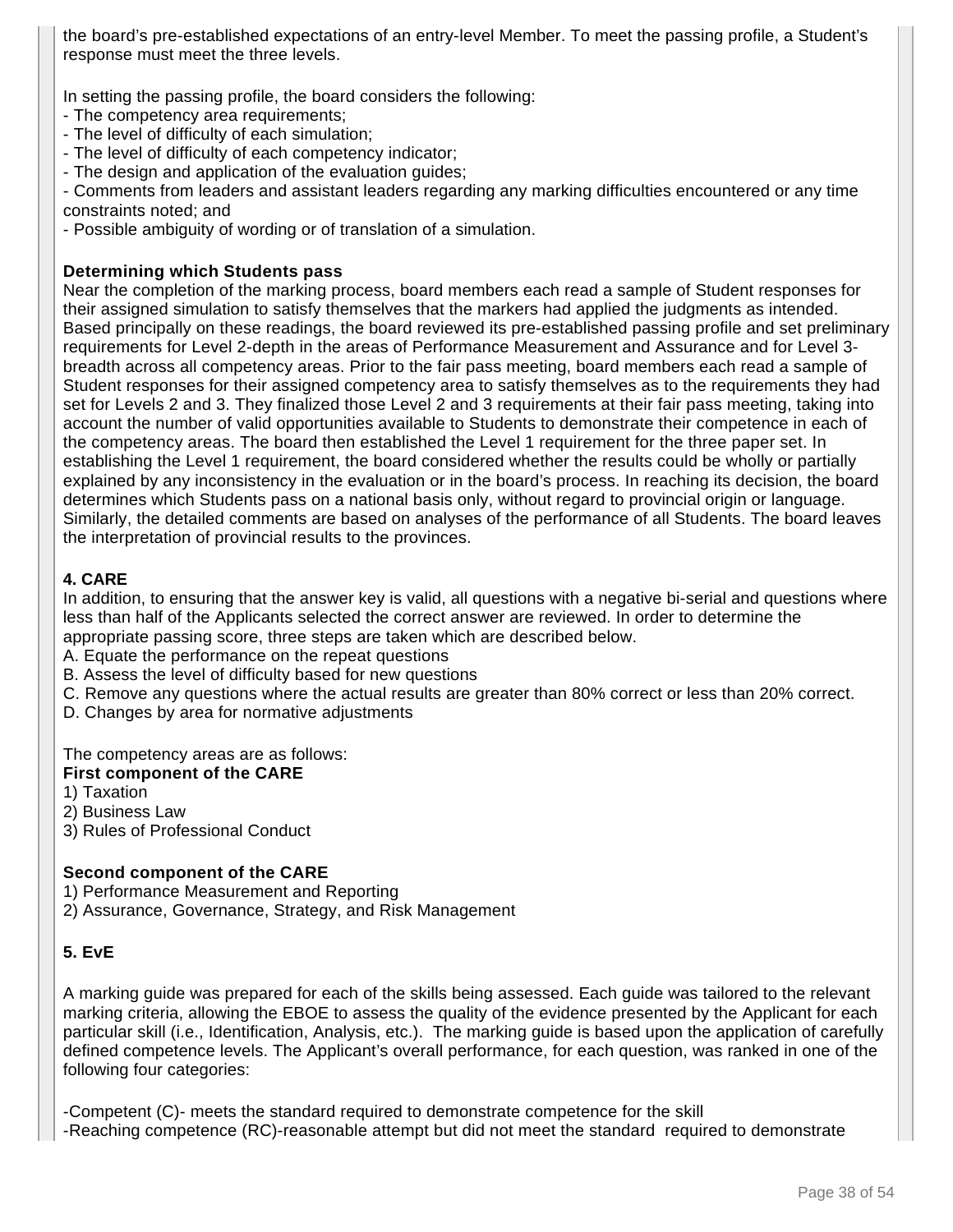the board's pre-established expectations of an entry-level Member. To meet the passing profile, a Student's response must meet the three levels.

In setting the passing profile, the board considers the following:
- The competency area requirements;
- The level of difficulty of each simulation;
- The level of difficulty of each competency indicator;
- The design and application of the evaluation guides;
- Comments from leaders and assistant leaders regarding any marking difficulties encountered or any time constraints noted; and
- Possible ambiguity of wording or of translation of a simulation.

**Determining which Students pass**

Near the completion of the marking process, board members each read a sample of Student responses for their assigned simulation to satisfy themselves that the markers had applied the judgments as intended. Based principally on these readings, the board reviewed its pre-established passing profile and set preliminary requirements for Level 2-depth in the areas of Performance Measurement and Assurance and for Level 3-breadth across all competency areas. Prior to the fair pass meeting, board members each read a sample of Student responses for their assigned competency area to satisfy themselves as to the requirements they had set for Levels 2 and 3. They finalized those Level 2 and 3 requirements at their fair pass meeting, taking into account the number of valid opportunities available to Students to demonstrate their competence in each of the competency areas. The board then established the Level 1 requirement for the three paper set. In establishing the Level 1 requirement, the board considered whether the results could be wholly or partially explained by any inconsistency in the evaluation or in the board's process. In reaching its decision, the board determines which Students pass on a national basis only, without regard to provincial origin or language. Similarly, the detailed comments are based on analyses of the performance of all Students. The board leaves the interpretation of provincial results to the provinces.

**4. CARE**

In addition, to ensuring that the answer key is valid, all questions with a negative bi-serial and questions where less than half of the Applicants selected the correct answer are reviewed. In order to determine the appropriate passing score, three steps are taken which are described below.

A. Equate the performance on the repeat questions
B. Assess the level of difficulty based for new questions
C. Remove any questions where the actual results are greater than 80% correct or less than 20% correct.
D. Changes by area for normative adjustments

The competency areas are as follows:

**First component of the CARE**

1) Taxation
2) Business Law
3) Rules of Professional Conduct

**Second component of the CARE**

1) Performance Measurement and Reporting
2) Assurance, Governance, Strategy, and Risk Management

**5. EvE**

A marking guide was prepared for each of the skills being assessed. Each guide was tailored to the relevant marking criteria, allowing the EBOE to assess the quality of the evidence presented by the Applicant for each particular skill (i.e., Identification, Analysis, etc.). The marking guide is based upon the application of carefully defined competence levels. The Applicant's overall performance, for each question, was ranked in one of the following four categories:

-Competent (C)- meets the standard required to demonstrate competence for the skill
-Reaching competence (RC)-reasonable attempt but did not meet the standard required to demonstrate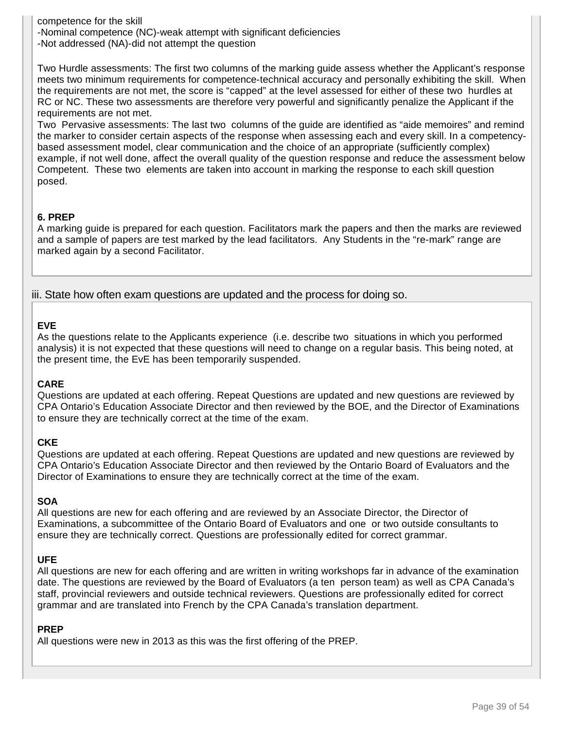competence for the skill
-Nominal competence (NC)-weak attempt with significant deficiencies
-Not addressed (NA)-did not attempt the question

Two Hurdle assessments: The first two columns of the marking guide assess whether the Applicant's response meets two minimum requirements for competence-technical accuracy and personally exhibiting the skill. When the requirements are not met, the score is "capped" at the level assessed for either of these two hurdles at RC or NC. These two assessments are therefore very powerful and significantly penalize the Applicant if the requirements are not met.
Two Pervasive assessments: The last two columns of the guide are identified as "aide memoires" and remind the marker to consider certain aspects of the response when assessing each and every skill. In a competency-based assessment model, clear communication and the choice of an appropriate (sufficiently complex) example, if not well done, affect the overall quality of the question response and reduce the assessment below Competent. These two elements are taken into account in marking the response to each skill question posed.

**6. PREP**
A marking guide is prepared for each question. Facilitators mark the papers and then the marks are reviewed and a sample of papers are test marked by the lead facilitators. Any Students in the "re-mark" range are marked again by a second Facilitator.

### iii. State how often exam questions are updated and the process for doing so.

**EVE**
As the questions relate to the Applicants experience (i.e. describe two situations in which you performed analysis) it is not expected that these questions will need to change on a regular basis. This being noted, at the present time, the EvE has been temporarily suspended.

**CARE**
Questions are updated at each offering. Repeat Questions are updated and new questions are reviewed by CPA Ontario's Education Associate Director and then reviewed by the BOE, and the Director of Examinations to ensure they are technically correct at the time of the exam.

**CKE**
Questions are updated at each offering. Repeat Questions are updated and new questions are reviewed by CPA Ontario's Education Associate Director and then reviewed by the Ontario Board of Evaluators and the Director of Examinations to ensure they are technically correct at the time of the exam.

**SOA**
All questions are new for each offering and are reviewed by an Associate Director, the Director of Examinations, a subcommittee of the Ontario Board of Evaluators and one or two outside consultants to ensure they are technically correct. Questions are professionally edited for correct grammar.

**UFE**
All questions are new for each offering and are written in writing workshops far in advance of the examination date. The questions are reviewed by the Board of Evaluators (a ten person team) as well as CPA Canada's staff, provincial reviewers and outside technical reviewers. Questions are professionally edited for correct grammar and are translated into French by the CPA Canada's translation department.

**PREP**
All questions were new in 2013 as this was the first offering of the PREP.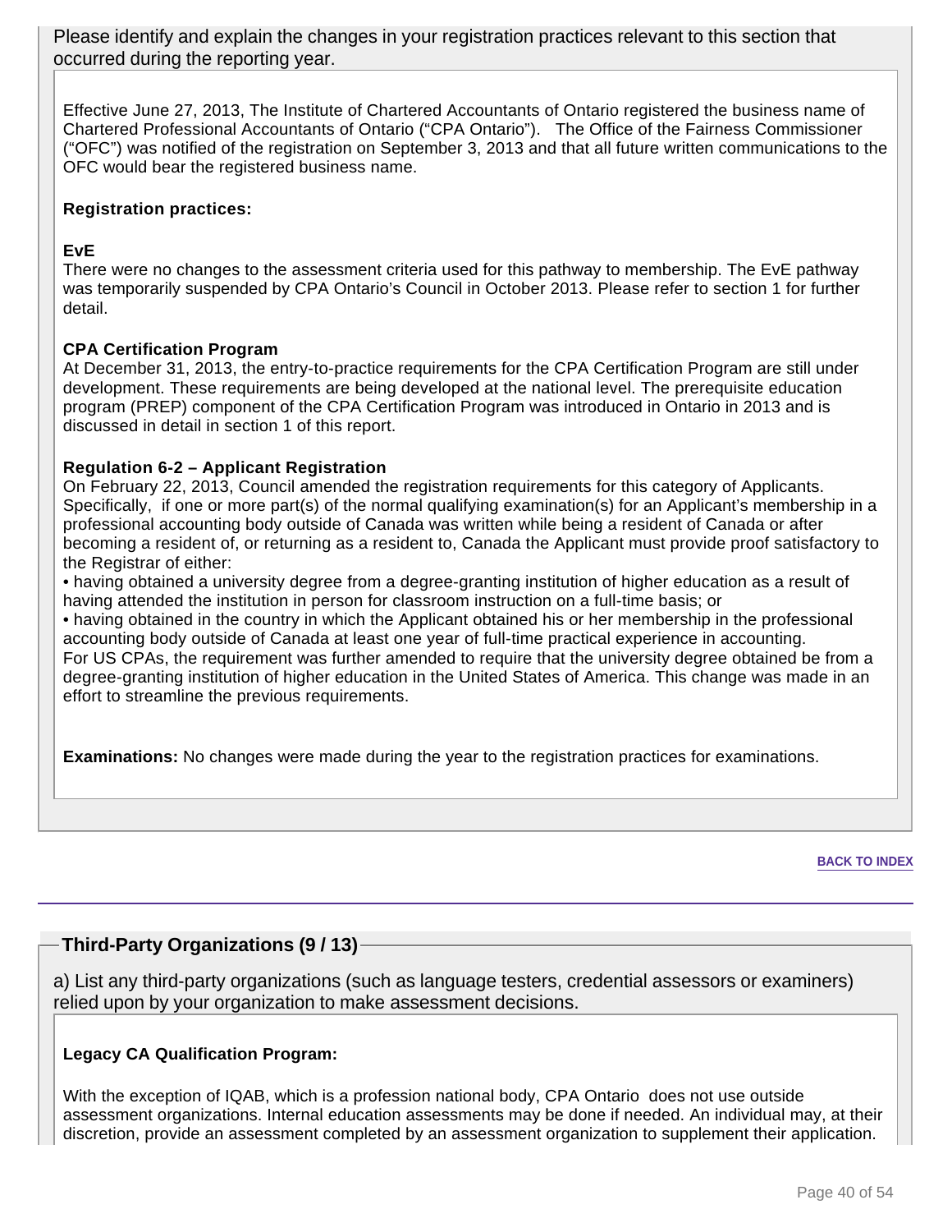Please identify and explain the changes in your registration practices relevant to this section that occurred during the reporting year.

Effective June 27, 2013, The Institute of Chartered Accountants of Ontario registered the business name of Chartered Professional Accountants of Ontario ("CPA Ontario"). The Office of the Fairness Commissioner ("OFC") was notified of the registration on September 3, 2013 and that all future written communications to the OFC would bear the registered business name.

**Registration practices:**

**EvE**
There were no changes to the assessment criteria used for this pathway to membership. The EvE pathway was temporarily suspended by CPA Ontario's Council in October 2013. Please refer to section 1 for further detail.

**CPA Certification Program**
At December 31, 2013, the entry-to-practice requirements for the CPA Certification Program are still under development. These requirements are being developed at the national level. The prerequisite education program (PREP) component of the CPA Certification Program was introduced in Ontario in 2013 and is discussed in detail in section 1 of this report.

**Regulation 6-2 – Applicant Registration**
On February 22, 2013, Council amended the registration requirements for this category of Applicants. Specifically, if one or more part(s) of the normal qualifying examination(s) for an Applicant's membership in a professional accounting body outside of Canada was written while being a resident of Canada or after becoming a resident of, or returning as a resident to, Canada the Applicant must provide proof satisfactory to the Registrar of either:

- having obtained a university degree from a degree-granting institution of higher education as a result of having attended the institution in person for classroom instruction on a full-time basis; or
- having obtained in the country in which the Applicant obtained his or her membership in the professional accounting body outside of Canada at least one year of full-time practical experience in accounting.

For US CPAs, the requirement was further amended to require that the university degree obtained be from a degree-granting institution of higher education in the United States of America. This change was made in an effort to streamline the previous requirements.

**Examinations:** No changes were made during the year to the registration practices for examinations.

BACK TO INDEX

## Third-Party Organizations (9 / 13)

a) List any third-party organizations (such as language testers, credential assessors or examiners) relied upon by your organization to make assessment decisions.

**Legacy CA Qualification Program:**

With the exception of IQAB, which is a profession national body, CPA Ontario does not use outside assessment organizations. Internal education assessments may be done if needed. An individual may, at their discretion, provide an assessment completed by an assessment organization to supplement their application.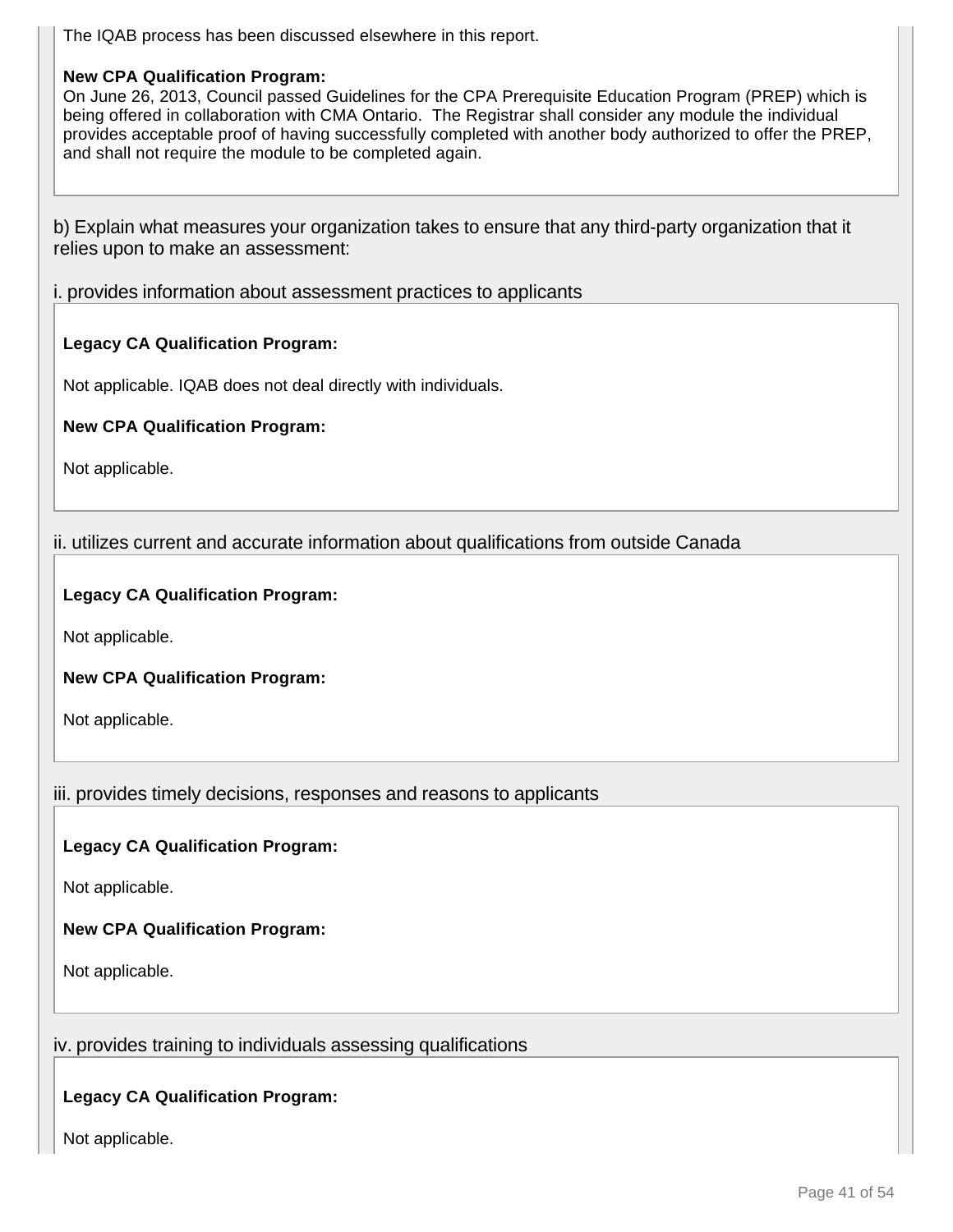The IQAB process has been discussed elsewhere in this report.

**New CPA Qualification Program:**
On June 26, 2013, Council passed Guidelines for the CPA Prerequisite Education Program (PREP) which is being offered in collaboration with CMA Ontario. The Registrar shall consider any module the individual provides acceptable proof of having successfully completed with another body authorized to offer the PREP, and shall not require the module to be completed again.

b) Explain what measures your organization takes to ensure that any third-party organization that it relies upon to make an assessment:

i. provides information about assessment practices to applicants

**Legacy CA Qualification Program:**

Not applicable. IQAB does not deal directly with individuals.

**New CPA Qualification Program:**

Not applicable.

ii. utilizes current and accurate information about qualifications from outside Canada

**Legacy CA Qualification Program:**

Not applicable.

**New CPA Qualification Program:**

Not applicable.

iii. provides timely decisions, responses and reasons to applicants

**Legacy CA Qualification Program:**

Not applicable.

**New CPA Qualification Program:**

Not applicable.

iv. provides training to individuals assessing qualifications

**Legacy CA Qualification Program:**

Not applicable.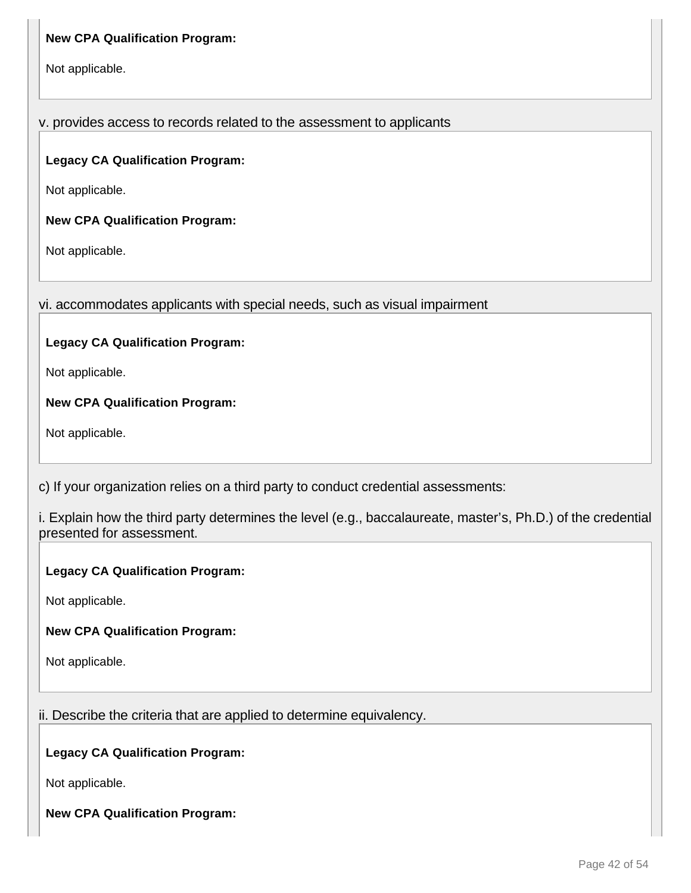**New CPA Qualification Program:**

Not applicable.

v. provides access to records related to the assessment to applicants

**Legacy CA Qualification Program:**

Not applicable.

**New CPA Qualification Program:**

Not applicable.

vi. accommodates applicants with special needs, such as visual impairment

**Legacy CA Qualification Program:**

Not applicable.

**New CPA Qualification Program:**

Not applicable.

c) If your organization relies on a third party to conduct credential assessments:

i. Explain how the third party determines the level (e.g., baccalaureate, master's, Ph.D.) of the credential presented for assessment.

**Legacy CA Qualification Program:**

Not applicable.

**New CPA Qualification Program:**

Not applicable.

ii. Describe the criteria that are applied to determine equivalency.

**Legacy CA Qualification Program:**

Not applicable.

**New CPA Qualification Program:**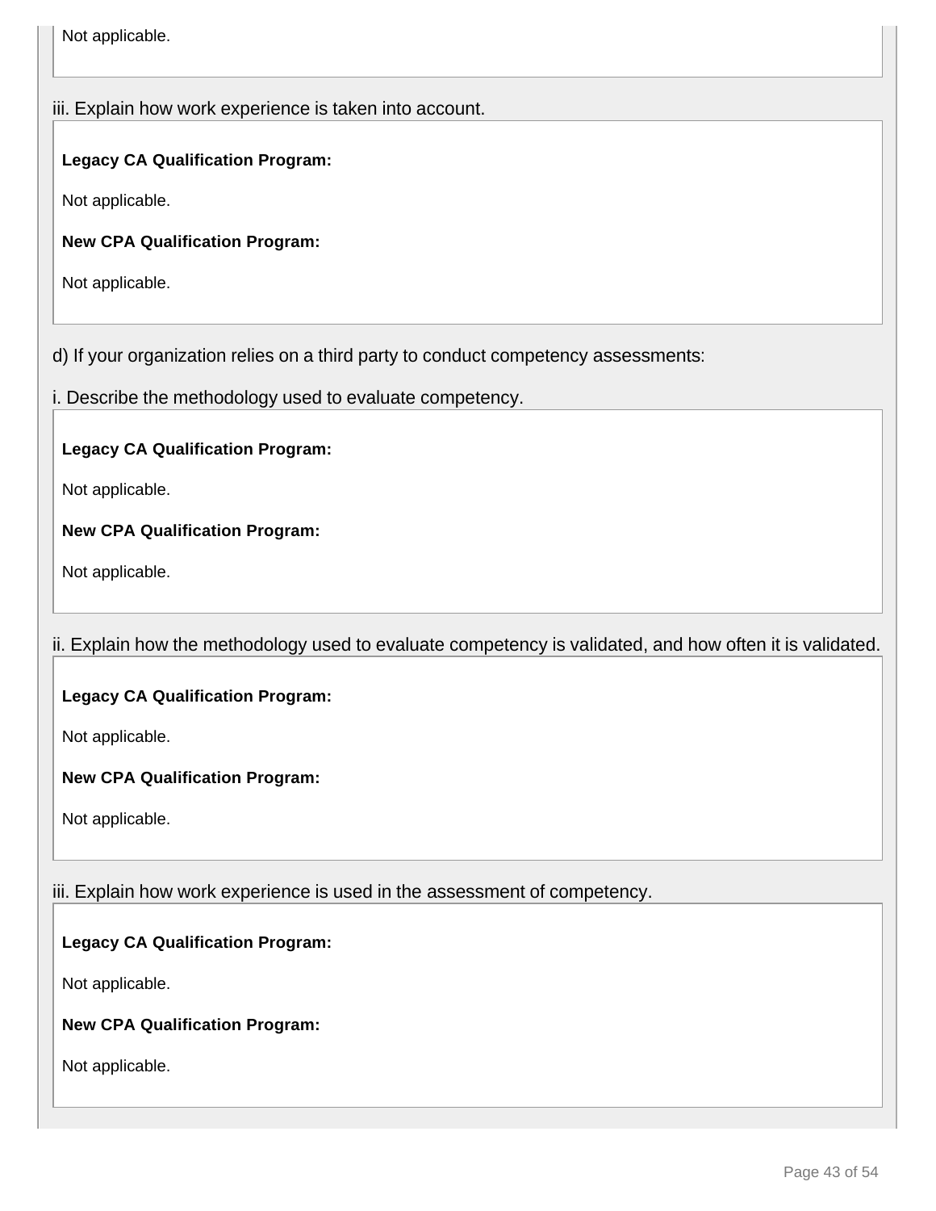Not applicable.

iii. Explain how work experience is taken into account.

**Legacy CA Qualification Program:**

Not applicable.

**New CPA Qualification Program:**

Not applicable.

d) If your organization relies on a third party to conduct competency assessments:

i. Describe the methodology used to evaluate competency.

**Legacy CA Qualification Program:**

Not applicable.

**New CPA Qualification Program:**

Not applicable.

ii. Explain how the methodology used to evaluate competency is validated, and how often it is validated.

**Legacy CA Qualification Program:**

Not applicable.

**New CPA Qualification Program:**

Not applicable.

iii. Explain how work experience is used in the assessment of competency.

**Legacy CA Qualification Program:**

Not applicable.

**New CPA Qualification Program:**

Not applicable.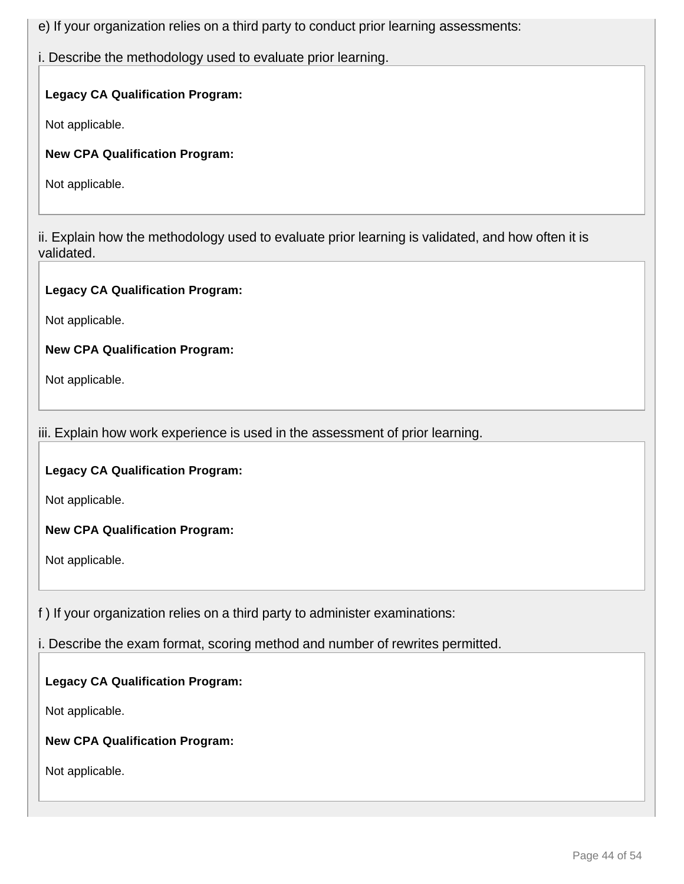e) If your organization relies on a third party to conduct prior learning assessments:

i. Describe the methodology used to evaluate prior learning.

**Legacy CA Qualification Program:**

Not applicable.

**New CPA Qualification Program:**

Not applicable.

ii. Explain how the methodology used to evaluate prior learning is validated, and how often it is validated.

**Legacy CA Qualification Program:**

Not applicable.

**New CPA Qualification Program:**

Not applicable.

iii. Explain how work experience is used in the assessment of prior learning.

**Legacy CA Qualification Program:**

Not applicable.

**New CPA Qualification Program:**

Not applicable.

f ) If your organization relies on a third party to administer examinations:

i. Describe the exam format, scoring method and number of rewrites permitted.

**Legacy CA Qualification Program:**

Not applicable.

**New CPA Qualification Program:**

Not applicable.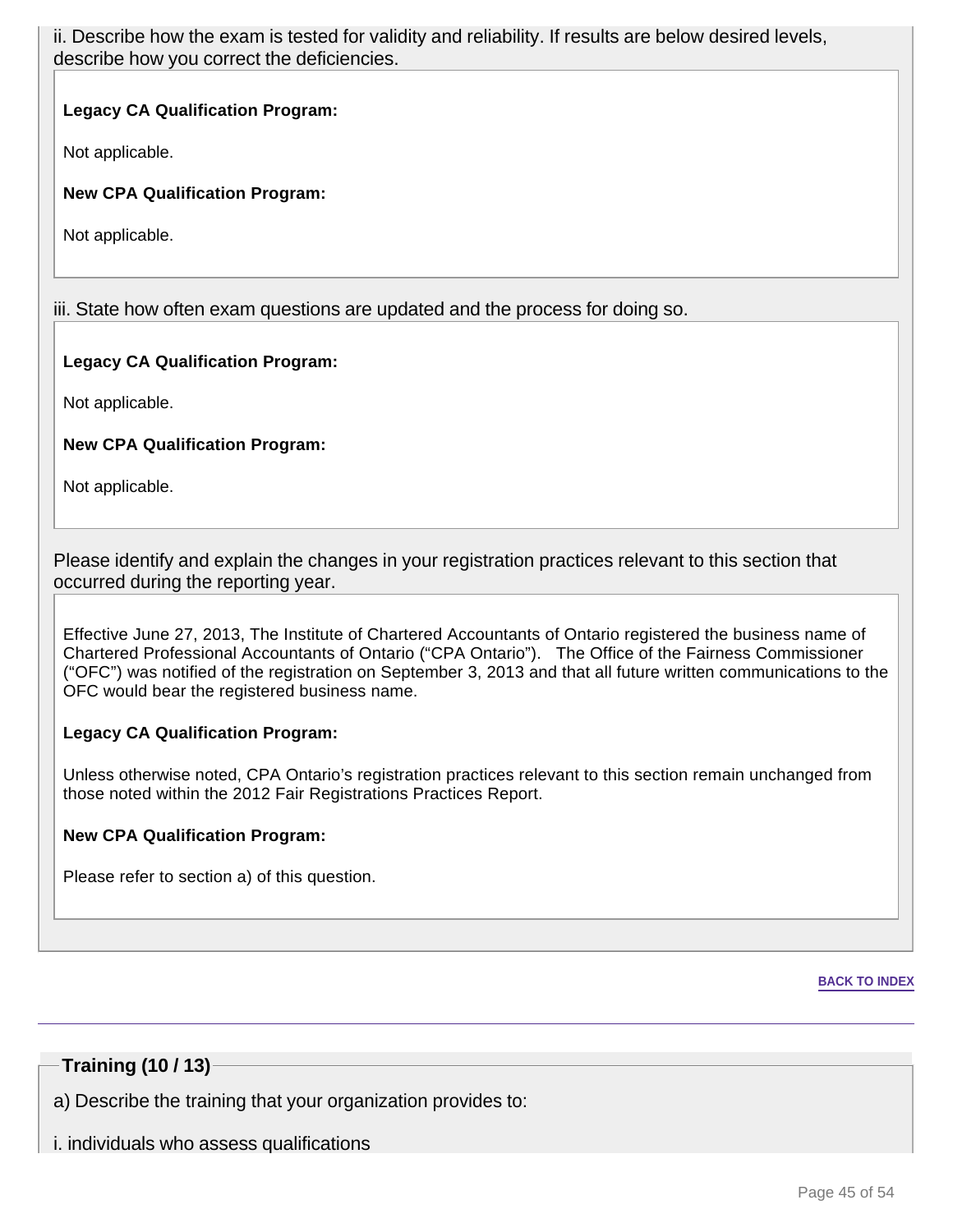ii. Describe how the exam is tested for validity and reliability. If results are below desired levels, describe how you correct the deficiencies.

**Legacy CA Qualification Program:**

Not applicable.

**New CPA Qualification Program:**

Not applicable.

iii. State how often exam questions are updated and the process for doing so.

**Legacy CA Qualification Program:**

Not applicable.

**New CPA Qualification Program:**

Not applicable.

Please identify and explain the changes in your registration practices relevant to this section that occurred during the reporting year.

Effective June 27, 2013, The Institute of Chartered Accountants of Ontario registered the business name of Chartered Professional Accountants of Ontario ("CPA Ontario"). The Office of the Fairness Commissioner ("OFC") was notified of the registration on September 3, 2013 and that all future written communications to the OFC would bear the registered business name.

**Legacy CA Qualification Program:**

Unless otherwise noted, CPA Ontario's registration practices relevant to this section remain unchanged from those noted within the 2012 Fair Registrations Practices Report.

**New CPA Qualification Program:**

Please refer to section a) of this question.

BACK TO INDEX

## Training (10 / 13)

a) Describe the training that your organization provides to:

i. individuals who assess qualifications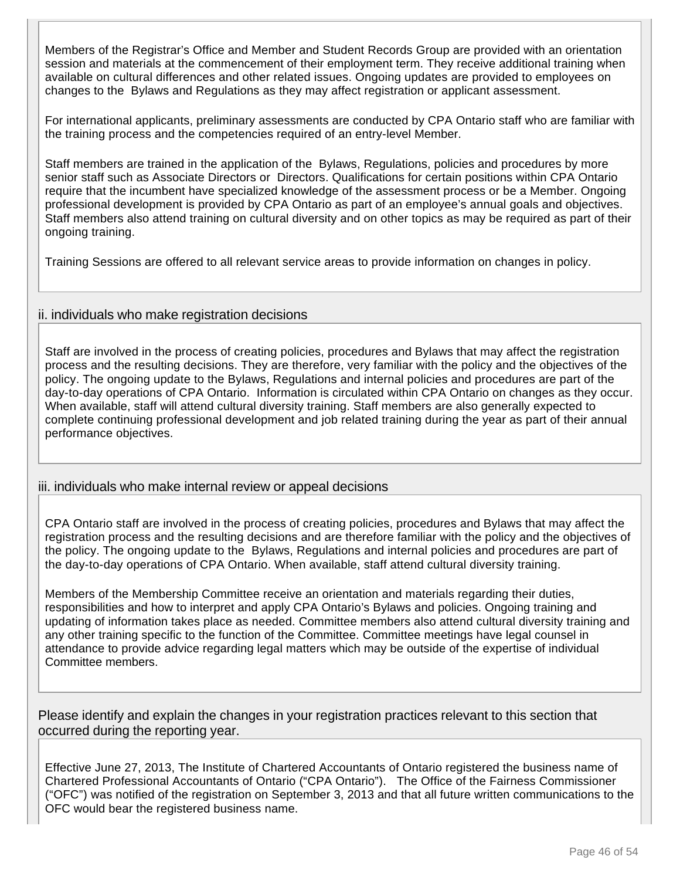Members of the Registrar's Office and Member and Student Records Group are provided with an orientation session and materials at the commencement of their employment term. They receive additional training when available on cultural differences and other related issues. Ongoing updates are provided to employees on changes to the Bylaws and Regulations as they may affect registration or applicant assessment.

For international applicants, preliminary assessments are conducted by CPA Ontario staff who are familiar with the training process and the competencies required of an entry-level Member.

Staff members are trained in the application of the Bylaws, Regulations, policies and procedures by more senior staff such as Associate Directors or Directors. Qualifications for certain positions within CPA Ontario require that the incumbent have specialized knowledge of the assessment process or be a Member. Ongoing professional development is provided by CPA Ontario as part of an employee's annual goals and objectives. Staff members also attend training on cultural diversity and on other topics as may be required as part of their ongoing training.

Training Sessions are offered to all relevant service areas to provide information on changes in policy.

### ii. individuals who make registration decisions

Staff are involved in the process of creating policies, procedures and Bylaws that may affect the registration process and the resulting decisions. They are therefore, very familiar with the policy and the objectives of the policy. The ongoing update to the Bylaws, Regulations and internal policies and procedures are part of the day-to-day operations of CPA Ontario. Information is circulated within CPA Ontario on changes as they occur. When available, staff will attend cultural diversity training. Staff members are also generally expected to complete continuing professional development and job related training during the year as part of their annual performance objectives.

### iii. individuals who make internal review or appeal decisions

CPA Ontario staff are involved in the process of creating policies, procedures and Bylaws that may affect the registration process and the resulting decisions and are therefore familiar with the policy and the objectives of the policy. The ongoing update to the Bylaws, Regulations and internal policies and procedures are part of the day-to-day operations of CPA Ontario. When available, staff attend cultural diversity training.

Members of the Membership Committee receive an orientation and materials regarding their duties, responsibilities and how to interpret and apply CPA Ontario's Bylaws and policies. Ongoing training and updating of information takes place as needed. Committee members also attend cultural diversity training and any other training specific to the function of the Committee. Committee meetings have legal counsel in attendance to provide advice regarding legal matters which may be outside of the expertise of individual Committee members.

### Please identify and explain the changes in your registration practices relevant to this section that occurred during the reporting year.

Effective June 27, 2013, The Institute of Chartered Accountants of Ontario registered the business name of Chartered Professional Accountants of Ontario ("CPA Ontario"). The Office of the Fairness Commissioner ("OFC") was notified of the registration on September 3, 2013 and that all future written communications to the OFC would bear the registered business name.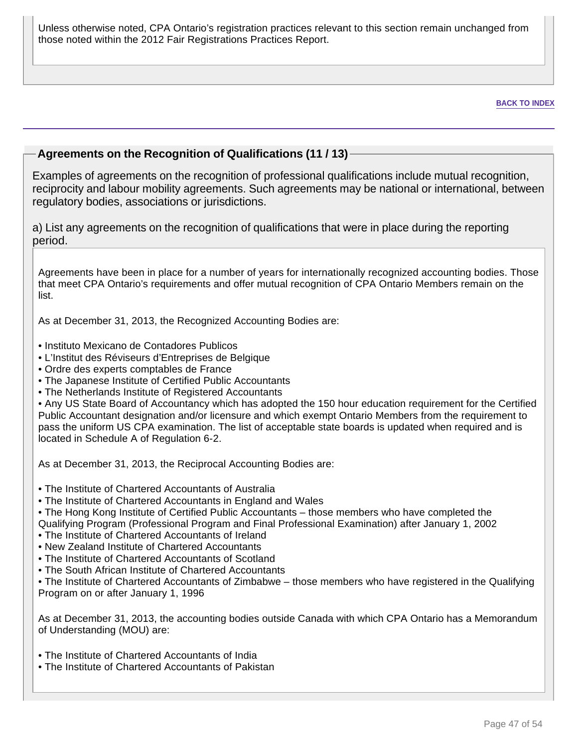Unless otherwise noted, CPA Ontario's registration practices relevant to this section remain unchanged from those noted within the 2012 Fair Registrations Practices Report.

BACK TO INDEX

## Agreements on the Recognition of Qualifications (11 / 13)

Examples of agreements on the recognition of professional qualifications include mutual recognition, reciprocity and labour mobility agreements. Such agreements may be national or international, between regulatory bodies, associations or jurisdictions.

a) List any agreements on the recognition of qualifications that were in place during the reporting period.

Agreements have been in place for a number of years for internationally recognized accounting bodies. Those that meet CPA Ontario's requirements and offer mutual recognition of CPA Ontario Members remain on the list.

As at December 31, 2013, the Recognized Accounting Bodies are:

- Instituto Mexicano de Contadores Publicos
- L'Institut des Réviseurs d'Entreprises de Belgique
- Ordre des experts comptables de France
- The Japanese Institute of Certified Public Accountants
- The Netherlands Institute of Registered Accountants
- Any US State Board of Accountancy which has adopted the 150 hour education requirement for the Certified Public Accountant designation and/or licensure and which exempt Ontario Members from the requirement to pass the uniform US CPA examination. The list of acceptable state boards is updated when required and is located in Schedule A of Regulation 6-2.

As at December 31, 2013, the Reciprocal Accounting Bodies are:

- The Institute of Chartered Accountants of Australia
- The Institute of Chartered Accountants in England and Wales
- The Hong Kong Institute of Certified Public Accountants – those members who have completed the Qualifying Program (Professional Program and Final Professional Examination) after January 1, 2002
- The Institute of Chartered Accountants of Ireland
- New Zealand Institute of Chartered Accountants
- The Institute of Chartered Accountants of Scotland
- The South African Institute of Chartered Accountants
- The Institute of Chartered Accountants of Zimbabwe – those members who have registered in the Qualifying Program on or after January 1, 1996

As at December 31, 2013, the accounting bodies outside Canada with which CPA Ontario has a Memorandum of Understanding (MOU) are:

- The Institute of Chartered Accountants of India
- The Institute of Chartered Accountants of Pakistan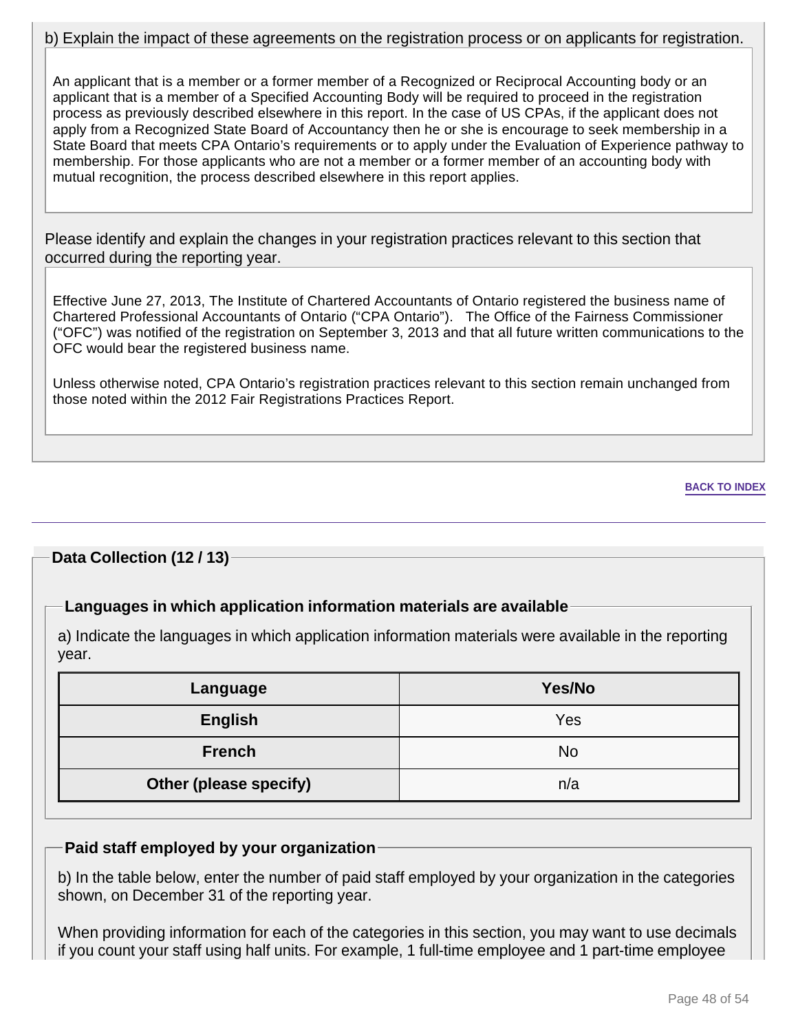b) Explain the impact of these agreements on the registration process or on applicants for registration.

An applicant that is a member or a former member of a Recognized or Reciprocal Accounting body or an applicant that is a member of a Specified Accounting Body will be required to proceed in the registration process as previously described elsewhere in this report. In the case of US CPAs, if the applicant does not apply from a Recognized State Board of Accountancy then he or she is encourage to seek membership in a State Board that meets CPA Ontario's requirements or to apply under the Evaluation of Experience pathway to membership. For those applicants who are not a member or a former member of an accounting body with mutual recognition, the process described elsewhere in this report applies.

Please identify and explain the changes in your registration practices relevant to this section that occurred during the reporting year.

Effective June 27, 2013, The Institute of Chartered Accountants of Ontario registered the business name of Chartered Professional Accountants of Ontario ("CPA Ontario"). The Office of the Fairness Commissioner ("OFC") was notified of the registration on September 3, 2013 and that all future written communications to the OFC would bear the registered business name.

Unless otherwise noted, CPA Ontario's registration practices relevant to this section remain unchanged from those noted within the 2012 Fair Registrations Practices Report.

BACK TO INDEX

## Data Collection (12 / 13)

### Languages in which application information materials are available

a) Indicate the languages in which application information materials were available in the reporting year.

| Language | Yes/No |
|---|---|
| English | Yes |
| French | No |
| Other (please specify) | n/a |

### Paid staff employed by your organization

b) In the table below, enter the number of paid staff employed by your organization in the categories shown, on December 31 of the reporting year.

When providing information for each of the categories in this section, you may want to use decimals if you count your staff using half units. For example, 1 full-time employee and 1 part-time employee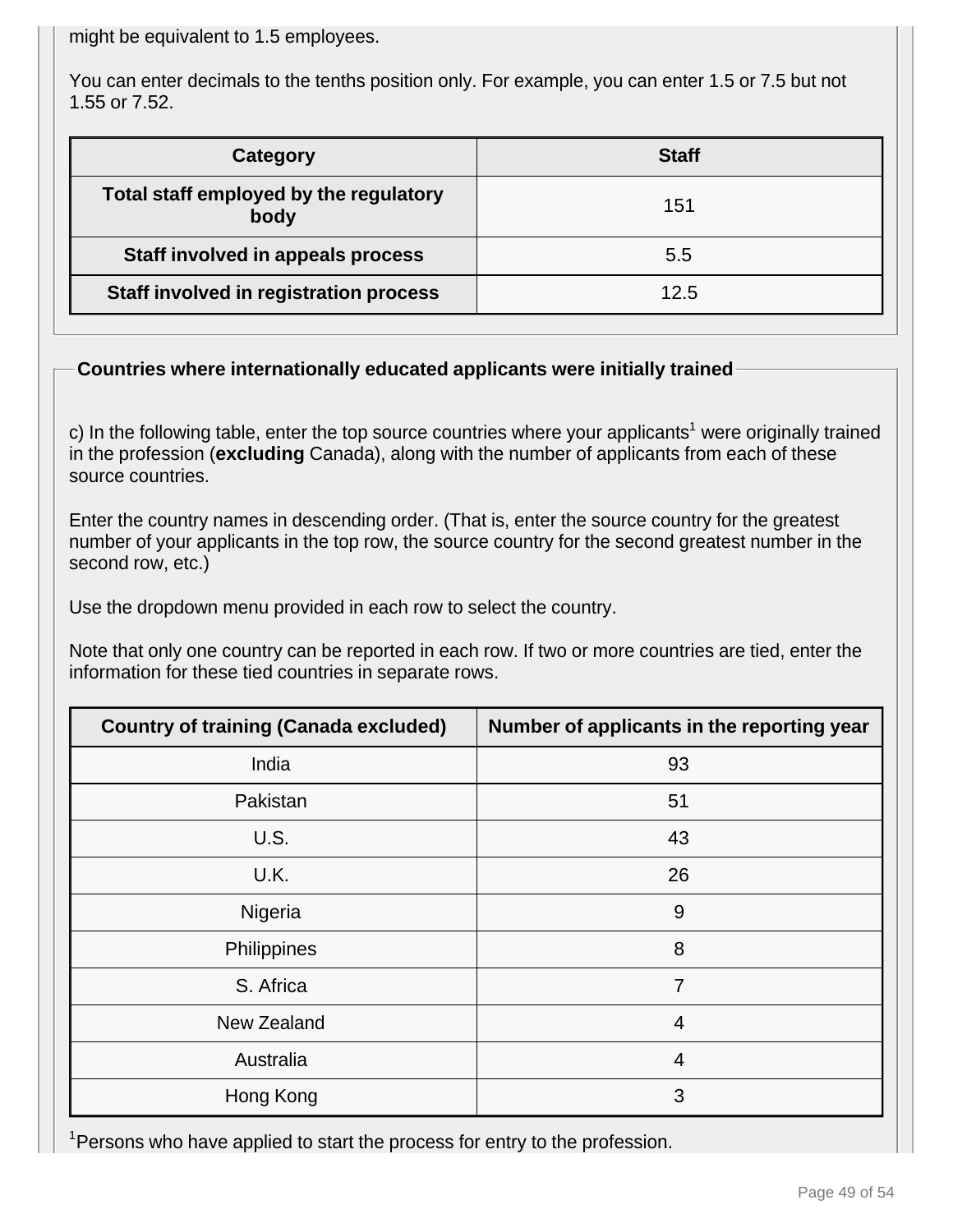might be equivalent to 1.5 employees.

You can enter decimals to the tenths position only. For example, you can enter 1.5 or 7.5 but not 1.55 or 7.52.

| Category | Staff |
|---|---|
| **Total staff employed by the regulatory body** | 151 |
| **Staff involved in appeals process** | 5.5 |
| **Staff involved in registration process** | 12.5 |

### Countries where internationally educated applicants were initially trained

c) In the following table, enter the top source countries where your applicants[1] were originally trained in the profession (**excluding** Canada), along with the number of applicants from each of these source countries.

Enter the country names in descending order. (That is, enter the source country for the greatest number of your applicants in the top row, the source country for the second greatest number in the second row, etc.)

Use the dropdown menu provided in each row to select the country.

Note that only one country can be reported in each row. If two or more countries are tied, enter the information for these tied countries in separate rows.

| Country of training (Canada excluded) | Number of applicants in the reporting year |
|---|---|
| India | 93 |
| Pakistan | 51 |
| U.S. | 43 |
| U.K. | 26 |
| Nigeria | 9 |
| Philippines | 8 |
| S. Africa | 7 |
| New Zealand | 4 |
| Australia | 4 |
| Hong Kong | 3 |

[1]Persons who have applied to start the process for entry to the profession.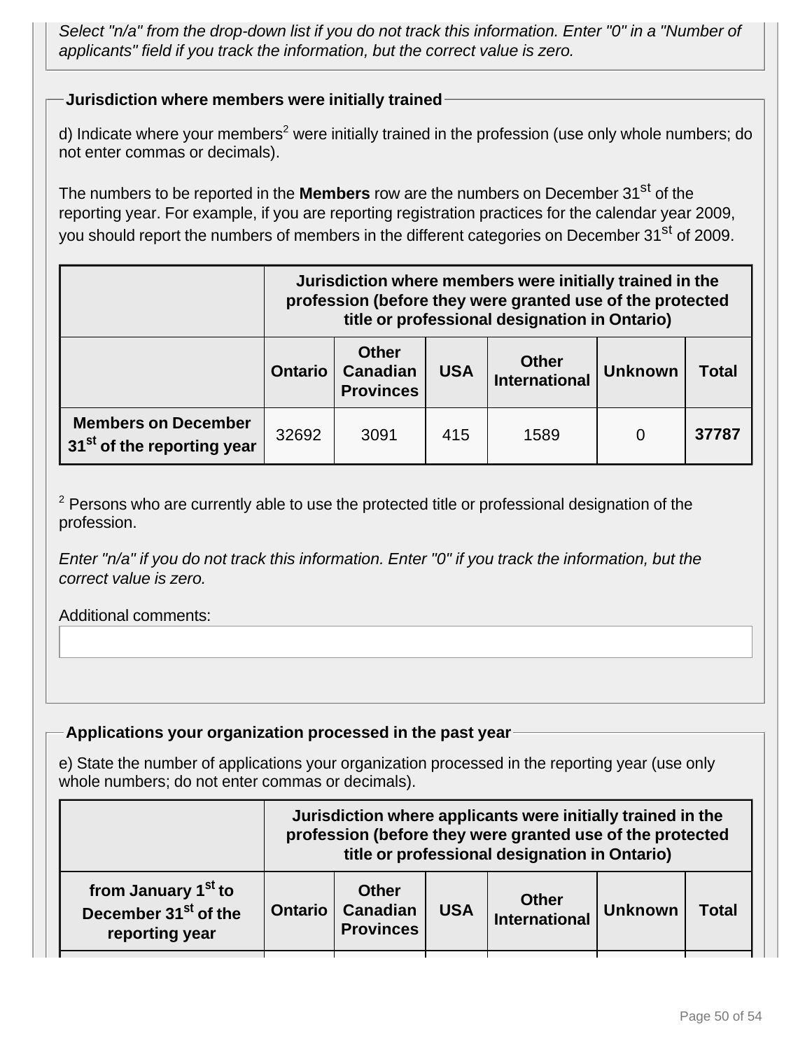*Select "n/a" from the drop-down list if you do not track this information. Enter "0" in a "Number of applicants" field if you track the information, but the correct value is zero.*

**Jurisdiction where members were initially trained**

d) Indicate where your members[2] were initially trained in the profession (use only whole numbers; do not enter commas or decimals).

The numbers to be reported in the **Members** row are the numbers on December 31st of the reporting year. For example, if you are reporting registration practices for the calendar year 2009, you should report the numbers of members in the different categories on December 31st of 2009.

| | Jurisdiction where members were initially trained in the profession (before they were granted use of the protected title or professional designation in Ontario) | | | | | |
|---|---|---|---|---|---|---|
| | **Ontario** | **Other Canadian Provinces** | **USA** | **Other International** | **Unknown** | **Total** |
| **Members on December 31st of the reporting year** | 32692 | 3091 | 415 | 1589 | 0 | **37787** |

[2] Persons who are currently able to use the protected title or professional designation of the profession.

*Enter "n/a" if you do not track this information. Enter "0" if you track the information, but the correct value is zero.*

Additional comments:

**Applications your organization processed in the past year**

e) State the number of applications your organization processed in the reporting year (use only whole numbers; do not enter commas or decimals).

| | Jurisdiction where applicants were initially trained in the profession (before they were granted use of the protected title or professional designation in Ontario) | | | | | |
|---|---|---|---|---|---|---|
| **from January 1st to December 31st of the reporting year** | **Ontario** | **Other Canadian Provinces** | **USA** | **Other International** | **Unknown** | **Total** |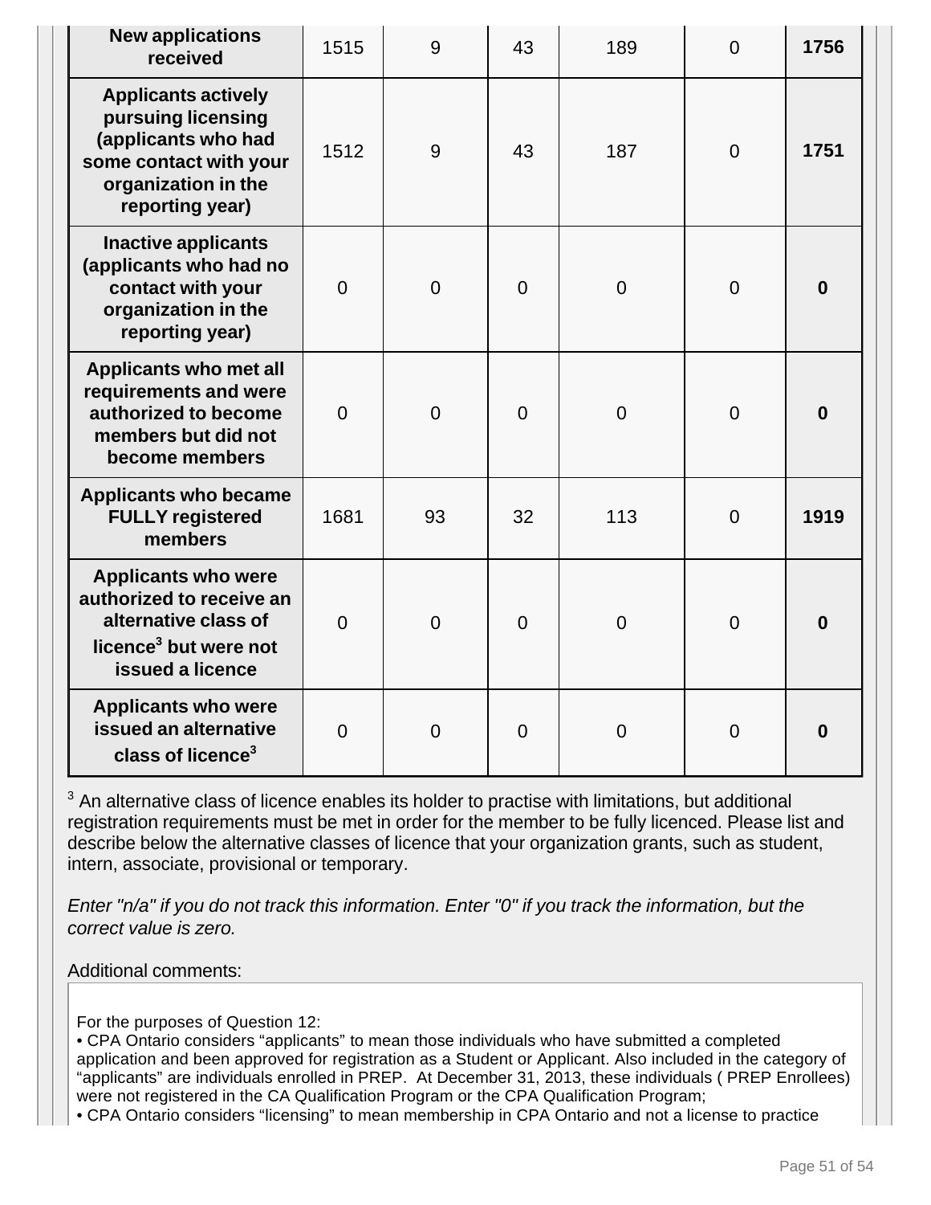| | | | | | | |
|---|---|---|---|---|---|---|
| **New applications received** | 1515 | 9 | 43 | 189 | 0 | **1756** |
| **Applicants actively pursuing licensing (applicants who had some contact with your organization in the reporting year)** | 1512 | 9 | 43 | 187 | 0 | **1751** |
| **Inactive applicants (applicants who had no contact with your organization in the reporting year)** | 0 | 0 | 0 | 0 | 0 | **0** |
| **Applicants who met all requirements and were authorized to become members but did not become members** | 0 | 0 | 0 | 0 | 0 | **0** |
| **Applicants who became FULLY registered members** | 1681 | 93 | 32 | 113 | 0 | **1919** |
| **Applicants who were authorized to receive an alternative class of licence[3] but were not issued a licence** | 0 | 0 | 0 | 0 | 0 | **0** |
| **Applicants who were issued an alternative class of licence[3]** | 0 | 0 | 0 | 0 | 0 | **0** |

[3] An alternative class of licence enables its holder to practise with limitations, but additional registration requirements must be met in order for the member to be fully licenced. Please list and describe below the alternative classes of licence that your organization grants, such as student, intern, associate, provisional or temporary.

*Enter "n/a" if you do not track this information. Enter "0" if you track the information, but the correct value is zero.*

Additional comments:

For the purposes of Question 12:
• CPA Ontario considers “applicants” to mean those individuals who have submitted a completed application and been approved for registration as a Student or Applicant. Also included in the category of “applicants” are individuals enrolled in PREP. At December 31, 2013, these individuals ( PREP Enrollees) were not registered in the CA Qualification Program or the CPA Qualification Program;
• CPA Ontario considers “licensing” to mean membership in CPA Ontario and not a license to practice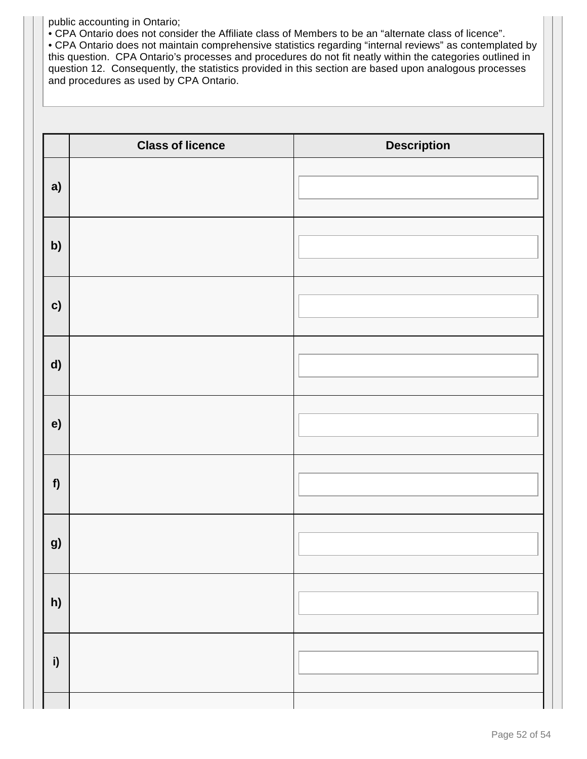public accounting in Ontario;

- CPA Ontario does not consider the Affiliate class of Members to be an “alternate class of licence”.
- CPA Ontario does not maintain comprehensive statistics regarding “internal reviews” as contemplated by this question. CPA Ontario’s processes and procedures do not fit neatly within the categories outlined in question 12. Consequently, the statistics provided in this section are based upon analogous processes and procedures as used by CPA Ontario.

| | Class of licence | Description |
|---|---|---|
| a) | | |
| b) | | |
| c) | | |
| d) | | |
| e) | | |
| f) | | |
| g) | | |
| h) | | |
| i) | | |
| | | |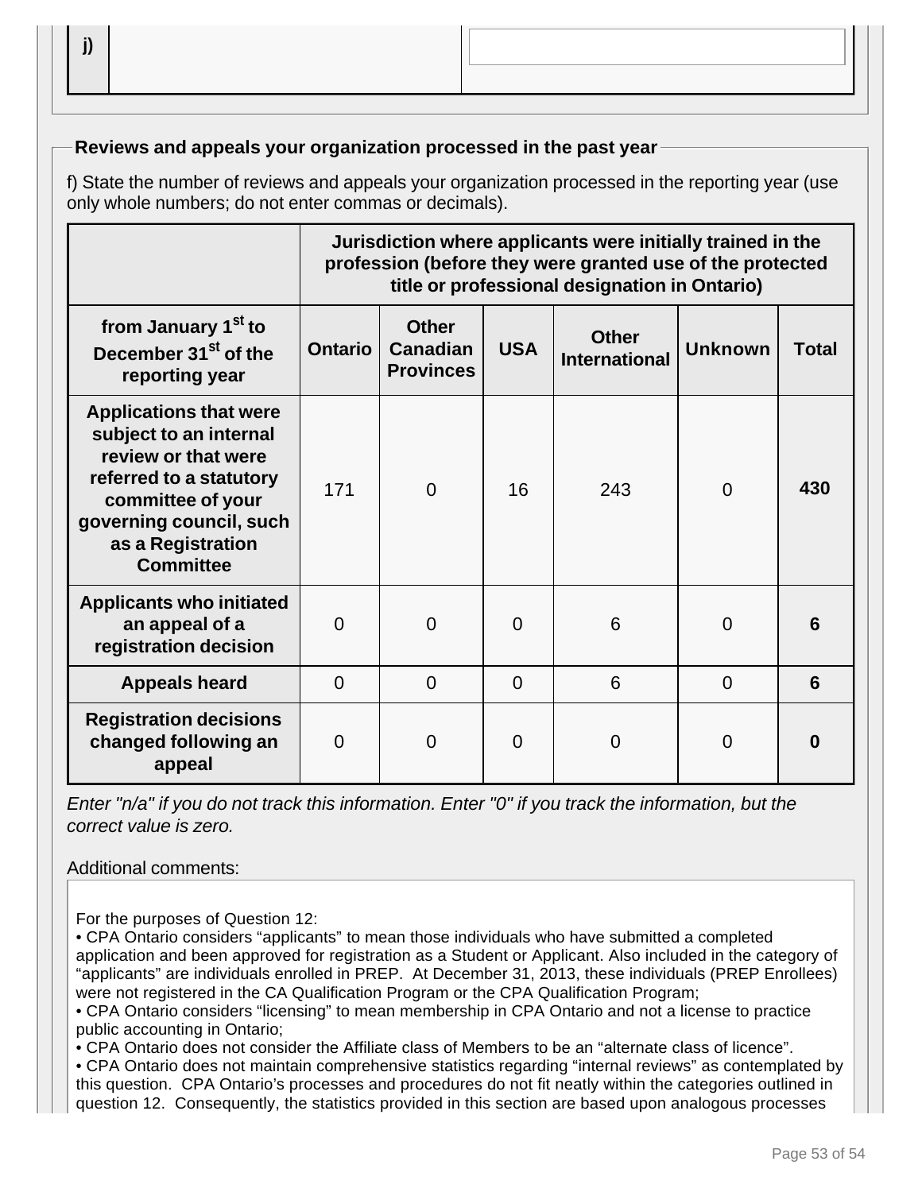| j) | | |
|---|---|---|

## Reviews and appeals your organization processed in the past year

f) State the number of reviews and appeals your organization processed in the reporting year (use only whole numbers; do not enter commas or decimals).

| | Jurisdiction where applicants were initially trained in the profession (before they were granted use of the protected title or professional designation in Ontario) | | | | | |
|---|---|---|---|---|---|---|
| **from January 1st to December 31st of the reporting year** | **Ontario** | **Other Canadian Provinces** | **USA** | **Other International** | **Unknown** | **Total** |
| **Applications that were subject to an internal review or that were referred to a statutory committee of your governing council, such as a Registration Committee** | 171 | 0 | 16 | 243 | 0 | **430** |
| **Applicants who initiated an appeal of a registration decision** | 0 | 0 | 0 | 6 | 0 | **6** |
| **Appeals heard** | 0 | 0 | 0 | 6 | 0 | **6** |
| **Registration decisions changed following an appeal** | 0 | 0 | 0 | 0 | 0 | **0** |

*Enter "n/a" if you do not track this information. Enter "0" if you track the information, but the correct value is zero.*

Additional comments:

For the purposes of Question 12:

- CPA Ontario considers "applicants" to mean those individuals who have submitted a completed application and been approved for registration as a Student or Applicant. Also included in the category of "applicants" are individuals enrolled in PREP. At December 31, 2013, these individuals (PREP Enrollees) were not registered in the CA Qualification Program or the CPA Qualification Program;
- CPA Ontario considers "licensing" to mean membership in CPA Ontario and not a license to practice public accounting in Ontario;
- CPA Ontario does not consider the Affiliate class of Members to be an "alternate class of licence".
- CPA Ontario does not maintain comprehensive statistics regarding "internal reviews" as contemplated by this question. CPA Ontario's processes and procedures do not fit neatly within the categories outlined in question 12. Consequently, the statistics provided in this section are based upon analogous processes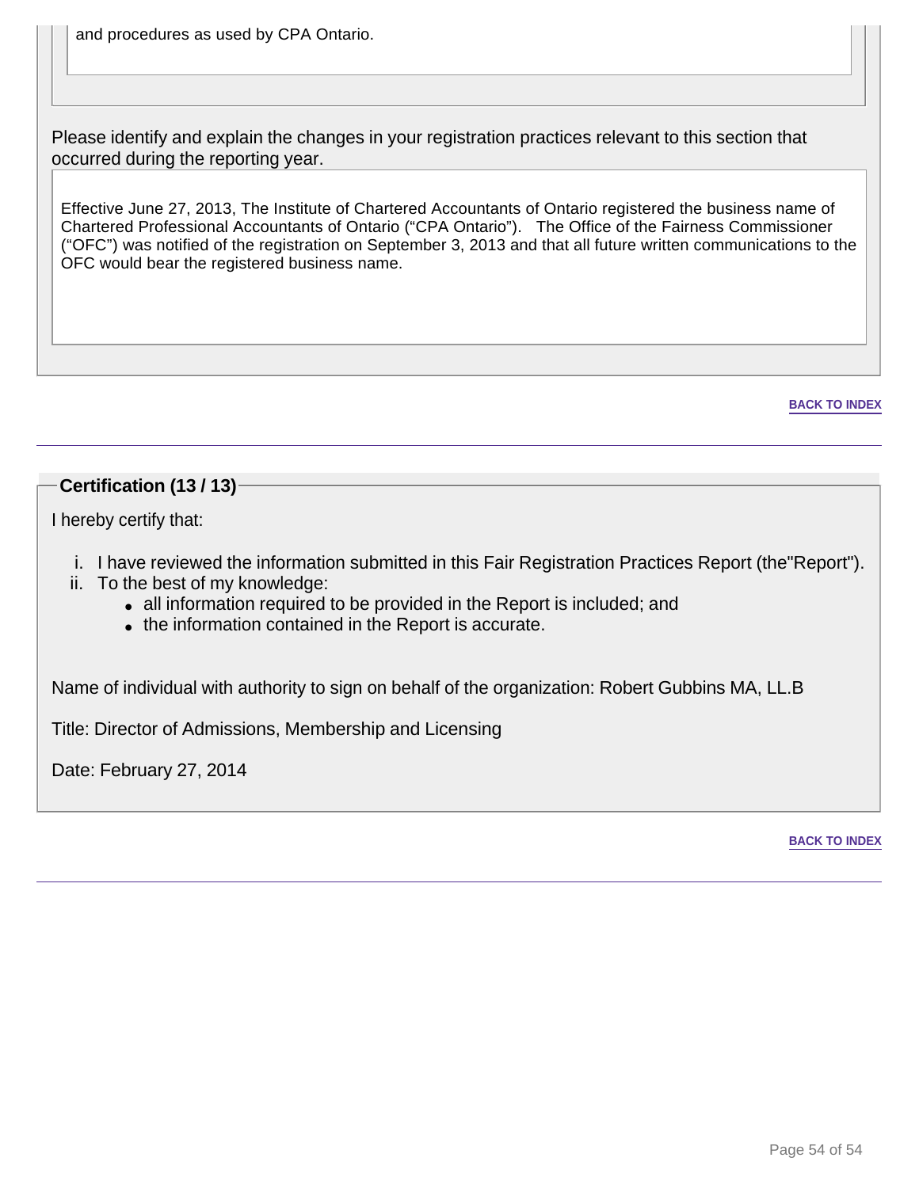and procedures as used by CPA Ontario.

Please identify and explain the changes in your registration practices relevant to this section that occurred during the reporting year.

Effective June 27, 2013, The Institute of Chartered Accountants of Ontario registered the business name of Chartered Professional Accountants of Ontario (“CPA Ontario”). The Office of the Fairness Commissioner (“OFC”) was notified of the registration on September 3, 2013 and that all future written communications to the OFC would bear the registered business name.

BACK TO INDEX

## Certification (13 / 13)

I hereby certify that:

i. I have reviewed the information submitted in this Fair Registration Practices Report (the"Report").
ii. To the best of my knowledge:
    - all information required to be provided in the Report is included; and
    - the information contained in the Report is accurate.

Name of individual with authority to sign on behalf of the organization: Robert Gubbins MA, LL.B

Title: Director of Admissions, Membership and Licensing

Date: February 27, 2014

BACK TO INDEX